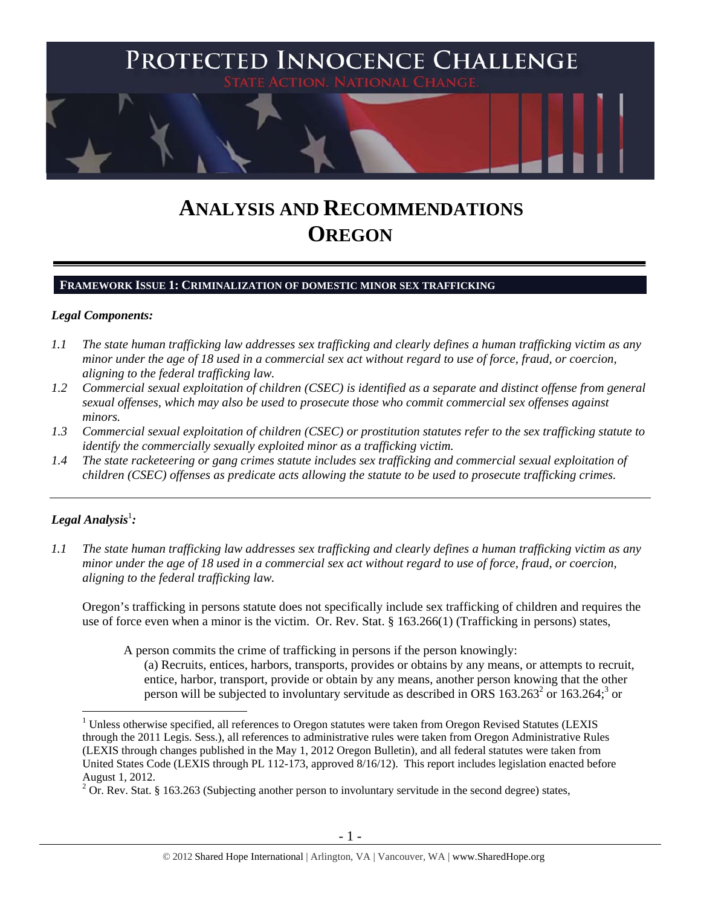# PROTECTED INNOCENCE CHALLENGE

STATE ACTION. NATIONAL CHANGE.

# ANALYSIS AND RECOMMENDATIONS OREGON

## FRAMEWORK ISSUE 1: CRIMINALIZATION OF DOMESTIC MINOR SEX TRAFFICKING

### *Legal Components:*

*1.1 The state human trafficking law addresses sex trafficking and clearly defines a human trafficking victim as any minor under the age of 18 used in a commercial sex act without regard to use of force, fraud, or coercion, aligning to the federal trafficking law.*

*1.2 Commercial sexual exploitation of children (CSEC) is identified as a separate and distinct offense from general sexual offenses, which may also be used to prosecute those who commit commercial sex offenses against minors.*

*1.3 Commercial sexual exploitation of children (CSEC) or prostitution statutes refer to the sex trafficking statute to identify the commercially sexually exploited minor as a trafficking victim.*

*1.4 The state racketeering or gang crimes statute includes sex trafficking and commercial sexual exploitation of children (CSEC) offenses as predicate acts allowing the statute to be used to prosecute trafficking crimes.*

---

### *Legal Analysis*[1]*:*

*1.1 The state human trafficking law addresses sex trafficking and clearly defines a human trafficking victim as any minor under the age of 18 used in a commercial sex act without regard to use of force, fraud, or coercion, aligning to the federal trafficking law.*

Oregon's trafficking in persons statute does not specifically include sex trafficking of children and requires the use of force even when a minor is the victim. Or. Rev. Stat. § 163.266(1) (Trafficking in persons) states,

> A person commits the crime of trafficking in persons if the person knowingly:
>
> (a) Recruits, entices, harbors, transports, provides or obtains by any means, or attempts to recruit, entice, harbor, transport, provide or obtain by any means, another person knowing that the other person will be subjected to involuntary servitude as described in ORS 163.263[2] or 163.264;[3] or

---

[1] Unless otherwise specified, all references to Oregon statutes were taken from Oregon Revised Statutes (LEXIS through the 2011 Legis. Sess.), all references to administrative rules were taken from Oregon Administrative Rules (LEXIS through changes published in the May 1, 2012 Oregon Bulletin), and all federal statutes were taken from United States Code (LEXIS through PL 112-173, approved 8/16/12). This report includes legislation enacted before August 1, 2012.

[2] Or. Rev. Stat. § 163.263 (Subjecting another person to involuntary servitude in the second degree) states,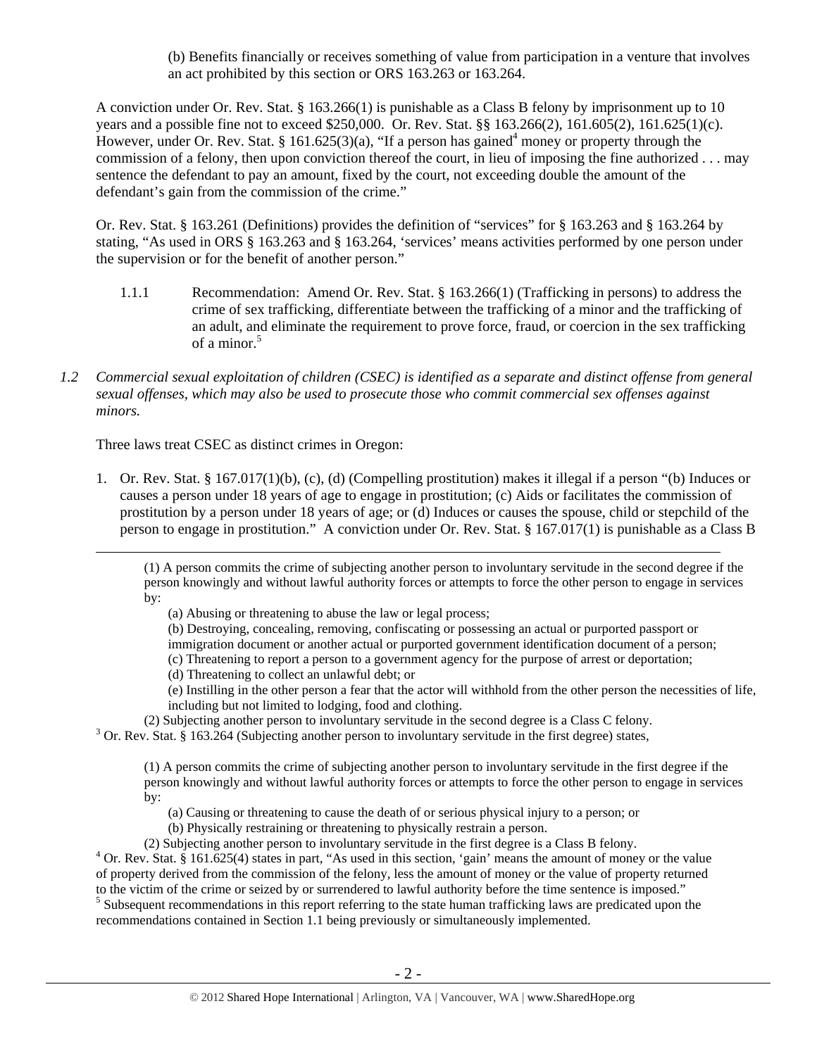(b) Benefits financially or receives something of value from participation in a venture that involves an act prohibited by this section or ORS 163.263 or 163.264.

A conviction under Or. Rev. Stat. § 163.266(1) is punishable as a Class B felony by imprisonment up to 10 years and a possible fine not to exceed $250,000. Or. Rev. Stat. §§ 163.266(2), 161.605(2), 161.625(1)(c). However, under Or. Rev. Stat. § 161.625(3)(a), "If a person has gained[4] money or property through the commission of a felony, then upon conviction thereof the court, in lieu of imposing the fine authorized . . . may sentence the defendant to pay an amount, fixed by the court, not exceeding double the amount of the defendant's gain from the commission of the crime."

Or. Rev. Stat. § 163.261 (Definitions) provides the definition of "services" for § 163.263 and § 163.264 by stating, "As used in ORS § 163.263 and § 163.264, 'services' means activities performed by one person under the supervision or for the benefit of another person."

1.1.1 Recommendation: Amend Or. Rev. Stat. § 163.266(1) (Trafficking in persons) to address the crime of sex trafficking, differentiate between the trafficking of a minor and the trafficking of an adult, and eliminate the requirement to prove force, fraud, or coercion in the sex trafficking of a minor.[5]

*1.2 Commercial sexual exploitation of children (CSEC) is identified as a separate and distinct offense from general sexual offenses, which may also be used to prosecute those who commit commercial sex offenses against minors.*

Three laws treat CSEC as distinct crimes in Oregon:

1. Or. Rev. Stat. § 167.017(1)(b), (c), (d) (Compelling prostitution) makes it illegal if a person "(b) Induces or causes a person under 18 years of age to engage in prostitution; (c) Aids or facilitates the commission of prostitution by a person under 18 years of age; or (d) Induces or causes the spouse, child or stepchild of the person to engage in prostitution." A conviction under Or. Rev. Stat. § 167.017(1) is punishable as a Class B

---

(1) A person commits the crime of subjecting another person to involuntary servitude in the second degree if the person knowingly and without lawful authority forces or attempts to force the other person to engage in services by:

(a) Abusing or threatening to abuse the law or legal process;

(b) Destroying, concealing, removing, confiscating or possessing an actual or purported passport or immigration document or another actual or purported government identification document of a person;

(c) Threatening to report a person to a government agency for the purpose of arrest or deportation;

(d) Threatening to collect an unlawful debt; or

(e) Instilling in the other person a fear that the actor will withhold from the other person the necessities of life, including but not limited to lodging, food and clothing.

(2) Subjecting another person to involuntary servitude in the second degree is a Class C felony.

[3] Or. Rev. Stat. § 163.264 (Subjecting another person to involuntary servitude in the first degree) states,

(1) A person commits the crime of subjecting another person to involuntary servitude in the first degree if the person knowingly and without lawful authority forces or attempts to force the other person to engage in services by:

(a) Causing or threatening to cause the death of or serious physical injury to a person; or

(b) Physically restraining or threatening to physically restrain a person.

(2) Subjecting another person to involuntary servitude in the first degree is a Class B felony.

[4] Or. Rev. Stat. § 161.625(4) states in part, "As used in this section, 'gain' means the amount of money or the value of property derived from the commission of the felony, less the amount of money or the value of property returned to the victim of the crime or seized by or surrendered to lawful authority before the time sentence is imposed."

[5] Subsequent recommendations in this report referring to the state human trafficking laws are predicated upon the recommendations contained in Section 1.1 being previously or simultaneously implemented.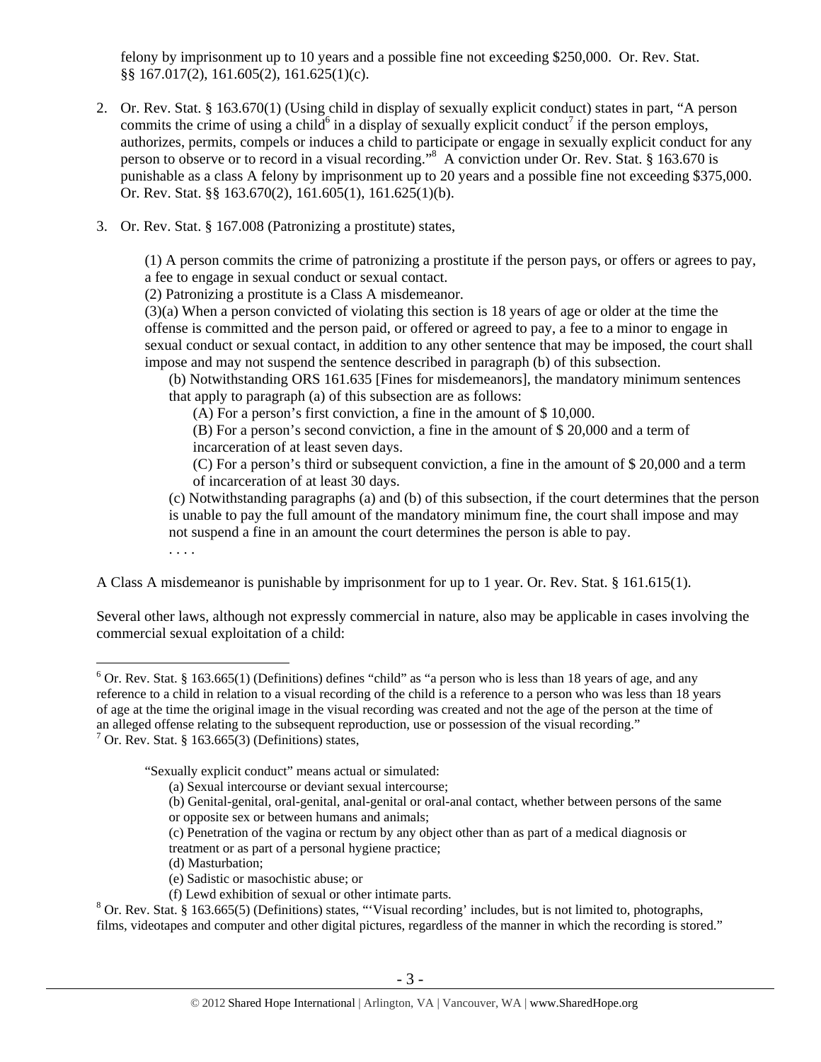felony by imprisonment up to 10 years and a possible fine not exceeding $250,000. Or. Rev. Stat. §§ 167.017(2), 161.605(2), 161.625(1)(c).

2. Or. Rev. Stat. § 163.670(1) (Using child in display of sexually explicit conduct) states in part, "A person commits the crime of using a child[6] in a display of sexually explicit conduct[7] if the person employs, authorizes, permits, compels or induces a child to participate or engage in sexually explicit conduct for any person to observe or to record in a visual recording."[8] A conviction under Or. Rev. Stat. § 163.670 is punishable as a class A felony by imprisonment up to 20 years and a possible fine not exceeding $375,000. Or. Rev. Stat. §§ 163.670(2), 161.605(1), 161.625(1)(b).

3. Or. Rev. Stat. § 167.008 (Patronizing a prostitute) states,

    (1) A person commits the crime of patronizing a prostitute if the person pays, or offers or agrees to pay, a fee to engage in sexual conduct or sexual contact.
    (2) Patronizing a prostitute is a Class A misdemeanor.
    (3)(a) When a person convicted of violating this section is 18 years of age or older at the time the offense is committed and the person paid, or offered or agreed to pay, a fee to a minor to engage in sexual conduct or sexual contact, in addition to any other sentence that may be imposed, the court shall impose and may not suspend the sentence described in paragraph (b) of this subsection.
        (b) Notwithstanding ORS 161.635 [Fines for misdemeanors], the mandatory minimum sentences that apply to paragraph (a) of this subsection are as follows:
            (A) For a person's first conviction, a fine in the amount of $ 10,000.
            (B) For a person's second conviction, a fine in the amount of $ 20,000 and a term of incarceration of at least seven days.
            (C) For a person's third or subsequent conviction, a fine in the amount of $ 20,000 and a term of incarceration of at least 30 days.
        (c) Notwithstanding paragraphs (a) and (b) of this subsection, if the court determines that the person is unable to pay the full amount of the mandatory minimum fine, the court shall impose and may not suspend a fine in an amount the court determines the person is able to pay.
    . . . .

A Class A misdemeanor is punishable by imprisonment for up to 1 year. Or. Rev. Stat. § 161.615(1).

Several other laws, although not expressly commercial in nature, also may be applicable in cases involving the commercial sexual exploitation of a child:

---

[6] Or. Rev. Stat. § 163.665(1) (Definitions) defines "child" as "a person who is less than 18 years of age, and any reference to a child in relation to a visual recording of the child is a reference to a person who was less than 18 years of age at the time the original image in the visual recording was created and not the age of the person at the time of an alleged offense relating to the subsequent reproduction, use or possession of the visual recording."

[7] Or. Rev. Stat. § 163.665(3) (Definitions) states,

> "Sexually explicit conduct" means actual or simulated:
> (a) Sexual intercourse or deviant sexual intercourse;
> (b) Genital-genital, oral-genital, anal-genital or oral-anal contact, whether between persons of the same or opposite sex or between humans and animals;
> (c) Penetration of the vagina or rectum by any object other than as part of a medical diagnosis or treatment or as part of a personal hygiene practice;
> (d) Masturbation;
> (e) Sadistic or masochistic abuse; or
> (f) Lewd exhibition of sexual or other intimate parts.

[8] Or. Rev. Stat. § 163.665(5) (Definitions) states, "'Visual recording' includes, but is not limited to, photographs, films, videotapes and computer and other digital pictures, regardless of the manner in which the recording is stored."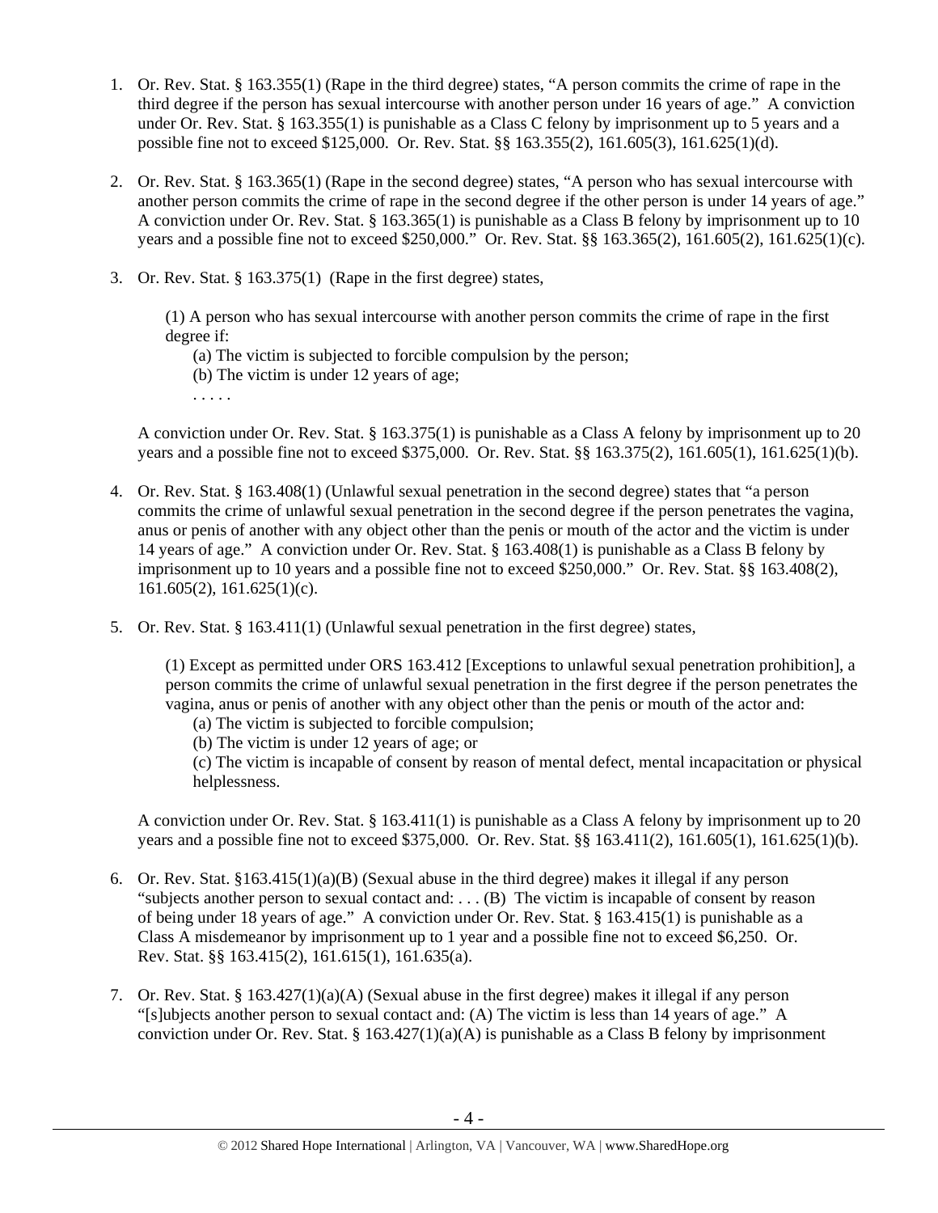1. Or. Rev. Stat. § 163.355(1) (Rape in the third degree) states, "A person commits the crime of rape in the third degree if the person has sexual intercourse with another person under 16 years of age." A conviction under Or. Rev. Stat. § 163.355(1) is punishable as a Class C felony by imprisonment up to 5 years and a possible fine not to exceed $125,000. Or. Rev. Stat. §§ 163.355(2), 161.605(3), 161.625(1)(d).

2. Or. Rev. Stat. § 163.365(1) (Rape in the second degree) states, "A person who has sexual intercourse with another person commits the crime of rape in the second degree if the other person is under 14 years of age." A conviction under Or. Rev. Stat. § 163.365(1) is punishable as a Class B felony by imprisonment up to 10 years and a possible fine not to exceed $250,000." Or. Rev. Stat. §§ 163.365(2), 161.605(2), 161.625(1)(c).

3. Or. Rev. Stat. § 163.375(1) (Rape in the first degree) states,

   (1) A person who has sexual intercourse with another person commits the crime of rape in the first degree if:
      (a) The victim is subjected to forcible compulsion by the person;
      (b) The victim is under 12 years of age;
      . . . . .

   A conviction under Or. Rev. Stat. § 163.375(1) is punishable as a Class A felony by imprisonment up to 20 years and a possible fine not to exceed $375,000. Or. Rev. Stat. §§ 163.375(2), 161.605(1), 161.625(1)(b).

4. Or. Rev. Stat. § 163.408(1) (Unlawful sexual penetration in the second degree) states that "a person commits the crime of unlawful sexual penetration in the second degree if the person penetrates the vagina, anus or penis of another with any object other than the penis or mouth of the actor and the victim is under 14 years of age." A conviction under Or. Rev. Stat. § 163.408(1) is punishable as a Class B felony by imprisonment up to 10 years and a possible fine not to exceed $250,000." Or. Rev. Stat. §§ 163.408(2), 161.605(2), 161.625(1)(c).

5. Or. Rev. Stat. § 163.411(1) (Unlawful sexual penetration in the first degree) states,

   (1) Except as permitted under ORS 163.412 [Exceptions to unlawful sexual penetration prohibition], a person commits the crime of unlawful sexual penetration in the first degree if the person penetrates the vagina, anus or penis of another with any object other than the penis or mouth of the actor and:
      (a) The victim is subjected to forcible compulsion;
      (b) The victim is under 12 years of age; or
      (c) The victim is incapable of consent by reason of mental defect, mental incapacitation or physical helplessness.

   A conviction under Or. Rev. Stat. § 163.411(1) is punishable as a Class A felony by imprisonment up to 20 years and a possible fine not to exceed $375,000. Or. Rev. Stat. §§ 163.411(2), 161.605(1), 161.625(1)(b).

6. Or. Rev. Stat. §163.415(1)(a)(B) (Sexual abuse in the third degree) makes it illegal if any person "subjects another person to sexual contact and: . . . (B) The victim is incapable of consent by reason of being under 18 years of age." A conviction under Or. Rev. Stat. § 163.415(1) is punishable as a Class A misdemeanor by imprisonment up to 1 year and a possible fine not to exceed $6,250. Or. Rev. Stat. §§ 163.415(2), 161.615(1), 161.635(a).

7. Or. Rev. Stat. § 163.427(1)(a)(A) (Sexual abuse in the first degree) makes it illegal if any person "[s]ubjects another person to sexual contact and: (A) The victim is less than 14 years of age." A conviction under Or. Rev. Stat. § 163.427(1)(a)(A) is punishable as a Class B felony by imprisonment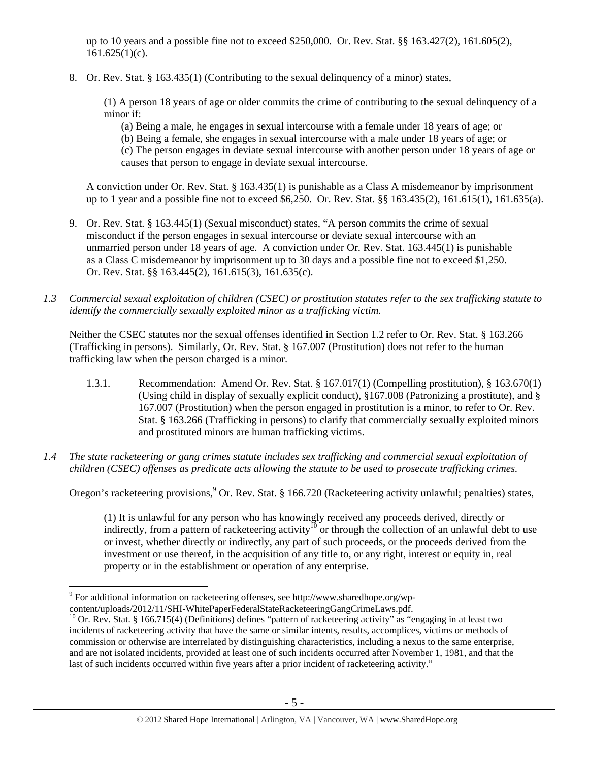up to 10 years and a possible fine not to exceed $250,000. Or. Rev. Stat. §§ 163.427(2), 161.605(2), 161.625(1)(c).

8. Or. Rev. Stat. § 163.435(1) (Contributing to the sexual delinquency of a minor) states,

   (1) A person 18 years of age or older commits the crime of contributing to the sexual delinquency of a minor if:
   (a) Being a male, he engages in sexual intercourse with a female under 18 years of age; or
   (b) Being a female, she engages in sexual intercourse with a male under 18 years of age; or
   (c) The person engages in deviate sexual intercourse with another person under 18 years of age or causes that person to engage in deviate sexual intercourse.

   A conviction under Or. Rev. Stat. § 163.435(1) is punishable as a Class A misdemeanor by imprisonment up to 1 year and a possible fine not to exceed $6,250. Or. Rev. Stat. §§ 163.435(2), 161.615(1), 161.635(a).

9. Or. Rev. Stat. § 163.445(1) (Sexual misconduct) states, "A person commits the crime of sexual misconduct if the person engages in sexual intercourse or deviate sexual intercourse with an unmarried person under 18 years of age. A conviction under Or. Rev. Stat. 163.445(1) is punishable as a Class C misdemeanor by imprisonment up to 30 days and a possible fine not to exceed $1,250. Or. Rev. Stat. §§ 163.445(2), 161.615(3), 161.635(c).

*1.3 Commercial sexual exploitation of children (CSEC) or prostitution statutes refer to the sex trafficking statute to identify the commercially sexually exploited minor as a trafficking victim.*

Neither the CSEC statutes nor the sexual offenses identified in Section 1.2 refer to Or. Rev. Stat. § 163.266 (Trafficking in persons). Similarly, Or. Rev. Stat. § 167.007 (Prostitution) does not refer to the human trafficking law when the person charged is a minor.

1.3.1. Recommendation: Amend Or. Rev. Stat. § 167.017(1) (Compelling prostitution), § 163.670(1) (Using child in display of sexually explicit conduct), §167.008 (Patronizing a prostitute), and § 167.007 (Prostitution) when the person engaged in prostitution is a minor, to refer to Or. Rev. Stat. § 163.266 (Trafficking in persons) to clarify that commercially sexually exploited minors and prostituted minors are human trafficking victims.

*1.4 The state racketeering or gang crimes statute includes sex trafficking and commercial sexual exploitation of children (CSEC) offenses as predicate acts allowing the statute to be used to prosecute trafficking crimes.*

Oregon's racketeering provisions,[9] Or. Rev. Stat. § 166.720 (Racketeering activity unlawful; penalties) states,

   (1) It is unlawful for any person who has knowingly received any proceeds derived, directly or indirectly, from a pattern of racketeering activity[10] or through the collection of an unlawful debt to use or invest, whether directly or indirectly, any part of such proceeds, or the proceeds derived from the investment or use thereof, in the acquisition of any title to, or any right, interest or equity in, real property or in the establishment or operation of any enterprise.

---

[9] For additional information on racketeering offenses, see http://www.sharedhope.org/wp-content/uploads/2012/11/SHI-WhitePaperFederalStateRacketeeringGangCrimeLaws.pdf.

[10] Or. Rev. Stat. § 166.715(4) (Definitions) defines "pattern of racketeering activity" as "engaging in at least two incidents of racketeering activity that have the same or similar intents, results, accomplices, victims or methods of commission or otherwise are interrelated by distinguishing characteristics, including a nexus to the same enterprise, and are not isolated incidents, provided at least one of such incidents occurred after November 1, 1981, and that the last of such incidents occurred within five years after a prior incident of racketeering activity."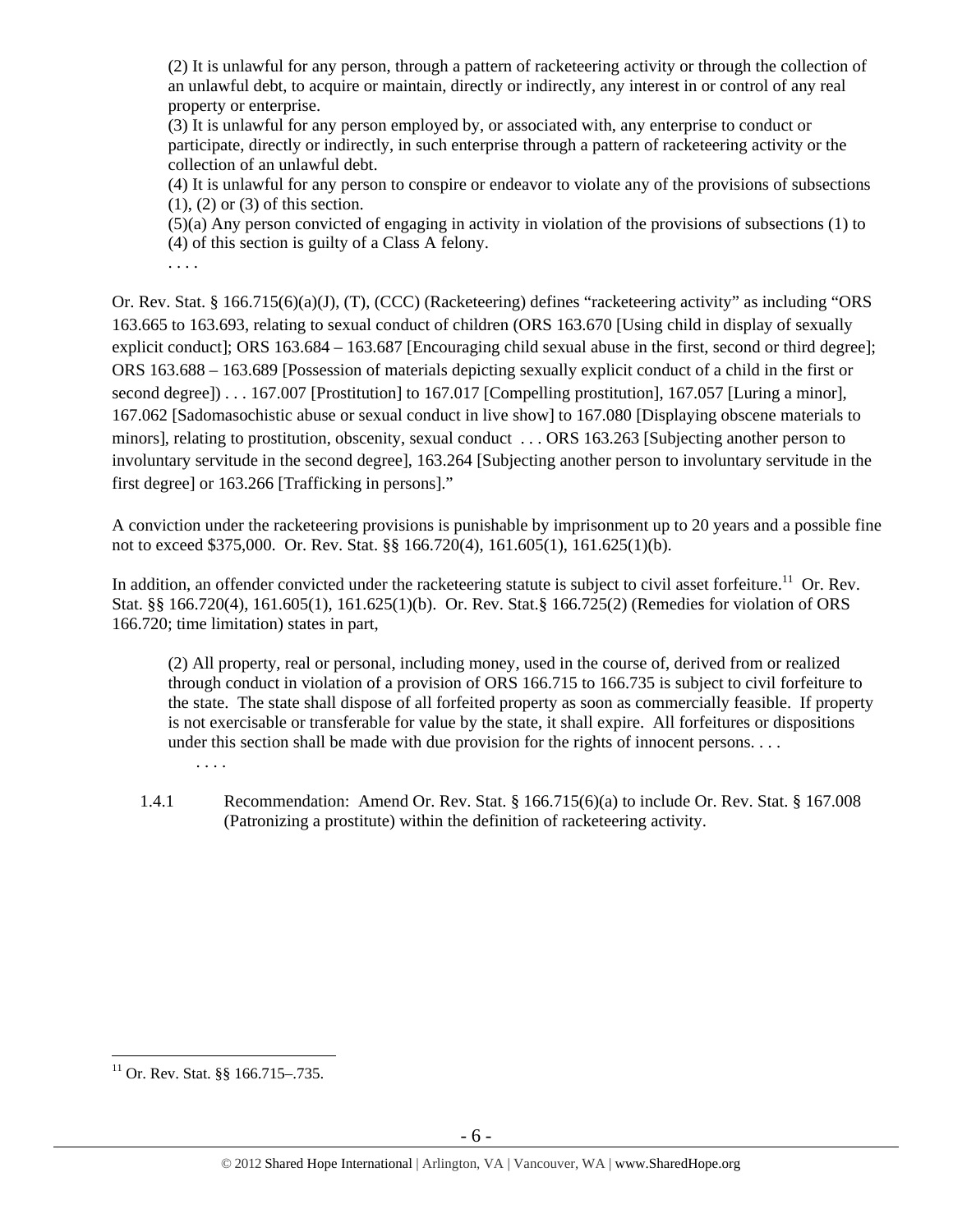> (2) It is unlawful for any person, through a pattern of racketeering activity or through the collection of an unlawful debt, to acquire or maintain, directly or indirectly, any interest in or control of any real property or enterprise.
> (3) It is unlawful for any person employed by, or associated with, any enterprise to conduct or participate, directly or indirectly, in such enterprise through a pattern of racketeering activity or the collection of an unlawful debt.
> (4) It is unlawful for any person to conspire or endeavor to violate any of the provisions of subsections (1), (2) or (3) of this section.
> (5)(a) Any person convicted of engaging in activity in violation of the provisions of subsections (1) to (4) of this section is guilty of a Class A felony.
> . . . .

Or. Rev. Stat. § 166.715(6)(a)(J), (T), (CCC) (Racketeering) defines "racketeering activity" as including "ORS 163.665 to 163.693, relating to sexual conduct of children (ORS 163.670 [Using child in display of sexually explicit conduct]; ORS 163.684 – 163.687 [Encouraging child sexual abuse in the first, second or third degree]; ORS 163.688 – 163.689 [Possession of materials depicting sexually explicit conduct of a child in the first or second degree]) . . . 167.007 [Prostitution] to 167.017 [Compelling prostitution], 167.057 [Luring a minor], 167.062 [Sadomasochistic abuse or sexual conduct in live show] to 167.080 [Displaying obscene materials to minors], relating to prostitution, obscenity, sexual conduct . . . ORS 163.263 [Subjecting another person to involuntary servitude in the second degree], 163.264 [Subjecting another person to involuntary servitude in the first degree] or 163.266 [Trafficking in persons]."

A conviction under the racketeering provisions is punishable by imprisonment up to 20 years and a possible fine not to exceed $375,000. Or. Rev. Stat. §§ 166.720(4), 161.605(1), 161.625(1)(b).

In addition, an offender convicted under the racketeering statute is subject to civil asset forfeiture.[11] Or. Rev. Stat. §§ 166.720(4), 161.605(1), 161.625(1)(b). Or. Rev. Stat.§ 166.725(2) (Remedies for violation of ORS 166.720; time limitation) states in part,

> (2) All property, real or personal, including money, used in the course of, derived from or realized through conduct in violation of a provision of ORS 166.715 to 166.735 is subject to civil forfeiture to the state. The state shall dispose of all forfeited property as soon as commercially feasible. If property is not exercisable or transferable for value by the state, it shall expire. All forfeitures or dispositions under this section shall be made with due provision for the rights of innocent persons. . . .
> . . . .

1.4.1 Recommendation: Amend Or. Rev. Stat. § 166.715(6)(a) to include Or. Rev. Stat. § 167.008 (Patronizing a prostitute) within the definition of racketeering activity.

---

[11] Or. Rev. Stat. §§ 166.715–.735.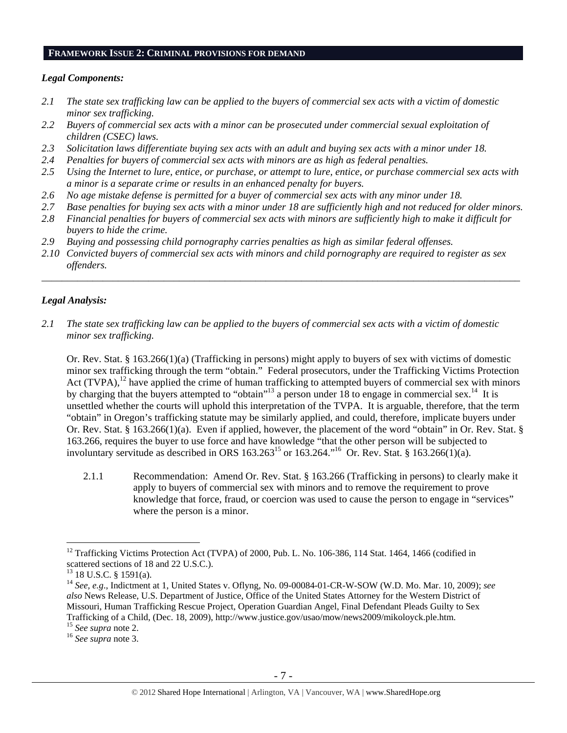## FRAMEWORK ISSUE 2: CRIMINAL PROVISIONS FOR DEMAND

### *Legal Components:*

*2.1 The state sex trafficking law can be applied to the buyers of commercial sex acts with a victim of domestic minor sex trafficking.*

*2.2 Buyers of commercial sex acts with a minor can be prosecuted under commercial sexual exploitation of children (CSEC) laws.*

*2.3 Solicitation laws differentiate buying sex acts with an adult and buying sex acts with a minor under 18.*

*2.4 Penalties for buyers of commercial sex acts with minors are as high as federal penalties.*

*2.5 Using the Internet to lure, entice, or purchase, or attempt to lure, entice, or purchase commercial sex acts with a minor is a separate crime or results in an enhanced penalty for buyers.*

*2.6 No age mistake defense is permitted for a buyer of commercial sex acts with any minor under 18.*

*2.7 Base penalties for buying sex acts with a minor under 18 are sufficiently high and not reduced for older minors.*

*2.8 Financial penalties for buyers of commercial sex acts with minors are sufficiently high to make it difficult for buyers to hide the crime.*

*2.9 Buying and possessing child pornography carries penalties as high as similar federal offenses.*

*2.10 Convicted buyers of commercial sex acts with minors and child pornography are required to register as sex offenders.*

---

### *Legal Analysis:*

*2.1 The state sex trafficking law can be applied to the buyers of commercial sex acts with a victim of domestic minor sex trafficking.*

Or. Rev. Stat. § 163.266(1)(a) (Trafficking in persons) might apply to buyers of sex with victims of domestic minor sex trafficking through the term "obtain." Federal prosecutors, under the Trafficking Victims Protection Act (TVPA),[12] have applied the crime of human trafficking to attempted buyers of commercial sex with minors by charging that the buyers attempted to "obtain"[13] a person under 18 to engage in commercial sex.[14] It is unsettled whether the courts will uphold this interpretation of the TVPA. It is arguable, therefore, that the term "obtain" in Oregon's trafficking statute may be similarly applied, and could, therefore, implicate buyers under Or. Rev. Stat. § 163.266(1)(a). Even if applied, however, the placement of the word "obtain" in Or. Rev. Stat. § 163.266, requires the buyer to use force and have knowledge "that the other person will be subjected to involuntary servitude as described in ORS 163.263[15] or 163.264."[16] Or. Rev. Stat. § 163.266(1)(a).

2.1.1 Recommendation: Amend Or. Rev. Stat. § 163.266 (Trafficking in persons) to clearly make it apply to buyers of commercial sex with minors and to remove the requirement to prove knowledge that force, fraud, or coercion was used to cause the person to engage in "services" where the person is a minor.

---

[12] Trafficking Victims Protection Act (TVPA) of 2000, Pub. L. No. 106-386, 114 Stat. 1464, 1466 (codified in scattered sections of 18 and 22 U.S.C.).

[13] 18 U.S.C. § 1591(a).

[14] *See, e.g.*, Indictment at 1, United States v. Oflyng, No. 09-00084-01-CR-W-SOW (W.D. Mo. Mar. 10, 2009); *see also* News Release, U.S. Department of Justice, Office of the United States Attorney for the Western District of Missouri, Human Trafficking Rescue Project, Operation Guardian Angel, Final Defendant Pleads Guilty to Sex Trafficking of a Child, (Dec. 18, 2009), http://www.justice.gov/usao/mow/news2009/mikoloyck.ple.htm.

[15] *See supra* note 2.

[16] *See supra* note 3.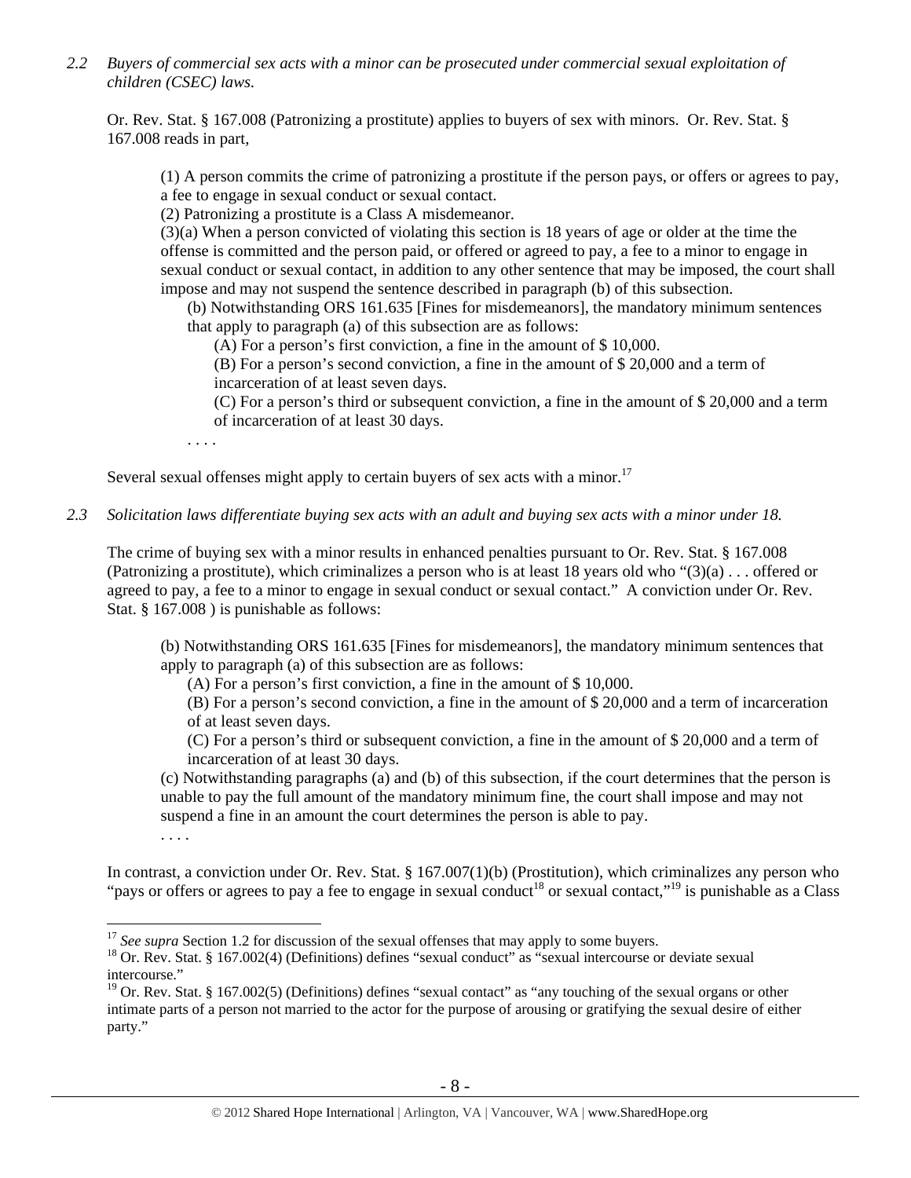*2.2 Buyers of commercial sex acts with a minor can be prosecuted under commercial sexual exploitation of children (CSEC) laws.*

Or. Rev. Stat. § 167.008 (Patronizing a prostitute) applies to buyers of sex with minors. Or. Rev. Stat. § 167.008 reads in part,

> (1) A person commits the crime of patronizing a prostitute if the person pays, or offers or agrees to pay, a fee to engage in sexual conduct or sexual contact.
>
> (2) Patronizing a prostitute is a Class A misdemeanor.
>
> (3)(a) When a person convicted of violating this section is 18 years of age or older at the time the offense is committed and the person paid, or offered or agreed to pay, a fee to a minor to engage in sexual conduct or sexual contact, in addition to any other sentence that may be imposed, the court shall impose and may not suspend the sentence described in paragraph (b) of this subsection.
>
> (b) Notwithstanding ORS 161.635 [Fines for misdemeanors], the mandatory minimum sentences that apply to paragraph (a) of this subsection are as follows:
>
> (A) For a person's first conviction, a fine in the amount of $ 10,000.
>
> (B) For a person's second conviction, a fine in the amount of $ 20,000 and a term of incarceration of at least seven days.
>
> (C) For a person's third or subsequent conviction, a fine in the amount of $ 20,000 and a term of incarceration of at least 30 days.
>
> . . . .

Several sexual offenses might apply to certain buyers of sex acts with a minor.[17]

*2.3 Solicitation laws differentiate buying sex acts with an adult and buying sex acts with a minor under 18.*

The crime of buying sex with a minor results in enhanced penalties pursuant to Or. Rev. Stat. § 167.008 (Patronizing a prostitute), which criminalizes a person who is at least 18 years old who "(3)(a) . . . offered or agreed to pay, a fee to a minor to engage in sexual conduct or sexual contact." A conviction under Or. Rev. Stat. § 167.008 ) is punishable as follows:

> (b) Notwithstanding ORS 161.635 [Fines for misdemeanors], the mandatory minimum sentences that apply to paragraph (a) of this subsection are as follows:
>
> (A) For a person's first conviction, a fine in the amount of $ 10,000.
>
> (B) For a person's second conviction, a fine in the amount of $ 20,000 and a term of incarceration of at least seven days.
>
> (C) For a person's third or subsequent conviction, a fine in the amount of $ 20,000 and a term of incarceration of at least 30 days.
>
> (c) Notwithstanding paragraphs (a) and (b) of this subsection, if the court determines that the person is unable to pay the full amount of the mandatory minimum fine, the court shall impose and may not suspend a fine in an amount the court determines the person is able to pay.
>
> . . . .

In contrast, a conviction under Or. Rev. Stat. § 167.007(1)(b) (Prostitution), which criminalizes any person who "pays or offers or agrees to pay a fee to engage in sexual conduct[18] or sexual contact,"[19] is punishable as a Class

---

[17] *See supra* Section 1.2 for discussion of the sexual offenses that may apply to some buyers.

[18] Or. Rev. Stat. § 167.002(4) (Definitions) defines "sexual conduct" as "sexual intercourse or deviate sexual intercourse."

[19] Or. Rev. Stat. § 167.002(5) (Definitions) defines "sexual contact" as "any touching of the sexual organs or other intimate parts of a person not married to the actor for the purpose of arousing or gratifying the sexual desire of either party."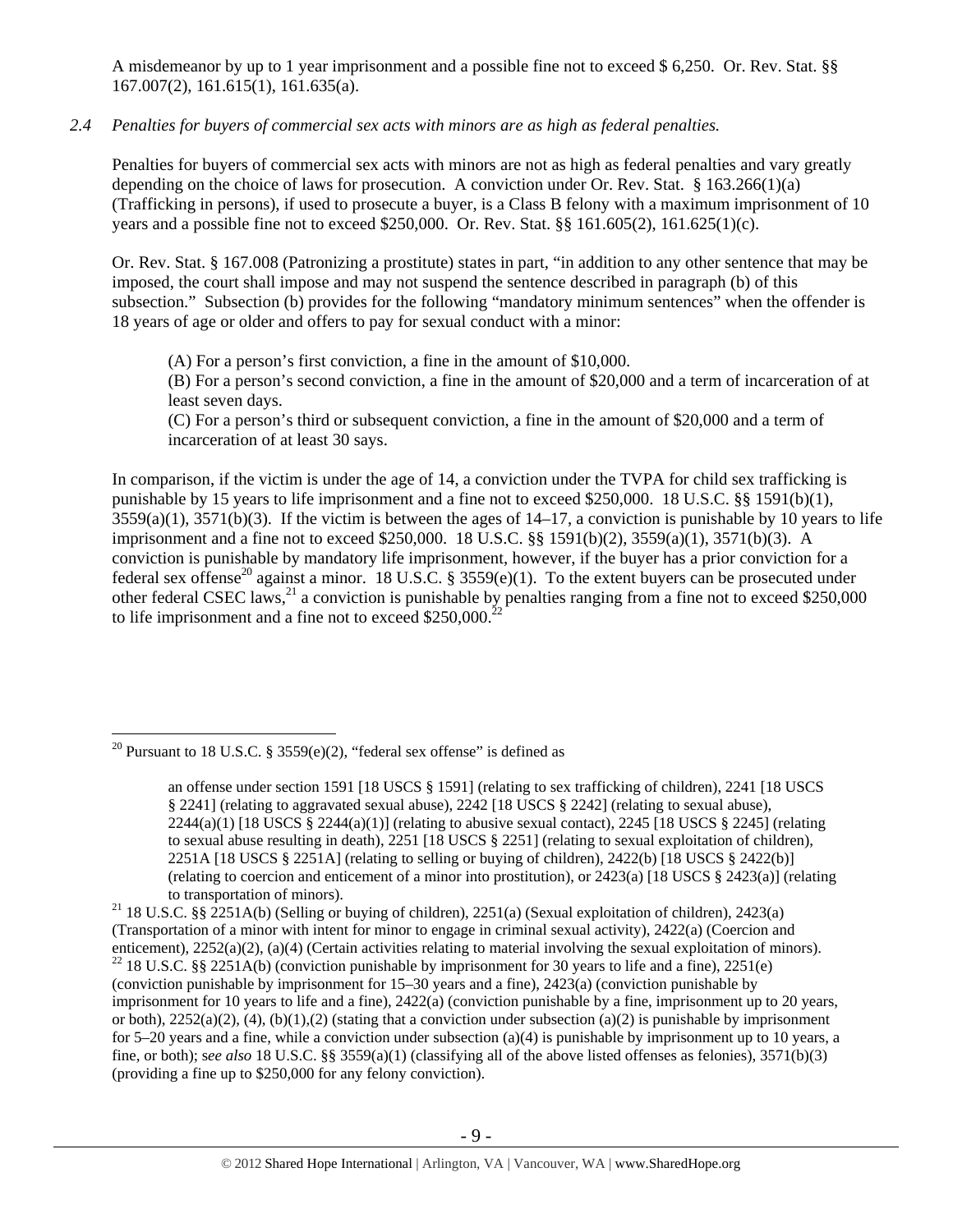A misdemeanor by up to 1 year imprisonment and a possible fine not to exceed $ 6,250. Or. Rev. Stat. §§ 167.007(2), 161.615(1), 161.635(a).

*2.4 Penalties for buyers of commercial sex acts with minors are as high as federal penalties.*

Penalties for buyers of commercial sex acts with minors are not as high as federal penalties and vary greatly depending on the choice of laws for prosecution. A conviction under Or. Rev. Stat. § 163.266(1)(a) (Trafficking in persons), if used to prosecute a buyer, is a Class B felony with a maximum imprisonment of 10 years and a possible fine not to exceed $250,000. Or. Rev. Stat. §§ 161.605(2), 161.625(1)(c).

Or. Rev. Stat. § 167.008 (Patronizing a prostitute) states in part, "in addition to any other sentence that may be imposed, the court shall impose and may not suspend the sentence described in paragraph (b) of this subsection." Subsection (b) provides for the following "mandatory minimum sentences" when the offender is 18 years of age or older and offers to pay for sexual conduct with a minor:

> (A) For a person's first conviction, a fine in the amount of $10,000.
> (B) For a person's second conviction, a fine in the amount of $20,000 and a term of incarceration of at least seven days.
> (C) For a person's third or subsequent conviction, a fine in the amount of $20,000 and a term of incarceration of at least 30 says.

In comparison, if the victim is under the age of 14, a conviction under the TVPA for child sex trafficking is punishable by 15 years to life imprisonment and a fine not to exceed $250,000. 18 U.S.C. §§ 1591(b)(1), 3559(a)(1), 3571(b)(3). If the victim is between the ages of 14–17, a conviction is punishable by 10 years to life imprisonment and a fine not to exceed $250,000. 18 U.S.C. §§ 1591(b)(2), 3559(a)(1), 3571(b)(3). A conviction is punishable by mandatory life imprisonment, however, if the buyer has a prior conviction for a federal sex offense[20] against a minor. 18 U.S.C. § 3559(e)(1). To the extent buyers can be prosecuted under other federal CSEC laws,[21] a conviction is punishable by penalties ranging from a fine not to exceed $250,000 to life imprisonment and a fine not to exceed $250,000.[22]

---

[20] Pursuant to 18 U.S.C. § 3559(e)(2), "federal sex offense" is defined as

> an offense under section 1591 [18 USCS § 1591] (relating to sex trafficking of children), 2241 [18 USCS § 2241] (relating to aggravated sexual abuse), 2242 [18 USCS § 2242] (relating to sexual abuse), 2244(a)(1) [18 USCS § 2244(a)(1)] (relating to abusive sexual contact), 2245 [18 USCS § 2245] (relating to sexual abuse resulting in death), 2251 [18 USCS § 2251] (relating to sexual exploitation of children), 2251A [18 USCS § 2251A] (relating to selling or buying of children), 2422(b) [18 USCS § 2422(b)] (relating to coercion and enticement of a minor into prostitution), or 2423(a) [18 USCS § 2423(a)] (relating to transportation of minors).

[21] 18 U.S.C. §§ 2251A(b) (Selling or buying of children), 2251(a) (Sexual exploitation of children), 2423(a) (Transportation of a minor with intent for minor to engage in criminal sexual activity), 2422(a) (Coercion and enticement), 2252(a)(2), (a)(4) (Certain activities relating to material involving the sexual exploitation of minors).

[22] 18 U.S.C. §§ 2251A(b) (conviction punishable by imprisonment for 30 years to life and a fine), 2251(e) (conviction punishable by imprisonment for 15–30 years and a fine), 2423(a) (conviction punishable by imprisonment for 10 years to life and a fine), 2422(a) (conviction punishable by a fine, imprisonment up to 20 years, or both), 2252(a)(2), (4), (b)(1),(2) (stating that a conviction under subsection (a)(2) is punishable by imprisonment for 5–20 years and a fine, while a conviction under subsection (a)(4) is punishable by imprisonment up to 10 years, a fine, or both); *see also* 18 U.S.C. §§ 3559(a)(1) (classifying all of the above listed offenses as felonies), 3571(b)(3) (providing a fine up to $250,000 for any felony conviction).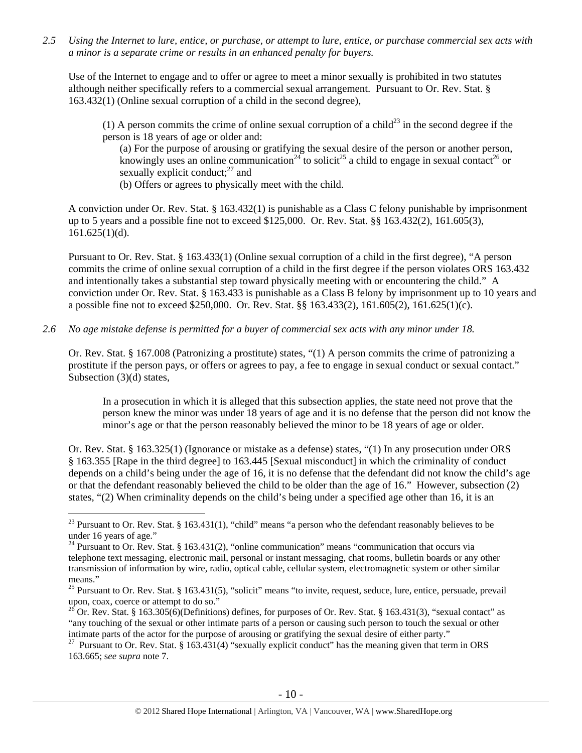*2.5 Using the Internet to lure, entice, or purchase, or attempt to lure, entice, or purchase commercial sex acts with a minor is a separate crime or results in an enhanced penalty for buyers.*

Use of the Internet to engage and to offer or agree to meet a minor sexually is prohibited in two statutes although neither specifically refers to a commercial sexual arrangement. Pursuant to Or. Rev. Stat. § 163.432(1) (Online sexual corruption of a child in the second degree),

> (1) A person commits the crime of online sexual corruption of a child[23] in the second degree if the person is 18 years of age or older and:
>
> (a) For the purpose of arousing or gratifying the sexual desire of the person or another person, knowingly uses an online communication[24] to solicit[25] a child to engage in sexual contact[26] or sexually explicit conduct;[27] and
>
> (b) Offers or agrees to physically meet with the child.

A conviction under Or. Rev. Stat. § 163.432(1) is punishable as a Class C felony punishable by imprisonment up to 5 years and a possible fine not to exceed $125,000. Or. Rev. Stat. §§ 163.432(2), 161.605(3), 161.625(1)(d).

Pursuant to Or. Rev. Stat. § 163.433(1) (Online sexual corruption of a child in the first degree), "A person commits the crime of online sexual corruption of a child in the first degree if the person violates ORS 163.432 and intentionally takes a substantial step toward physically meeting with or encountering the child." A conviction under Or. Rev. Stat. § 163.433 is punishable as a Class B felony by imprisonment up to 10 years and a possible fine not to exceed $250,000. Or. Rev. Stat. §§ 163.433(2), 161.605(2), 161.625(1)(c).

*2.6 No age mistake defense is permitted for a buyer of commercial sex acts with any minor under 18.*

Or. Rev. Stat. § 167.008 (Patronizing a prostitute) states, "(1) A person commits the crime of patronizing a prostitute if the person pays, or offers or agrees to pay, a fee to engage in sexual conduct or sexual contact." Subsection (3)(d) states,

> In a prosecution in which it is alleged that this subsection applies, the state need not prove that the person knew the minor was under 18 years of age and it is no defense that the person did not know the minor's age or that the person reasonably believed the minor to be 18 years of age or older.

Or. Rev. Stat. § 163.325(1) (Ignorance or mistake as a defense) states, "(1) In any prosecution under ORS § 163.355 [Rape in the third degree] to 163.445 [Sexual misconduct] in which the criminality of conduct depends on a child's being under the age of 16, it is no defense that the defendant did not know the child's age or that the defendant reasonably believed the child to be older than the age of 16." However, subsection (2) states, "(2) When criminality depends on the child's being under a specified age other than 16, it is an

---

[23] Pursuant to Or. Rev. Stat. § 163.431(1), "child" means "a person who the defendant reasonably believes to be under 16 years of age."

[24] Pursuant to Or. Rev. Stat. § 163.431(2), "online communication" means "communication that occurs via telephone text messaging, electronic mail, personal or instant messaging, chat rooms, bulletin boards or any other transmission of information by wire, radio, optical cable, cellular system, electromagnetic system or other similar means."

[25] Pursuant to Or. Rev. Stat. § 163.431(5), "solicit" means "to invite, request, seduce, lure, entice, persuade, prevail upon, coax, coerce or attempt to do so."

[26] Or. Rev. Stat. § 163.305(6)(Definitions) defines, for purposes of Or. Rev. Stat. § 163.431(3), "sexual contact" as "any touching of the sexual or other intimate parts of a person or causing such person to touch the sexual or other intimate parts of the actor for the purpose of arousing or gratifying the sexual desire of either party."

[27] Pursuant to Or. Rev. Stat. § 163.431(4) "sexually explicit conduct" has the meaning given that term in ORS 163.665; *see supra* note 7.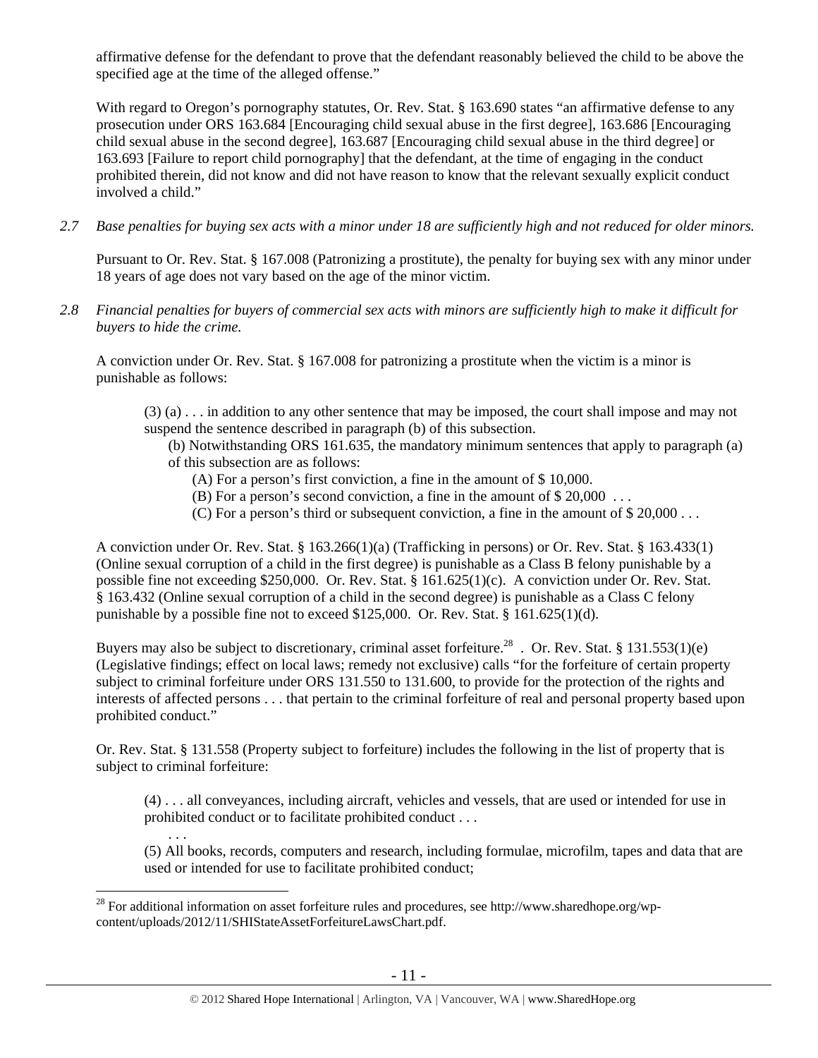affirmative defense for the defendant to prove that the defendant reasonably believed the child to be above the specified age at the time of the alleged offense."

With regard to Oregon's pornography statutes, Or. Rev. Stat. § 163.690 states "an affirmative defense to any prosecution under ORS 163.684 [Encouraging child sexual abuse in the first degree], 163.686 [Encouraging child sexual abuse in the second degree], 163.687 [Encouraging child sexual abuse in the third degree] or 163.693 [Failure to report child pornography] that the defendant, at the time of engaging in the conduct prohibited therein, did not know and did not have reason to know that the relevant sexually explicit conduct involved a child."

*2.7 Base penalties for buying sex acts with a minor under 18 are sufficiently high and not reduced for older minors.*

Pursuant to Or. Rev. Stat. § 167.008 (Patronizing a prostitute), the penalty for buying sex with any minor under 18 years of age does not vary based on the age of the minor victim.

*2.8 Financial penalties for buyers of commercial sex acts with minors are sufficiently high to make it difficult for buyers to hide the crime.*

A conviction under Or. Rev. Stat. § 167.008 for patronizing a prostitute when the victim is a minor is punishable as follows:

> (3) (a) . . . in addition to any other sentence that may be imposed, the court shall impose and may not suspend the sentence described in paragraph (b) of this subsection.
>
> (b) Notwithstanding ORS 161.635, the mandatory minimum sentences that apply to paragraph (a) of this subsection are as follows:
>
> (A) For a person's first conviction, a fine in the amount of $ 10,000.
>
> (B) For a person's second conviction, a fine in the amount of $ 20,000 . . .
>
> (C) For a person's third or subsequent conviction, a fine in the amount of $ 20,000 . . .

A conviction under Or. Rev. Stat. § 163.266(1)(a) (Trafficking in persons) or Or. Rev. Stat. § 163.433(1) (Online sexual corruption of a child in the first degree) is punishable as a Class B felony punishable by a possible fine not exceeding $250,000. Or. Rev. Stat. § 161.625(1)(c). A conviction under Or. Rev. Stat. § 163.432 (Online sexual corruption of a child in the second degree) is punishable as a Class C felony punishable by a possible fine not to exceed $125,000. Or. Rev. Stat. § 161.625(1)(d).

Buyers may also be subject to discretionary, criminal asset forfeiture.[28] . Or. Rev. Stat. § 131.553(1)(e) (Legislative findings; effect on local laws; remedy not exclusive) calls "for the forfeiture of certain property subject to criminal forfeiture under ORS 131.550 to 131.600, to provide for the protection of the rights and interests of affected persons . . . that pertain to the criminal forfeiture of real and personal property based upon prohibited conduct."

Or. Rev. Stat. § 131.558 (Property subject to forfeiture) includes the following in the list of property that is subject to criminal forfeiture:

> (4) . . . all conveyances, including aircraft, vehicles and vessels, that are used or intended for use in prohibited conduct or to facilitate prohibited conduct . . .
>
> . . .
>
> (5) All books, records, computers and research, including formulae, microfilm, tapes and data that are used or intended for use to facilitate prohibited conduct;

[28] For additional information on asset forfeiture rules and procedures, see http://www.sharedhope.org/wp-content/uploads/2012/11/SHIStateAssetForfeitureLawsChart.pdf.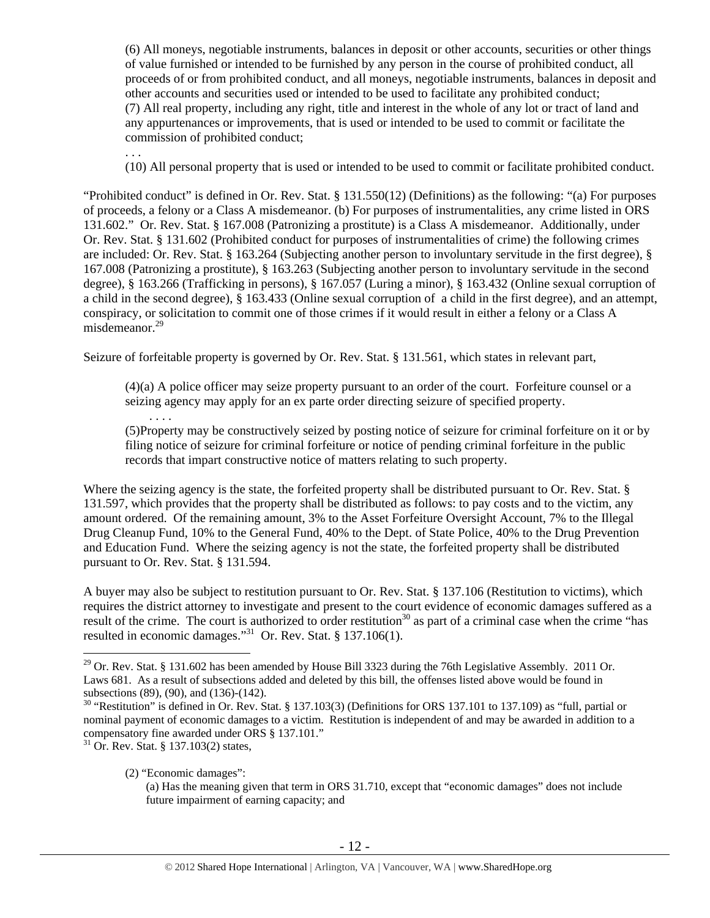> (6) All moneys, negotiable instruments, balances in deposit or other accounts, securities or other things of value furnished or intended to be furnished by any person in the course of prohibited conduct, all proceeds of or from prohibited conduct, and all moneys, negotiable instruments, balances in deposit and other accounts and securities used or intended to be used to facilitate any prohibited conduct;
> (7) All real property, including any right, title and interest in the whole of any lot or tract of land and any appurtenances or improvements, that is used or intended to be used to commit or facilitate the commission of prohibited conduct;
> . . .
> (10) All personal property that is used or intended to be used to commit or facilitate prohibited conduct.

"Prohibited conduct" is defined in Or. Rev. Stat. § 131.550(12) (Definitions) as the following: "(a) For purposes of proceeds, a felony or a Class A misdemeanor. (b) For purposes of instrumentalities, any crime listed in ORS 131.602." Or. Rev. Stat. § 167.008 (Patronizing a prostitute) is a Class A misdemeanor. Additionally, under Or. Rev. Stat. § 131.602 (Prohibited conduct for purposes of instrumentalities of crime) the following crimes are included: Or. Rev. Stat. § 163.264 (Subjecting another person to involuntary servitude in the first degree), § 167.008 (Patronizing a prostitute), § 163.263 (Subjecting another person to involuntary servitude in the second degree), § 163.266 (Trafficking in persons), § 167.057 (Luring a minor), § 163.432 (Online sexual corruption of a child in the second degree), § 163.433 (Online sexual corruption of a child in the first degree), and an attempt, conspiracy, or solicitation to commit one of those crimes if it would result in either a felony or a Class A misdemeanor.[29]

Seizure of forfeitable property is governed by Or. Rev. Stat. § 131.561, which states in relevant part,

> (4)(a) A police officer may seize property pursuant to an order of the court. Forfeiture counsel or a seizing agency may apply for an ex parte order directing seizure of specified property.
> . . . .
> (5)Property may be constructively seized by posting notice of seizure for criminal forfeiture on it or by filing notice of seizure for criminal forfeiture or notice of pending criminal forfeiture in the public records that impart constructive notice of matters relating to such property.

Where the seizing agency is the state, the forfeited property shall be distributed pursuant to Or. Rev. Stat. § 131.597, which provides that the property shall be distributed as follows: to pay costs and to the victim, any amount ordered. Of the remaining amount, 3% to the Asset Forfeiture Oversight Account, 7% to the Illegal Drug Cleanup Fund, 10% to the General Fund, 40% to the Dept. of State Police, 40% to the Drug Prevention and Education Fund. Where the seizing agency is not the state, the forfeited property shall be distributed pursuant to Or. Rev. Stat. § 131.594.

A buyer may also be subject to restitution pursuant to Or. Rev. Stat. § 137.106 (Restitution to victims), which requires the district attorney to investigate and present to the court evidence of economic damages suffered as a result of the crime. The court is authorized to order restitution[30] as part of a criminal case when the crime "has resulted in economic damages."[31] Or. Rev. Stat. § 137.106(1).

---

[29] Or. Rev. Stat. § 131.602 has been amended by House Bill 3323 during the 76th Legislative Assembly. 2011 Or. Laws 681. As a result of subsections added and deleted by this bill, the offenses listed above would be found in subsections (89), (90), and (136)-(142).

[30] "Restitution" is defined in Or. Rev. Stat. § 137.103(3) (Definitions for ORS 137.101 to 137.109) as "full, partial or nominal payment of economic damages to a victim. Restitution is independent of and may be awarded in addition to a compensatory fine awarded under ORS § 137.101."

[31] Or. Rev. Stat. § 137.103(2) states,

> (2) "Economic damages":
> (a) Has the meaning given that term in ORS 31.710, except that "economic damages" does not include future impairment of earning capacity; and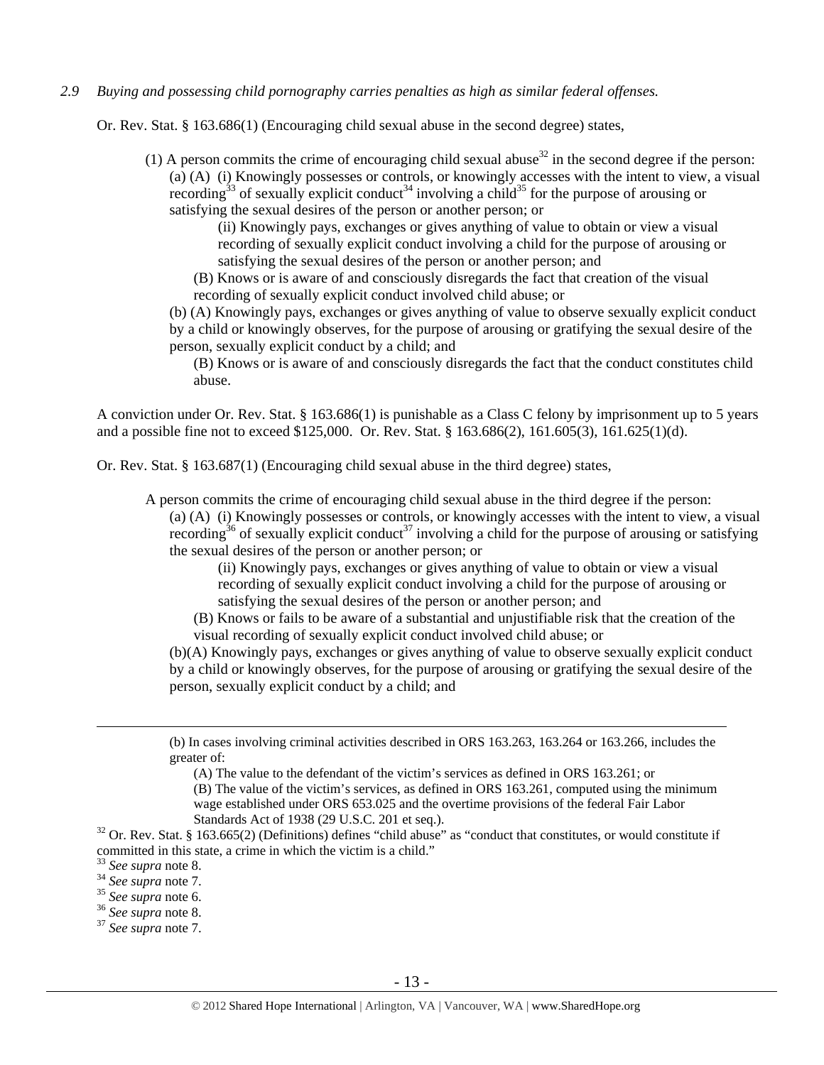*2.9 Buying and possessing child pornography carries penalties as high as similar federal offenses.*

Or. Rev. Stat. § 163.686(1) (Encouraging child sexual abuse in the second degree) states,

> (1) A person commits the crime of encouraging child sexual abuse[32] in the second degree if the person:
>
> (a) (A) (i) Knowingly possesses or controls, or knowingly accesses with the intent to view, a visual recording[33] of sexually explicit conduct[34] involving a child[35] for the purpose of arousing or satisfying the sexual desires of the person or another person; or
>
> (ii) Knowingly pays, exchanges or gives anything of value to obtain or view a visual recording of sexually explicit conduct involving a child for the purpose of arousing or satisfying the sexual desires of the person or another person; and
>
> (B) Knows or is aware of and consciously disregards the fact that creation of the visual recording of sexually explicit conduct involved child abuse; or
>
> (b) (A) Knowingly pays, exchanges or gives anything of value to observe sexually explicit conduct by a child or knowingly observes, for the purpose of arousing or gratifying the sexual desire of the person, sexually explicit conduct by a child; and
>
> (B) Knows or is aware of and consciously disregards the fact that the conduct constitutes child abuse.

A conviction under Or. Rev. Stat. § 163.686(1) is punishable as a Class C felony by imprisonment up to 5 years and a possible fine not to exceed $125,000. Or. Rev. Stat. § 163.686(2), 161.605(3), 161.625(1)(d).

Or. Rev. Stat. § 163.687(1) (Encouraging child sexual abuse in the third degree) states,

> A person commits the crime of encouraging child sexual abuse in the third degree if the person:
>
> (a) (A) (i) Knowingly possesses or controls, or knowingly accesses with the intent to view, a visual recording[36] of sexually explicit conduct[37] involving a child for the purpose of arousing or satisfying the sexual desires of the person or another person; or
>
> (ii) Knowingly pays, exchanges or gives anything of value to obtain or view a visual recording of sexually explicit conduct involving a child for the purpose of arousing or satisfying the sexual desires of the person or another person; and
>
> (B) Knows or fails to be aware of a substantial and unjustifiable risk that the creation of the visual recording of sexually explicit conduct involved child abuse; or
>
> (b)(A) Knowingly pays, exchanges or gives anything of value to observe sexually explicit conduct by a child or knowingly observes, for the purpose of arousing or gratifying the sexual desire of the person, sexually explicit conduct by a child; and

---

> (b) In cases involving criminal activities described in ORS 163.263, 163.264 or 163.266, includes the greater of:
>
> (A) The value to the defendant of the victim's services as defined in ORS 163.261; or
>
> (B) The value of the victim's services, as defined in ORS 163.261, computed using the minimum wage established under ORS 653.025 and the overtime provisions of the federal Fair Labor Standards Act of 1938 (29 U.S.C. 201 et seq.).

[32] Or. Rev. Stat. § 163.665(2) (Definitions) defines "child abuse" as "conduct that constitutes, or would constitute if committed in this state, a crime in which the victim is a child."

[33] *See supra* note 8.

[34] *See supra* note 7.

[35] *See supra* note 6.

[36] *See supra* note 8.

[37] *See supra* note 7.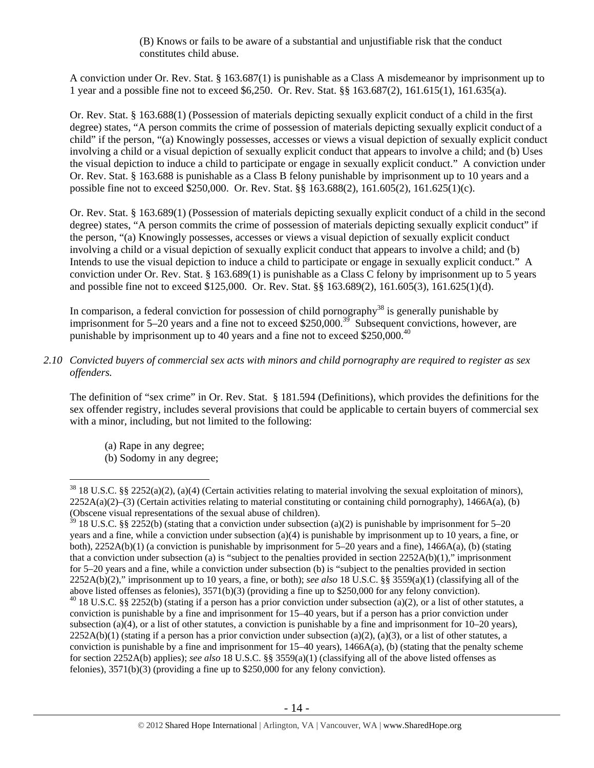(B) Knows or fails to be aware of a substantial and unjustifiable risk that the conduct constitutes child abuse.

A conviction under Or. Rev. Stat. § 163.687(1) is punishable as a Class A misdemeanor by imprisonment up to 1 year and a possible fine not to exceed $6,250. Or. Rev. Stat. §§ 163.687(2), 161.615(1), 161.635(a).

Or. Rev. Stat. § 163.688(1) (Possession of materials depicting sexually explicit conduct of a child in the first degree) states, "A person commits the crime of possession of materials depicting sexually explicit conduct of a child" if the person, "(a) Knowingly possesses, accesses or views a visual depiction of sexually explicit conduct involving a child or a visual depiction of sexually explicit conduct that appears to involve a child; and (b) Uses the visual depiction to induce a child to participate or engage in sexually explicit conduct." A conviction under Or. Rev. Stat. § 163.688 is punishable as a Class B felony punishable by imprisonment up to 10 years and a possible fine not to exceed $250,000. Or. Rev. Stat. §§ 163.688(2), 161.605(2), 161.625(1)(c).

Or. Rev. Stat. § 163.689(1) (Possession of materials depicting sexually explicit conduct of a child in the second degree) states, "A person commits the crime of possession of materials depicting sexually explicit conduct" if the person, "(a) Knowingly possesses, accesses or views a visual depiction of sexually explicit conduct involving a child or a visual depiction of sexually explicit conduct that appears to involve a child; and (b) Intends to use the visual depiction to induce a child to participate or engage in sexually explicit conduct." A conviction under Or. Rev. Stat. § 163.689(1) is punishable as a Class C felony by imprisonment up to 5 years and possible fine not to exceed $125,000. Or. Rev. Stat. §§ 163.689(2), 161.605(3), 161.625(1)(d).

In comparison, a federal conviction for possession of child pornography[38] is generally punishable by imprisonment for 5–20 years and a fine not to exceed $250,000.[39] Subsequent convictions, however, are punishable by imprisonment up to 40 years and a fine not to exceed $250,000.[40]

*2.10 Convicted buyers of commercial sex acts with minors and child pornography are required to register as sex offenders.*

The definition of "sex crime" in Or. Rev. Stat. § 181.594 (Definitions), which provides the definitions for the sex offender registry, includes several provisions that could be applicable to certain buyers of commercial sex with a minor, including, but not limited to the following:

(a) Rape in any degree;
(b) Sodomy in any degree;

---

[38] 18 U.S.C. §§ 2252(a)(2), (a)(4) (Certain activities relating to material involving the sexual exploitation of minors), 2252A(a)(2)–(3) (Certain activities relating to material constituting or containing child pornography), 1466A(a), (b) (Obscene visual representations of the sexual abuse of children).

[39] 18 U.S.C. §§ 2252(b) (stating that a conviction under subsection (a)(2) is punishable by imprisonment for 5–20 years and a fine, while a conviction under subsection (a)(4) is punishable by imprisonment up to 10 years, a fine, or both), 2252A(b)(1) (a conviction is punishable by imprisonment for 5–20 years and a fine), 1466A(a), (b) (stating that a conviction under subsection (a) is "subject to the penalties provided in section 2252A(b)(1)," imprisonment for 5–20 years and a fine, while a conviction under subsection (b) is "subject to the penalties provided in section 2252A(b)(2)," imprisonment up to 10 years, a fine, or both); *see also* 18 U.S.C. §§ 3559(a)(1) (classifying all of the above listed offenses as felonies), 3571(b)(3) (providing a fine up to $250,000 for any felony conviction).

[40] 18 U.S.C. §§ 2252(b) (stating if a person has a prior conviction under subsection (a)(2), or a list of other statutes, a conviction is punishable by a fine and imprisonment for 15–40 years, but if a person has a prior conviction under subsection (a)(4), or a list of other statutes, a conviction is punishable by a fine and imprisonment for 10–20 years), 2252A(b)(1) (stating if a person has a prior conviction under subsection (a)(2), (a)(3), or a list of other statutes, a conviction is punishable by a fine and imprisonment for 15–40 years), 1466A(a), (b) (stating that the penalty scheme for section 2252A(b) applies); *see also* 18 U.S.C. §§ 3559(a)(1) (classifying all of the above listed offenses as felonies), 3571(b)(3) (providing a fine up to $250,000 for any felony conviction).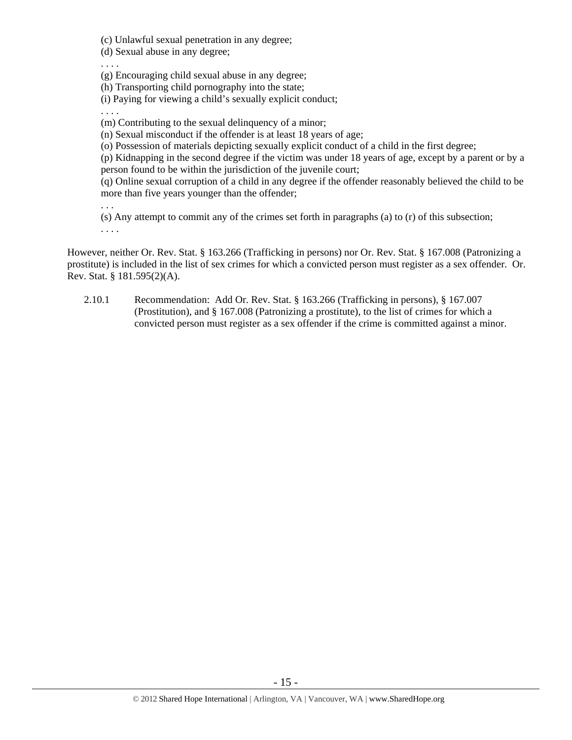(c) Unlawful sexual penetration in any degree;

(d) Sexual abuse in any degree;

. . . .

(g) Encouraging child sexual abuse in any degree;

(h) Transporting child pornography into the state;

(i) Paying for viewing a child's sexually explicit conduct;

. . . .

(m) Contributing to the sexual delinquency of a minor;

(n) Sexual misconduct if the offender is at least 18 years of age;

(o) Possession of materials depicting sexually explicit conduct of a child in the first degree;

(p) Kidnapping in the second degree if the victim was under 18 years of age, except by a parent or by a person found to be within the jurisdiction of the juvenile court;

(q) Online sexual corruption of a child in any degree if the offender reasonably believed the child to be more than five years younger than the offender;

. . .

(s) Any attempt to commit any of the crimes set forth in paragraphs (a) to (r) of this subsection;

. . . .

However, neither Or. Rev. Stat. § 163.266 (Trafficking in persons) nor Or. Rev. Stat. § 167.008 (Patronizing a prostitute) is included in the list of sex crimes for which a convicted person must register as a sex offender. Or. Rev. Stat. § 181.595(2)(A).

2.10.1 Recommendation: Add Or. Rev. Stat. § 163.266 (Trafficking in persons), § 167.007 (Prostitution), and § 167.008 (Patronizing a prostitute), to the list of crimes for which a convicted person must register as a sex offender if the crime is committed against a minor.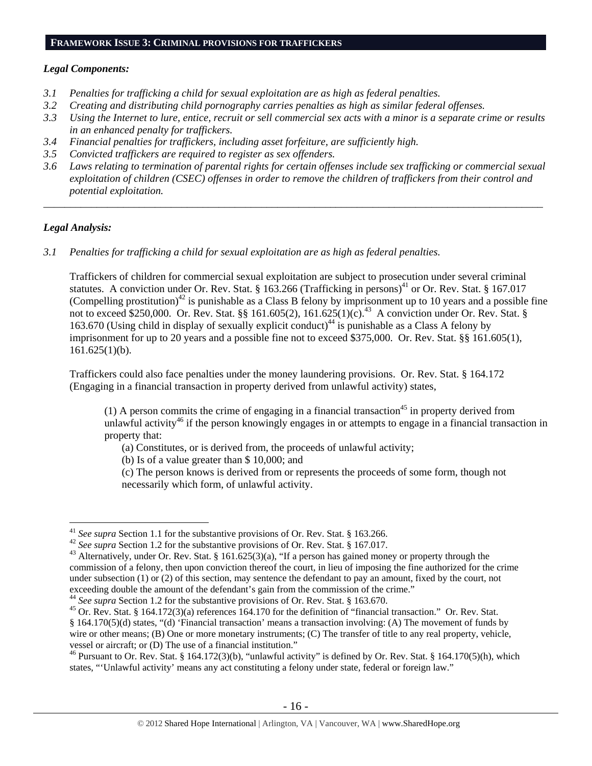## FRAMEWORK ISSUE 3: CRIMINAL PROVISIONS FOR TRAFFICKERS

***Legal Components:***

*3.1 Penalties for trafficking a child for sexual exploitation are as high as federal penalties.*
*3.2 Creating and distributing child pornography carries penalties as high as similar federal offenses.*
*3.3 Using the Internet to lure, entice, recruit or sell commercial sex acts with a minor is a separate crime or results in an enhanced penalty for traffickers.*
*3.4 Financial penalties for traffickers, including asset forfeiture, are sufficiently high.*
*3.5 Convicted traffickers are required to register as sex offenders.*
*3.6 Laws relating to termination of parental rights for certain offenses include sex trafficking or commercial sexual exploitation of children (CSEC) offenses in order to remove the children of traffickers from their control and potential exploitation.*

---

***Legal Analysis:***

*3.1 Penalties for trafficking a child for sexual exploitation are as high as federal penalties.*

Traffickers of children for commercial sexual exploitation are subject to prosecution under several criminal statutes. A conviction under Or. Rev. Stat. § 163.266 (Trafficking in persons)[41] or Or. Rev. Stat. § 167.017 (Compelling prostitution)[42] is punishable as a Class B felony by imprisonment up to 10 years and a possible fine not to exceed $250,000. Or. Rev. Stat. §§ 161.605(2), 161.625(1)(c).[43] A conviction under Or. Rev. Stat. § 163.670 (Using child in display of sexually explicit conduct)[44] is punishable as a Class A felony by imprisonment for up to 20 years and a possible fine not to exceed $375,000. Or. Rev. Stat. §§ 161.605(1), 161.625(1)(b).

Traffickers could also face penalties under the money laundering provisions. Or. Rev. Stat. § 164.172 (Engaging in a financial transaction in property derived from unlawful activity) states,

> (1) A person commits the crime of engaging in a financial transaction[45] in property derived from unlawful activity[46] if the person knowingly engages in or attempts to engage in a financial transaction in property that:
> (a) Constitutes, or is derived from, the proceeds of unlawful activity;
> (b) Is of a value greater than $ 10,000; and
> (c) The person knows is derived from or represents the proceeds of some form, though not necessarily which form, of unlawful activity.

---

[41] *See supra* Section 1.1 for the substantive provisions of Or. Rev. Stat. § 163.266.

[42] *See supra* Section 1.2 for the substantive provisions of Or. Rev. Stat. § 167.017.

[43] Alternatively, under Or. Rev. Stat. § 161.625(3)(a), "If a person has gained money or property through the commission of a felony, then upon conviction thereof the court, in lieu of imposing the fine authorized for the crime under subsection (1) or (2) of this section, may sentence the defendant to pay an amount, fixed by the court, not exceeding double the amount of the defendant's gain from the commission of the crime."

[44] *See supra* Section 1.2 for the substantive provisions of Or. Rev. Stat. § 163.670.

[45] Or. Rev. Stat. § 164.172(3)(a) references 164.170 for the definition of "financial transaction." Or. Rev. Stat. § 164.170(5)(d) states, "(d) 'Financial transaction' means a transaction involving: (A) The movement of funds by wire or other means; (B) One or more monetary instruments; (C) The transfer of title to any real property, vehicle, vessel or aircraft; or (D) The use of a financial institution."

[46] Pursuant to Or. Rev. Stat. § 164.172(3)(b), "unlawful activity" is defined by Or. Rev. Stat. § 164.170(5)(h), which states, "'Unlawful activity' means any act constituting a felony under state, federal or foreign law."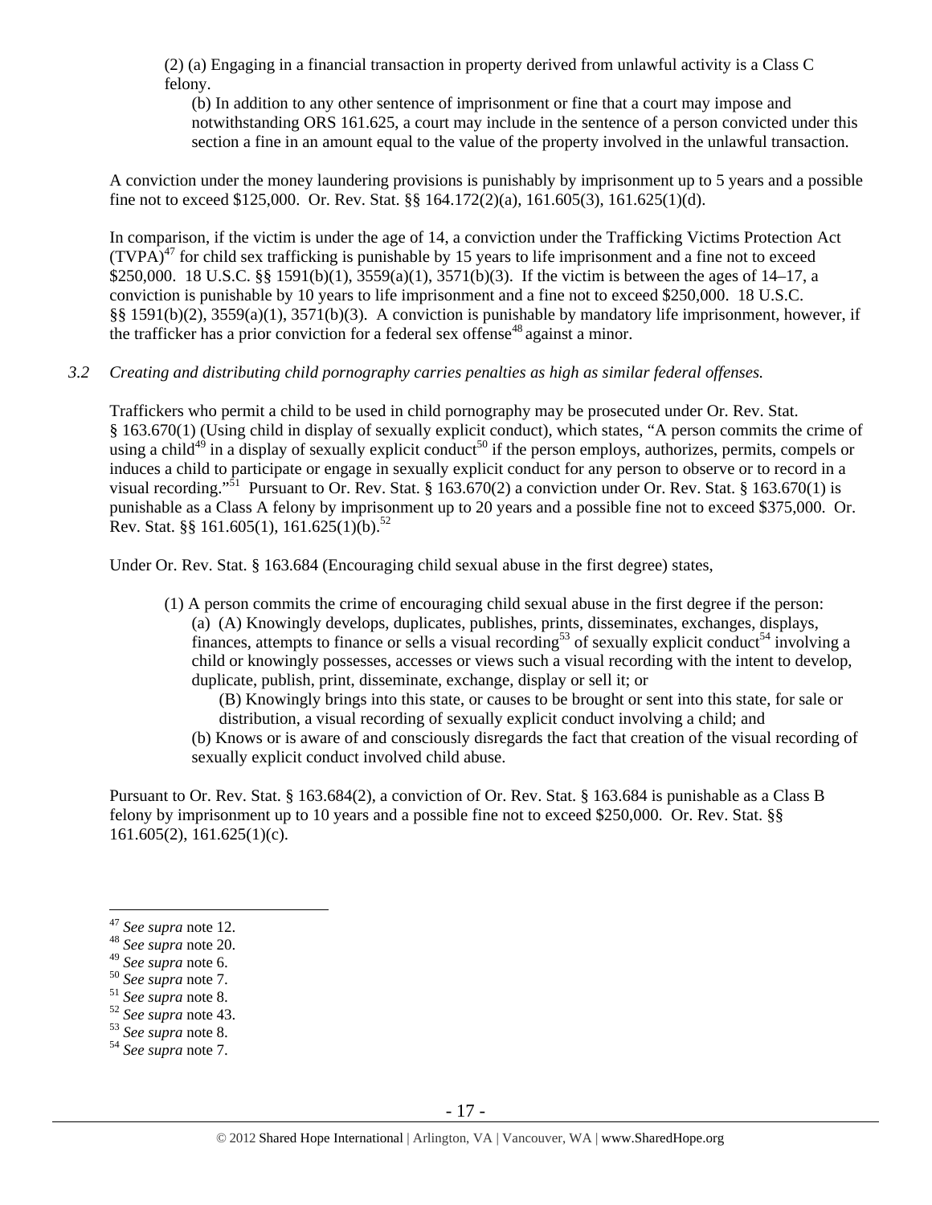(2) (a) Engaging in a financial transaction in property derived from unlawful activity is a Class C felony.

(b) In addition to any other sentence of imprisonment or fine that a court may impose and notwithstanding ORS 161.625, a court may include in the sentence of a person convicted under this section a fine in an amount equal to the value of the property involved in the unlawful transaction.

A conviction under the money laundering provisions is punishably by imprisonment up to 5 years and a possible fine not to exceed $125,000. Or. Rev. Stat. §§ 164.172(2)(a), 161.605(3), 161.625(1)(d).

In comparison, if the victim is under the age of 14, a conviction under the Trafficking Victims Protection Act (TVPA)[47] for child sex trafficking is punishable by 15 years to life imprisonment and a fine not to exceed $250,000. 18 U.S.C. §§ 1591(b)(1), 3559(a)(1), 3571(b)(3). If the victim is between the ages of 14–17, a conviction is punishable by 10 years to life imprisonment and a fine not to exceed $250,000. 18 U.S.C. §§ 1591(b)(2), 3559(a)(1), 3571(b)(3). A conviction is punishable by mandatory life imprisonment, however, if the trafficker has a prior conviction for a federal sex offense[48] against a minor.

*3.2 Creating and distributing child pornography carries penalties as high as similar federal offenses.*

Traffickers who permit a child to be used in child pornography may be prosecuted under Or. Rev. Stat. § 163.670(1) (Using child in display of sexually explicit conduct), which states, "A person commits the crime of using a child[49] in a display of sexually explicit conduct[50] if the person employs, authorizes, permits, compels or induces a child to participate or engage in sexually explicit conduct for any person to observe or to record in a visual recording."[51] Pursuant to Or. Rev. Stat. § 163.670(2) a conviction under Or. Rev. Stat. § 163.670(1) is punishable as a Class A felony by imprisonment up to 20 years and a possible fine not to exceed $375,000. Or. Rev. Stat. §§ 161.605(1), 161.625(1)(b).[52]

Under Or. Rev. Stat. § 163.684 (Encouraging child sexual abuse in the first degree) states,

(1) A person commits the crime of encouraging child sexual abuse in the first degree if the person:

(a) (A) Knowingly develops, duplicates, publishes, prints, disseminates, exchanges, displays, finances, attempts to finance or sells a visual recording[53] of sexually explicit conduct[54] involving a child or knowingly possesses, accesses or views such a visual recording with the intent to develop, duplicate, publish, print, disseminate, exchange, display or sell it; or

(B) Knowingly brings into this state, or causes to be brought or sent into this state, for sale or distribution, a visual recording of sexually explicit conduct involving a child; and

(b) Knows or is aware of and consciously disregards the fact that creation of the visual recording of sexually explicit conduct involved child abuse.

Pursuant to Or. Rev. Stat. § 163.684(2), a conviction of Or. Rev. Stat. § 163.684 is punishable as a Class B felony by imprisonment up to 10 years and a possible fine not to exceed $250,000. Or. Rev. Stat. §§ 161.605(2), 161.625(1)(c).

---

[47] *See supra* note 12.
[48] *See supra* note 20.
[49] *See supra* note 6.
[50] *See supra* note 7.
[51] *See supra* note 8.
[52] *See supra* note 43.
[53] *See supra* note 8.
[54] *See supra* note 7.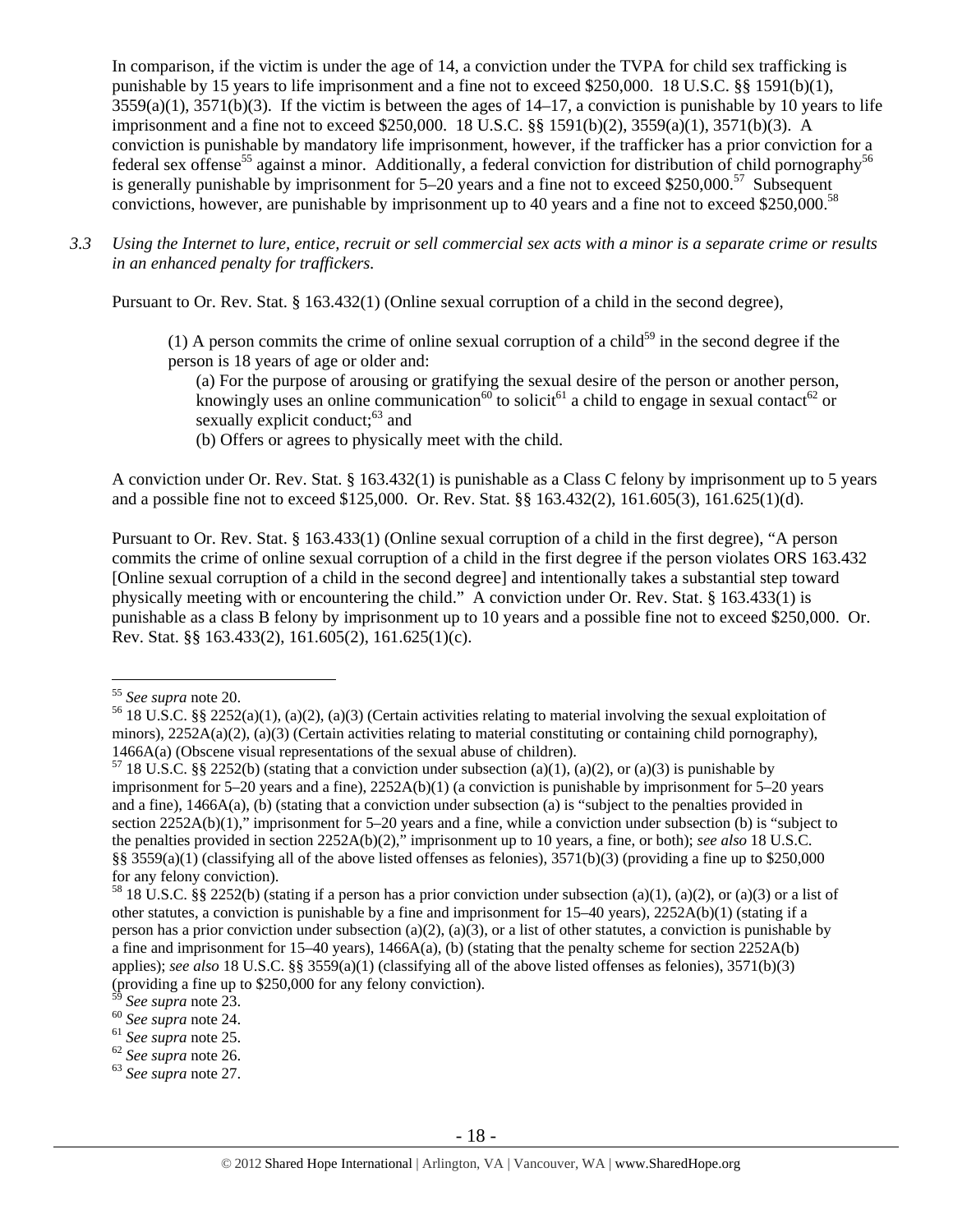In comparison, if the victim is under the age of 14, a conviction under the TVPA for child sex trafficking is punishable by 15 years to life imprisonment and a fine not to exceed $250,000. 18 U.S.C. §§ 1591(b)(1), 3559(a)(1), 3571(b)(3). If the victim is between the ages of 14–17, a conviction is punishable by 10 years to life imprisonment and a fine not to exceed $250,000. 18 U.S.C. §§ 1591(b)(2), 3559(a)(1), 3571(b)(3). A conviction is punishable by mandatory life imprisonment, however, if the trafficker has a prior conviction for a federal sex offense[55] against a minor. Additionally, a federal conviction for distribution of child pornography[56] is generally punishable by imprisonment for 5–20 years and a fine not to exceed $250,000.[57] Subsequent convictions, however, are punishable by imprisonment up to 40 years and a fine not to exceed $250,000.[58]

*3.3 Using the Internet to lure, entice, recruit or sell commercial sex acts with a minor is a separate crime or results in an enhanced penalty for traffickers.*

Pursuant to Or. Rev. Stat. § 163.432(1) (Online sexual corruption of a child in the second degree),

> (1) A person commits the crime of online sexual corruption of a child[59] in the second degree if the person is 18 years of age or older and:
>
> (a) For the purpose of arousing or gratifying the sexual desire of the person or another person, knowingly uses an online communication[60] to solicit[61] a child to engage in sexual contact[62] or sexually explicit conduct;[63] and
>
> (b) Offers or agrees to physically meet with the child.

A conviction under Or. Rev. Stat. § 163.432(1) is punishable as a Class C felony by imprisonment up to 5 years and a possible fine not to exceed $125,000. Or. Rev. Stat. §§ 163.432(2), 161.605(3), 161.625(1)(d).

Pursuant to Or. Rev. Stat. § 163.433(1) (Online sexual corruption of a child in the first degree), "A person commits the crime of online sexual corruption of a child in the first degree if the person violates ORS 163.432 [Online sexual corruption of a child in the second degree] and intentionally takes a substantial step toward physically meeting with or encountering the child." A conviction under Or. Rev. Stat. § 163.433(1) is punishable as a class B felony by imprisonment up to 10 years and a possible fine not to exceed $250,000. Or. Rev. Stat. §§ 163.433(2), 161.605(2), 161.625(1)(c).

---

[55] *See supra* note 20.

[56] 18 U.S.C. §§ 2252(a)(1), (a)(2), (a)(3) (Certain activities relating to material involving the sexual exploitation of minors), 2252A(a)(2), (a)(3) (Certain activities relating to material constituting or containing child pornography), 1466A(a) (Obscene visual representations of the sexual abuse of children).

[57] 18 U.S.C. §§ 2252(b) (stating that a conviction under subsection (a)(1), (a)(2), or (a)(3) is punishable by imprisonment for 5–20 years and a fine), 2252A(b)(1) (a conviction is punishable by imprisonment for 5–20 years and a fine), 1466A(a), (b) (stating that a conviction under subsection (a) is "subject to the penalties provided in section 2252A(b)(1)," imprisonment for 5–20 years and a fine, while a conviction under subsection (b) is "subject to the penalties provided in section 2252A(b)(2)," imprisonment up to 10 years, a fine, or both); *see also* 18 U.S.C. §§ 3559(a)(1) (classifying all of the above listed offenses as felonies), 3571(b)(3) (providing a fine up to $250,000 for any felony conviction).

[58] 18 U.S.C. §§ 2252(b) (stating if a person has a prior conviction under subsection (a)(1), (a)(2), or (a)(3) or a list of other statutes, a conviction is punishable by a fine and imprisonment for 15–40 years), 2252A(b)(1) (stating if a person has a prior conviction under subsection (a)(2), (a)(3), or a list of other statutes, a conviction is punishable by a fine and imprisonment for 15–40 years), 1466A(a), (b) (stating that the penalty scheme for section 2252A(b) applies); *see also* 18 U.S.C. §§ 3559(a)(1) (classifying all of the above listed offenses as felonies), 3571(b)(3) (providing a fine up to $250,000 for any felony conviction).

[59] *See supra* note 23.

[60] *See supra* note 24.

[61] *See supra* note 25.

[62] *See supra* note 26.

[63] *See supra* note 27.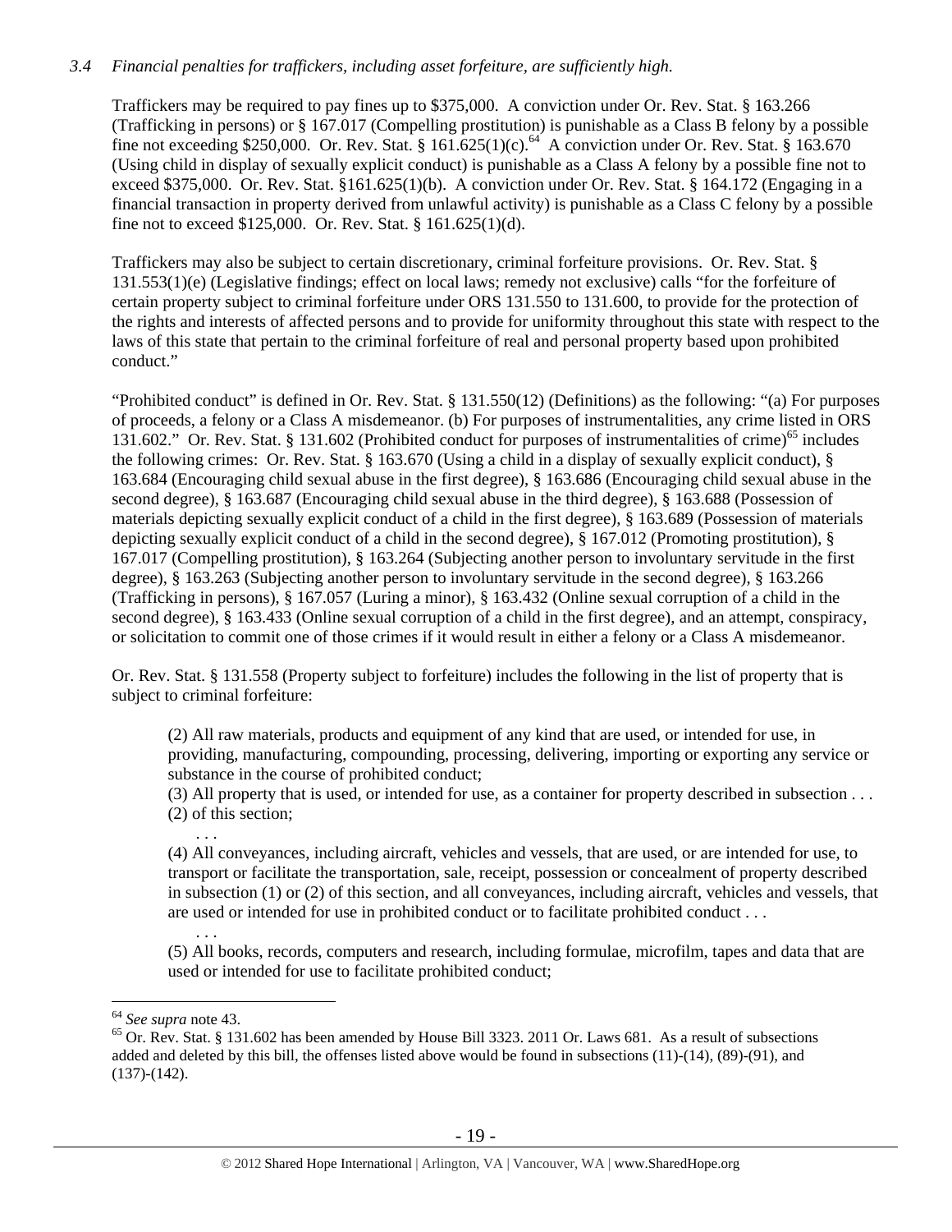*3.4 Financial penalties for traffickers, including asset forfeiture, are sufficiently high.*

Traffickers may be required to pay fines up to $375,000. A conviction under Or. Rev. Stat. § 163.266 (Trafficking in persons) or § 167.017 (Compelling prostitution) is punishable as a Class B felony by a possible fine not exceeding $250,000. Or. Rev. Stat. § 161.625(1)(c).[64] A conviction under Or. Rev. Stat. § 163.670 (Using child in display of sexually explicit conduct) is punishable as a Class A felony by a possible fine not to exceed $375,000. Or. Rev. Stat. §161.625(1)(b). A conviction under Or. Rev. Stat. § 164.172 (Engaging in a financial transaction in property derived from unlawful activity) is punishable as a Class C felony by a possible fine not to exceed $125,000. Or. Rev. Stat. § 161.625(1)(d).

Traffickers may also be subject to certain discretionary, criminal forfeiture provisions. Or. Rev. Stat. § 131.553(1)(e) (Legislative findings; effect on local laws; remedy not exclusive) calls "for the forfeiture of certain property subject to criminal forfeiture under ORS 131.550 to 131.600, to provide for the protection of the rights and interests of affected persons and to provide for uniformity throughout this state with respect to the laws of this state that pertain to the criminal forfeiture of real and personal property based upon prohibited conduct."

"Prohibited conduct" is defined in Or. Rev. Stat. § 131.550(12) (Definitions) as the following: "(a) For purposes of proceeds, a felony or a Class A misdemeanor. (b) For purposes of instrumentalities, any crime listed in ORS 131.602." Or. Rev. Stat. § 131.602 (Prohibited conduct for purposes of instrumentalities of crime)[65] includes the following crimes: Or. Rev. Stat. § 163.670 (Using a child in a display of sexually explicit conduct), § 163.684 (Encouraging child sexual abuse in the first degree), § 163.686 (Encouraging child sexual abuse in the second degree), § 163.687 (Encouraging child sexual abuse in the third degree), § 163.688 (Possession of materials depicting sexually explicit conduct of a child in the first degree), § 163.689 (Possession of materials depicting sexually explicit conduct of a child in the second degree), § 167.012 (Promoting prostitution), § 167.017 (Compelling prostitution), § 163.264 (Subjecting another person to involuntary servitude in the first degree), § 163.263 (Subjecting another person to involuntary servitude in the second degree), § 163.266 (Trafficking in persons), § 167.057 (Luring a minor), § 163.432 (Online sexual corruption of a child in the second degree), § 163.433 (Online sexual corruption of a child in the first degree), and an attempt, conspiracy, or solicitation to commit one of those crimes if it would result in either a felony or a Class A misdemeanor.

Or. Rev. Stat. § 131.558 (Property subject to forfeiture) includes the following in the list of property that is subject to criminal forfeiture:

> (2) All raw materials, products and equipment of any kind that are used, or intended for use, in providing, manufacturing, compounding, processing, delivering, importing or exporting any service or substance in the course of prohibited conduct;
> (3) All property that is used, or intended for use, as a container for property described in subsection . . . (2) of this section;
> . . .
> (4) All conveyances, including aircraft, vehicles and vessels, that are used, or are intended for use, to transport or facilitate the transportation, sale, receipt, possession or concealment of property described in subsection (1) or (2) of this section, and all conveyances, including aircraft, vehicles and vessels, that are used or intended for use in prohibited conduct or to facilitate prohibited conduct . . .
> . . .
> (5) All books, records, computers and research, including formulae, microfilm, tapes and data that are used or intended for use to facilitate prohibited conduct;

---

[64] *See supra* note 43.

[65] Or. Rev. Stat. § 131.602 has been amended by House Bill 3323. 2011 Or. Laws 681. As a result of subsections added and deleted by this bill, the offenses listed above would be found in subsections (11)-(14), (89)-(91), and (137)-(142).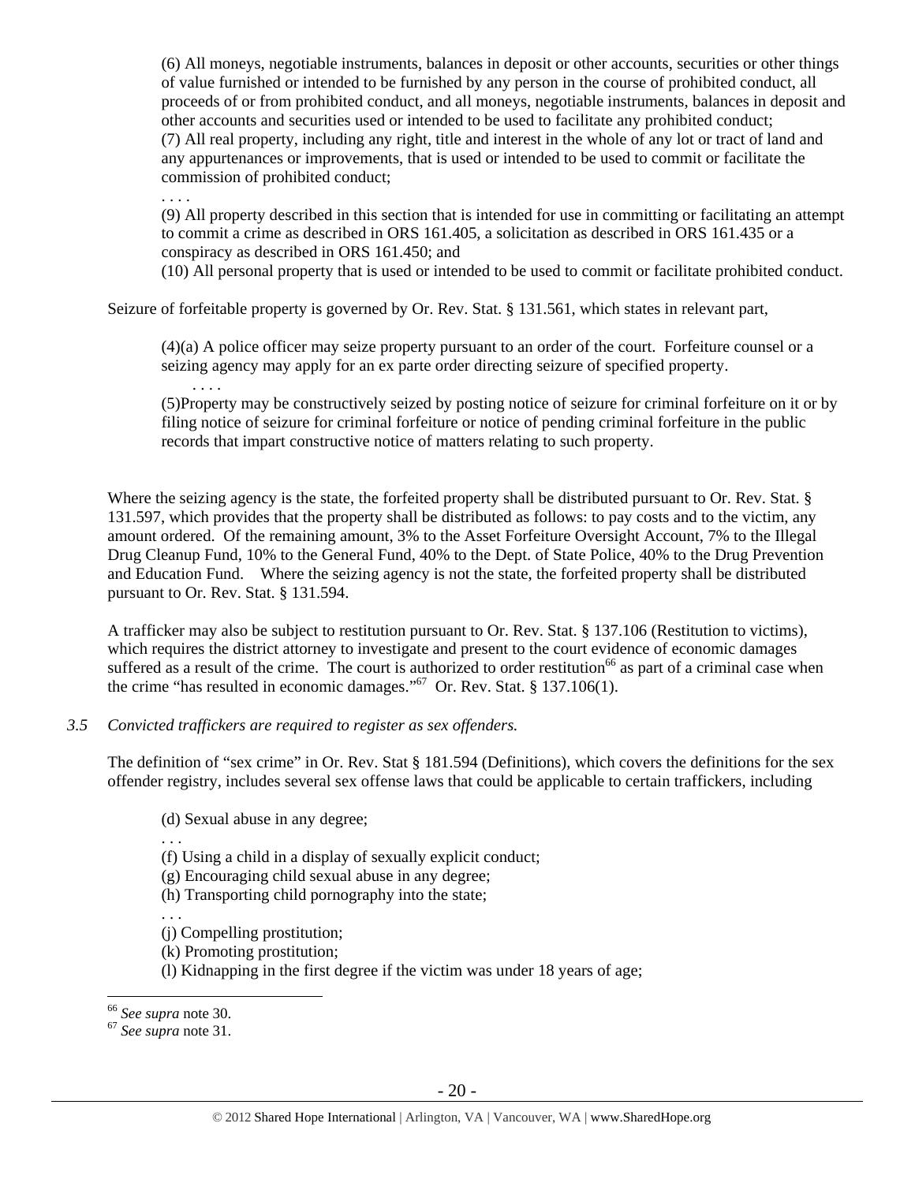(6) All moneys, negotiable instruments, balances in deposit or other accounts, securities or other things of value furnished or intended to be furnished by any person in the course of prohibited conduct, all proceeds of or from prohibited conduct, and all moneys, negotiable instruments, balances in deposit and other accounts and securities used or intended to be used to facilitate any prohibited conduct;
(7) All real property, including any right, title and interest in the whole of any lot or tract of land and any appurtenances or improvements, that is used or intended to be used to commit or facilitate the commission of prohibited conduct;
. . . .
(9) All property described in this section that is intended for use in committing or facilitating an attempt to commit a crime as described in ORS 161.405, a solicitation as described in ORS 161.435 or a conspiracy as described in ORS 161.450; and
(10) All personal property that is used or intended to be used to commit or facilitate prohibited conduct.

Seizure of forfeitable property is governed by Or. Rev. Stat. § 131.561, which states in relevant part,

(4)(a) A police officer may seize property pursuant to an order of the court. Forfeiture counsel or a seizing agency may apply for an ex parte order directing seizure of specified property.
. . . .
(5)Property may be constructively seized by posting notice of seizure for criminal forfeiture on it or by filing notice of seizure for criminal forfeiture or notice of pending criminal forfeiture in the public records that impart constructive notice of matters relating to such property.

Where the seizing agency is the state, the forfeited property shall be distributed pursuant to Or. Rev. Stat. § 131.597, which provides that the property shall be distributed as follows: to pay costs and to the victim, any amount ordered. Of the remaining amount, 3% to the Asset Forfeiture Oversight Account, 7% to the Illegal Drug Cleanup Fund, 10% to the General Fund, 40% to the Dept. of State Police, 40% to the Drug Prevention and Education Fund. Where the seizing agency is not the state, the forfeited property shall be distributed pursuant to Or. Rev. Stat. § 131.594.

A trafficker may also be subject to restitution pursuant to Or. Rev. Stat. § 137.106 (Restitution to victims), which requires the district attorney to investigate and present to the court evidence of economic damages suffered as a result of the crime. The court is authorized to order restitution[66] as part of a criminal case when the crime "has resulted in economic damages."[67] Or. Rev. Stat. § 137.106(1).

*3.5 Convicted traffickers are required to register as sex offenders.*

The definition of "sex crime" in Or. Rev. Stat § 181.594 (Definitions), which covers the definitions for the sex offender registry, includes several sex offense laws that could be applicable to certain traffickers, including

(d) Sexual abuse in any degree;
. . .
(f) Using a child in a display of sexually explicit conduct;
(g) Encouraging child sexual abuse in any degree;
(h) Transporting child pornography into the state;
. . .
(j) Compelling prostitution;
(k) Promoting prostitution;
(l) Kidnapping in the first degree if the victim was under 18 years of age;

[66] *See supra* note 30.
[67] *See supra* note 31.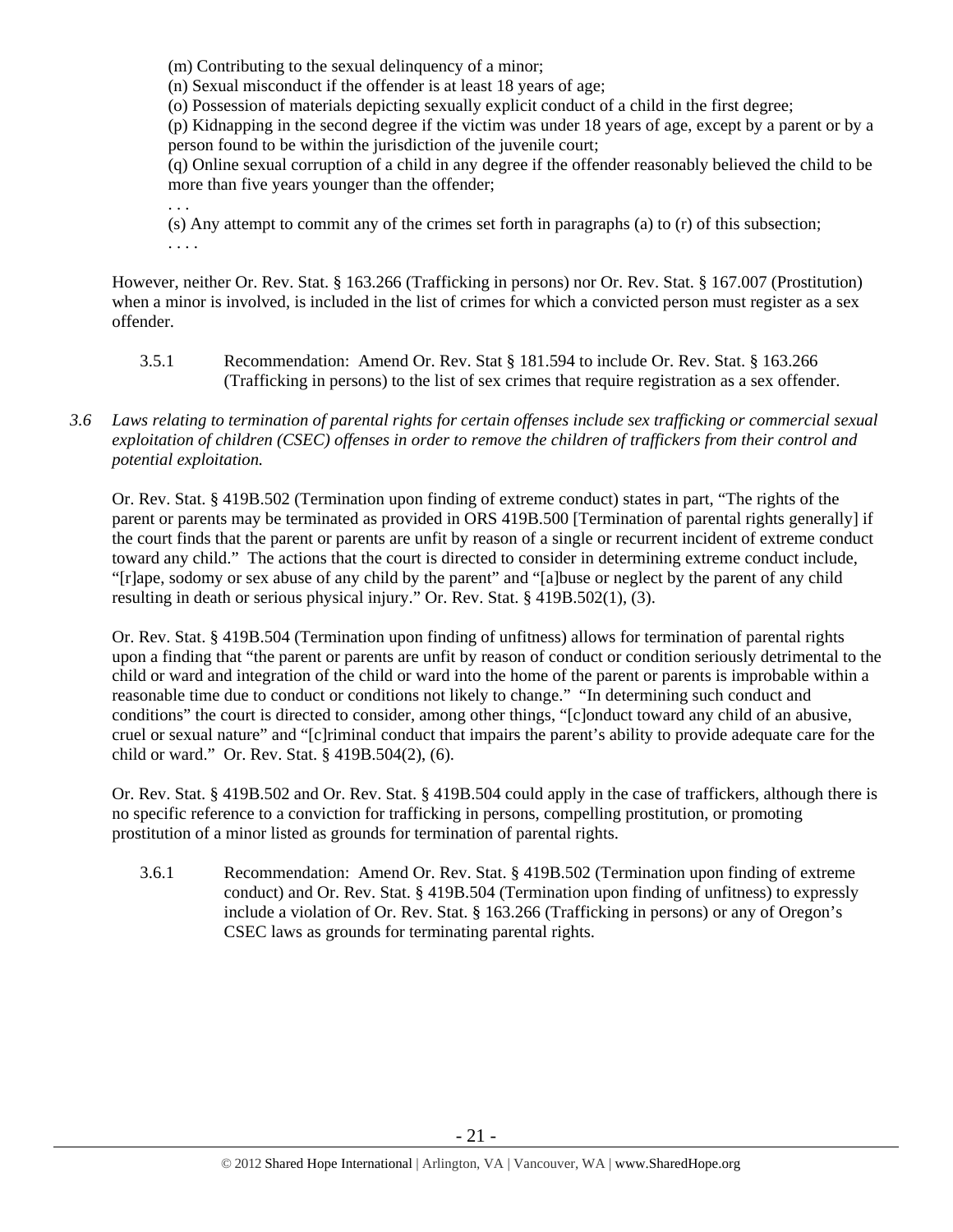(m) Contributing to the sexual delinquency of a minor;
(n) Sexual misconduct if the offender is at least 18 years of age;
(o) Possession of materials depicting sexually explicit conduct of a child in the first degree;
(p) Kidnapping in the second degree if the victim was under 18 years of age, except by a parent or by a person found to be within the jurisdiction of the juvenile court;
(q) Online sexual corruption of a child in any degree if the offender reasonably believed the child to be more than five years younger than the offender;
. . .
(s) Any attempt to commit any of the crimes set forth in paragraphs (a) to (r) of this subsection;
. . . .

However, neither Or. Rev. Stat. § 163.266 (Trafficking in persons) nor Or. Rev. Stat. § 167.007 (Prostitution) when a minor is involved, is included in the list of crimes for which a convicted person must register as a sex offender.

3.5.1 Recommendation: Amend Or. Rev. Stat § 181.594 to include Or. Rev. Stat. § 163.266 (Trafficking in persons) to the list of sex crimes that require registration as a sex offender.

*3.6 Laws relating to termination of parental rights for certain offenses include sex trafficking or commercial sexual exploitation of children (CSEC) offenses in order to remove the children of traffickers from their control and potential exploitation.*

Or. Rev. Stat. § 419B.502 (Termination upon finding of extreme conduct) states in part, "The rights of the parent or parents may be terminated as provided in ORS 419B.500 [Termination of parental rights generally] if the court finds that the parent or parents are unfit by reason of a single or recurrent incident of extreme conduct toward any child." The actions that the court is directed to consider in determining extreme conduct include, "[r]ape, sodomy or sex abuse of any child by the parent" and "[a]buse or neglect by the parent of any child resulting in death or serious physical injury." Or. Rev. Stat. § 419B.502(1), (3).

Or. Rev. Stat. § 419B.504 (Termination upon finding of unfitness) allows for termination of parental rights upon a finding that "the parent or parents are unfit by reason of conduct or condition seriously detrimental to the child or ward and integration of the child or ward into the home of the parent or parents is improbable within a reasonable time due to conduct or conditions not likely to change." "In determining such conduct and conditions" the court is directed to consider, among other things, "[c]onduct toward any child of an abusive, cruel or sexual nature" and "[c]riminal conduct that impairs the parent's ability to provide adequate care for the child or ward." Or. Rev. Stat. § 419B.504(2), (6).

Or. Rev. Stat. § 419B.502 and Or. Rev. Stat. § 419B.504 could apply in the case of traffickers, although there is no specific reference to a conviction for trafficking in persons, compelling prostitution, or promoting prostitution of a minor listed as grounds for termination of parental rights.

3.6.1 Recommendation: Amend Or. Rev. Stat. § 419B.502 (Termination upon finding of extreme conduct) and Or. Rev. Stat. § 419B.504 (Termination upon finding of unfitness) to expressly include a violation of Or. Rev. Stat. § 163.266 (Trafficking in persons) or any of Oregon's CSEC laws as grounds for terminating parental rights.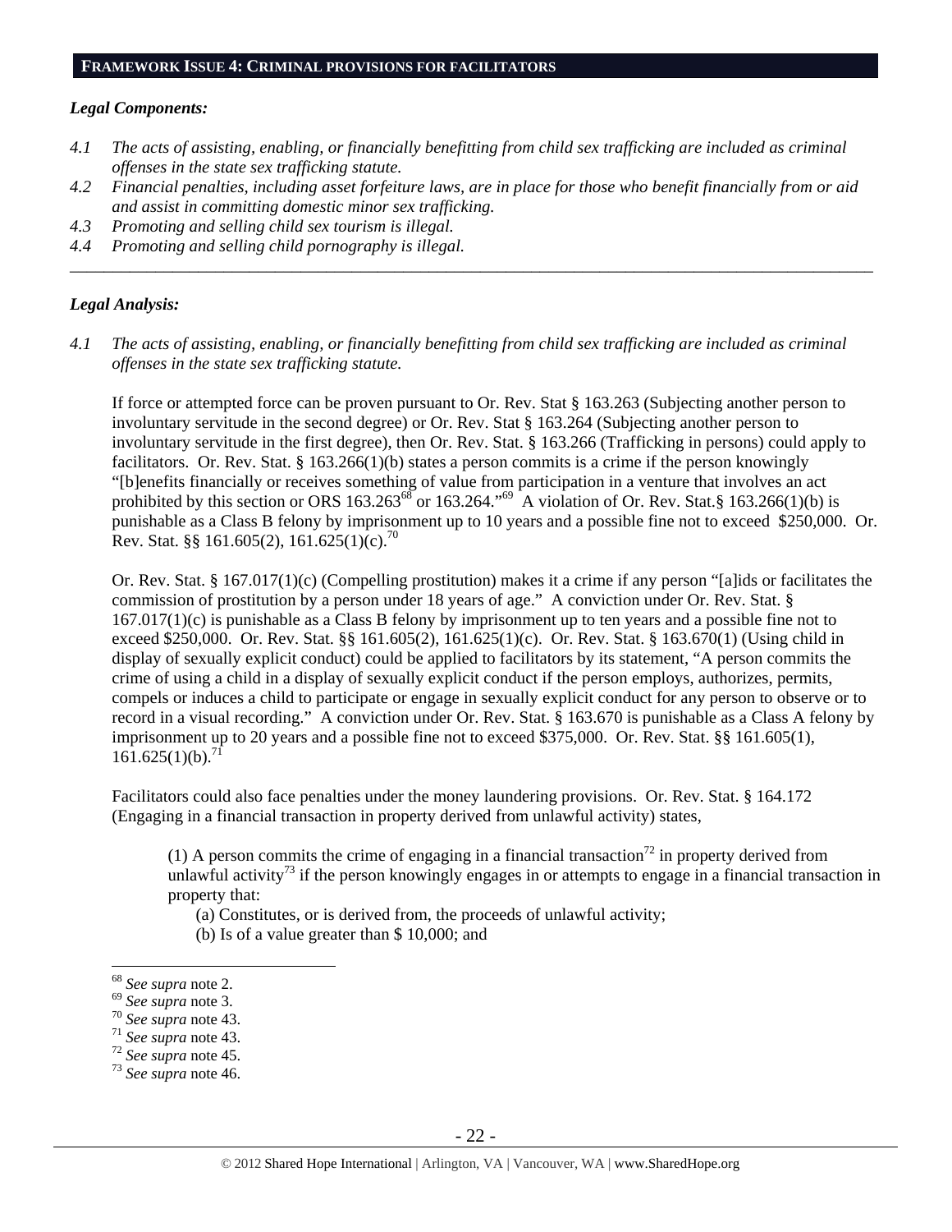## FRAMEWORK ISSUE 4: CRIMINAL PROVISIONS FOR FACILITATORS

***Legal Components:***

*4.1 The acts of assisting, enabling, or financially benefitting from child sex trafficking are included as criminal offenses in the state sex trafficking statute.*

*4.2 Financial penalties, including asset forfeiture laws, are in place for those who benefit financially from or aid and assist in committing domestic minor sex trafficking.*

*4.3 Promoting and selling child sex tourism is illegal.*

*4.4 Promoting and selling child pornography is illegal.*

---

***Legal Analysis:***

*4.1 The acts of assisting, enabling, or financially benefitting from child sex trafficking are included as criminal offenses in the state sex trafficking statute.*

If force or attempted force can be proven pursuant to Or. Rev. Stat § 163.263 (Subjecting another person to involuntary servitude in the second degree) or Or. Rev. Stat § 163.264 (Subjecting another person to involuntary servitude in the first degree), then Or. Rev. Stat. § 163.266 (Trafficking in persons) could apply to facilitators. Or. Rev. Stat. § 163.266(1)(b) states a person commits is a crime if the person knowingly "[b]enefits financially or receives something of value from participation in a venture that involves an act prohibited by this section or ORS 163.263[68] or 163.264."[69] A violation of Or. Rev. Stat.§ 163.266(1)(b) is punishable as a Class B felony by imprisonment up to 10 years and a possible fine not to exceed $250,000. Or. Rev. Stat. §§ 161.605(2), 161.625(1)(c).[70]

Or. Rev. Stat. § 167.017(1)(c) (Compelling prostitution) makes it a crime if any person "[a]ids or facilitates the commission of prostitution by a person under 18 years of age." A conviction under Or. Rev. Stat. § 167.017(1)(c) is punishable as a Class B felony by imprisonment up to ten years and a possible fine not to exceed $250,000. Or. Rev. Stat. §§ 161.605(2), 161.625(1)(c). Or. Rev. Stat. § 163.670(1) (Using child in display of sexually explicit conduct) could be applied to facilitators by its statement, "A person commits the crime of using a child in a display of sexually explicit conduct if the person employs, authorizes, permits, compels or induces a child to participate or engage in sexually explicit conduct for any person to observe or to record in a visual recording." A conviction under Or. Rev. Stat. § 163.670 is punishable as a Class A felony by imprisonment up to 20 years and a possible fine not to exceed $375,000. Or. Rev. Stat. §§ 161.605(1), 161.625(1)(b).[71]

Facilitators could also face penalties under the money laundering provisions. Or. Rev. Stat. § 164.172 (Engaging in a financial transaction in property derived from unlawful activity) states,

> (1) A person commits the crime of engaging in a financial transaction[72] in property derived from unlawful activity[73] if the person knowingly engages in or attempts to engage in a financial transaction in property that:
>
> (a) Constitutes, or is derived from, the proceeds of unlawful activity;
>
> (b) Is of a value greater than $ 10,000; and

---

[68] *See supra* note 2.
[69] *See supra* note 3.
[70] *See supra* note 43.
[71] *See supra* note 43.
[72] *See supra* note 45.
[73] *See supra* note 46.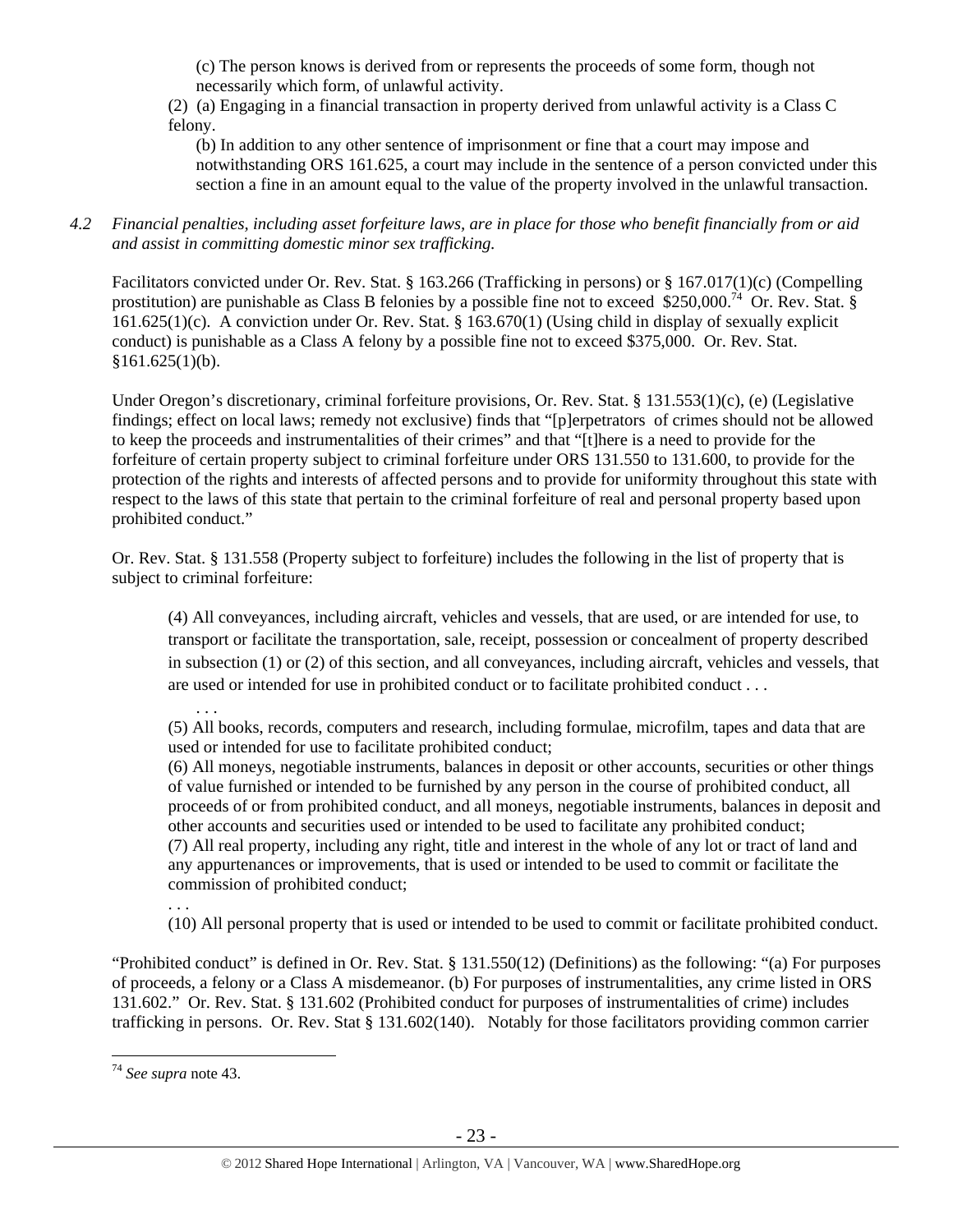(c) The person knows is derived from or represents the proceeds of some form, though not necessarily which form, of unlawful activity.

(2) (a) Engaging in a financial transaction in property derived from unlawful activity is a Class C felony.

(b) In addition to any other sentence of imprisonment or fine that a court may impose and notwithstanding ORS 161.625, a court may include in the sentence of a person convicted under this section a fine in an amount equal to the value of the property involved in the unlawful transaction.

*4.2 Financial penalties, including asset forfeiture laws, are in place for those who benefit financially from or aid and assist in committing domestic minor sex trafficking.*

Facilitators convicted under Or. Rev. Stat. § 163.266 (Trafficking in persons) or § 167.017(1)(c) (Compelling prostitution) are punishable as Class B felonies by a possible fine not to exceed $250,000.[74] Or. Rev. Stat. § 161.625(1)(c). A conviction under Or. Rev. Stat. § 163.670(1) (Using child in display of sexually explicit conduct) is punishable as a Class A felony by a possible fine not to exceed $375,000. Or. Rev. Stat. §161.625(1)(b).

Under Oregon's discretionary, criminal forfeiture provisions, Or. Rev. Stat. § 131.553(1)(c), (e) (Legislative findings; effect on local laws; remedy not exclusive) finds that "[p]erpetrators of crimes should not be allowed to keep the proceeds and instrumentalities of their crimes" and that "[t]here is a need to provide for the forfeiture of certain property subject to criminal forfeiture under ORS 131.550 to 131.600, to provide for the protection of the rights and interests of affected persons and to provide for uniformity throughout this state with respect to the laws of this state that pertain to the criminal forfeiture of real and personal property based upon prohibited conduct."

Or. Rev. Stat. § 131.558 (Property subject to forfeiture) includes the following in the list of property that is subject to criminal forfeiture:

> (4) All conveyances, including aircraft, vehicles and vessels, that are used, or are intended for use, to transport or facilitate the transportation, sale, receipt, possession or concealment of property described in subsection (1) or (2) of this section, and all conveyances, including aircraft, vehicles and vessels, that are used or intended for use in prohibited conduct or to facilitate prohibited conduct . . .
>
> . . .
>
> (5) All books, records, computers and research, including formulae, microfilm, tapes and data that are used or intended for use to facilitate prohibited conduct;
>
> (6) All moneys, negotiable instruments, balances in deposit or other accounts, securities or other things of value furnished or intended to be furnished by any person in the course of prohibited conduct, all proceeds of or from prohibited conduct, and all moneys, negotiable instruments, balances in deposit and other accounts and securities used or intended to be used to facilitate any prohibited conduct;
>
> (7) All real property, including any right, title and interest in the whole of any lot or tract of land and any appurtenances or improvements, that is used or intended to be used to commit or facilitate the commission of prohibited conduct;
>
> . . .
>
> (10) All personal property that is used or intended to be used to commit or facilitate prohibited conduct.

"Prohibited conduct" is defined in Or. Rev. Stat. § 131.550(12) (Definitions) as the following: "(a) For purposes of proceeds, a felony or a Class A misdemeanor. (b) For purposes of instrumentalities, any crime listed in ORS 131.602." Or. Rev. Stat. § 131.602 (Prohibited conduct for purposes of instrumentalities of crime) includes trafficking in persons. Or. Rev. Stat § 131.602(140). Notably for those facilitators providing common carrier

---

[74] *See supra* note 43.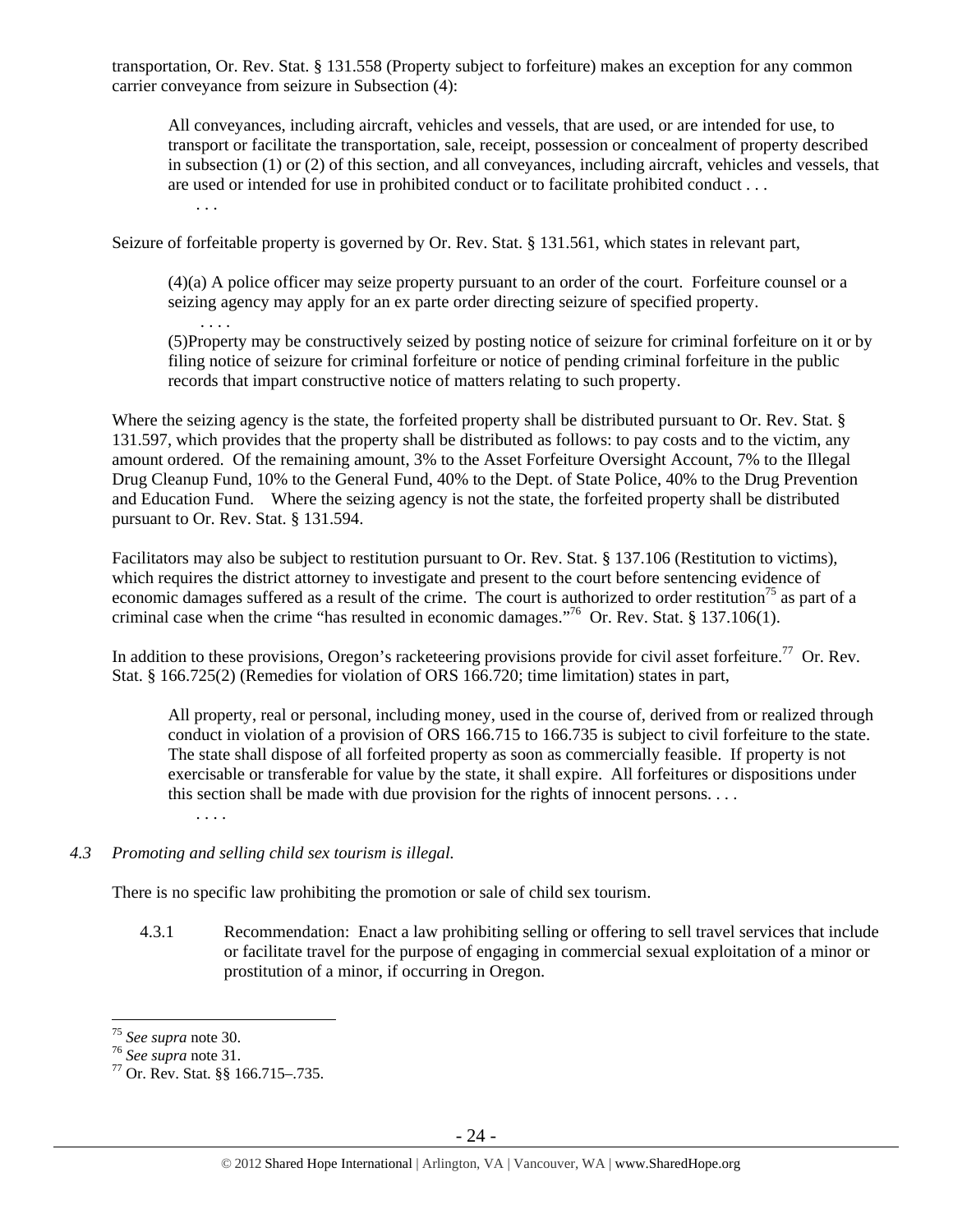transportation, Or. Rev. Stat. § 131.558 (Property subject to forfeiture) makes an exception for any common carrier conveyance from seizure in Subsection (4):

> All conveyances, including aircraft, vehicles and vessels, that are used, or are intended for use, to transport or facilitate the transportation, sale, receipt, possession or concealment of property described in subsection (1) or (2) of this section, and all conveyances, including aircraft, vehicles and vessels, that are used or intended for use in prohibited conduct or to facilitate prohibited conduct . . .
>
> . . .

Seizure of forfeitable property is governed by Or. Rev. Stat. § 131.561, which states in relevant part,

> (4)(a) A police officer may seize property pursuant to an order of the court. Forfeiture counsel or a seizing agency may apply for an ex parte order directing seizure of specified property.
>
> . . . .
>
> (5)Property may be constructively seized by posting notice of seizure for criminal forfeiture on it or by filing notice of seizure for criminal forfeiture or notice of pending criminal forfeiture in the public records that impart constructive notice of matters relating to such property.

Where the seizing agency is the state, the forfeited property shall be distributed pursuant to Or. Rev. Stat. § 131.597, which provides that the property shall be distributed as follows: to pay costs and to the victim, any amount ordered. Of the remaining amount, 3% to the Asset Forfeiture Oversight Account, 7% to the Illegal Drug Cleanup Fund, 10% to the General Fund, 40% to the Dept. of State Police, 40% to the Drug Prevention and Education Fund. Where the seizing agency is not the state, the forfeited property shall be distributed pursuant to Or. Rev. Stat. § 131.594.

Facilitators may also be subject to restitution pursuant to Or. Rev. Stat. § 137.106 (Restitution to victims), which requires the district attorney to investigate and present to the court before sentencing evidence of economic damages suffered as a result of the crime. The court is authorized to order restitution[75] as part of a criminal case when the crime "has resulted in economic damages."[76] Or. Rev. Stat. § 137.106(1).

In addition to these provisions, Oregon's racketeering provisions provide for civil asset forfeiture.[77] Or. Rev. Stat. § 166.725(2) (Remedies for violation of ORS 166.720; time limitation) states in part,

> All property, real or personal, including money, used in the course of, derived from or realized through conduct in violation of a provision of ORS 166.715 to 166.735 is subject to civil forfeiture to the state. The state shall dispose of all forfeited property as soon as commercially feasible. If property is not exercisable or transferable for value by the state, it shall expire. All forfeitures or dispositions under this section shall be made with due provision for the rights of innocent persons. . . .
>
> . . . .

*4.3 Promoting and selling child sex tourism is illegal.*

There is no specific law prohibiting the promotion or sale of child sex tourism.

4.3.1 Recommendation: Enact a law prohibiting selling or offering to sell travel services that include or facilitate travel for the purpose of engaging in commercial sexual exploitation of a minor or prostitution of a minor, if occurring in Oregon.

---

[75] *See supra* note 30.

[76] *See supra* note 31.

[77] Or. Rev. Stat. §§ 166.715–.735.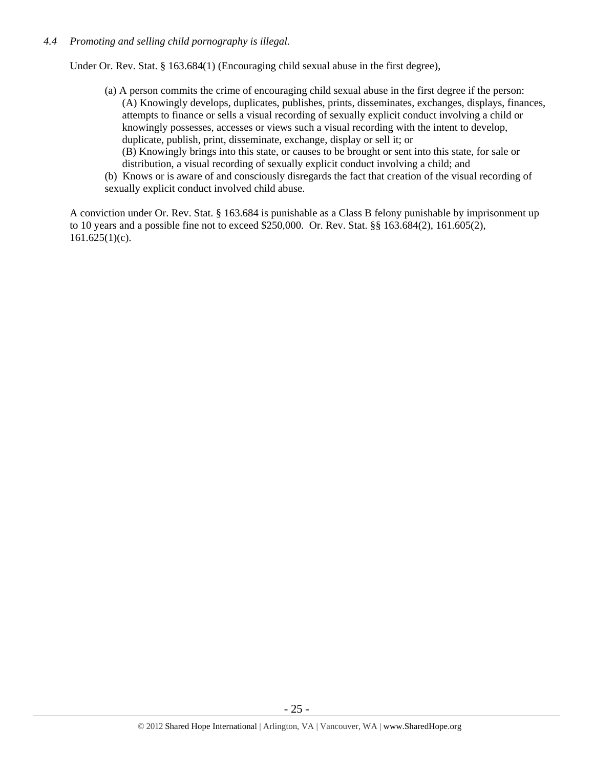*4.4 Promoting and selling child pornography is illegal.*

Under Or. Rev. Stat. § 163.684(1) (Encouraging child sexual abuse in the first degree),

> (a) A person commits the crime of encouraging child sexual abuse in the first degree if the person:
> (A) Knowingly develops, duplicates, publishes, prints, disseminates, exchanges, displays, finances, attempts to finance or sells a visual recording of sexually explicit conduct involving a child or knowingly possesses, accesses or views such a visual recording with the intent to develop, duplicate, publish, print, disseminate, exchange, display or sell it; or
> (B) Knowingly brings into this state, or causes to be brought or sent into this state, for sale or distribution, a visual recording of sexually explicit conduct involving a child; and
> (b) Knows or is aware of and consciously disregards the fact that creation of the visual recording of sexually explicit conduct involved child abuse.

A conviction under Or. Rev. Stat. § 163.684 is punishable as a Class B felony punishable by imprisonment up to 10 years and a possible fine not to exceed $250,000. Or. Rev. Stat. §§ 163.684(2), 161.605(2), 161.625(1)(c).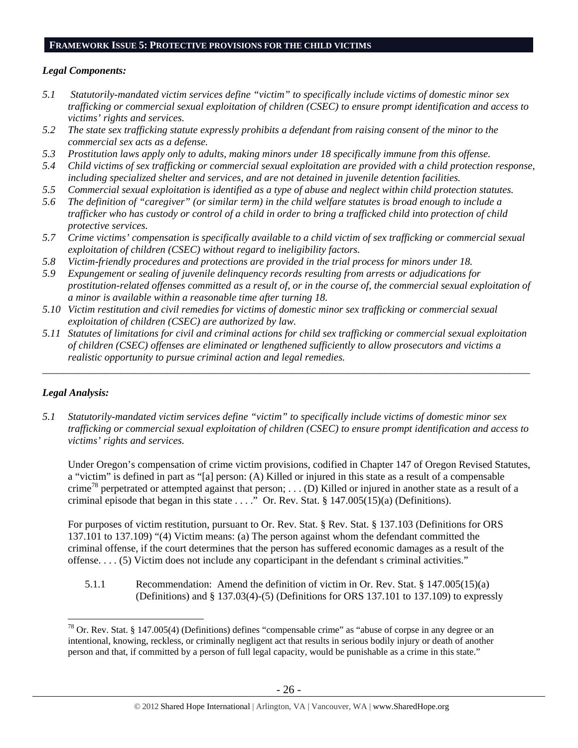## FRAMEWORK ISSUE 5: PROTECTIVE PROVISIONS FOR THE CHILD VICTIMS

### *Legal Components:*

*5.1 Statutorily-mandated victim services define "victim" to specifically include victims of domestic minor sex trafficking or commercial sexual exploitation of children (CSEC) to ensure prompt identification and access to victims' rights and services.*

*5.2 The state sex trafficking statute expressly prohibits a defendant from raising consent of the minor to the commercial sex acts as a defense.*

*5.3 Prostitution laws apply only to adults, making minors under 18 specifically immune from this offense.*

*5.4 Child victims of sex trafficking or commercial sexual exploitation are provided with a child protection response, including specialized shelter and services, and are not detained in juvenile detention facilities.*

*5.5 Commercial sexual exploitation is identified as a type of abuse and neglect within child protection statutes.*

*5.6 The definition of "caregiver" (or similar term) in the child welfare statutes is broad enough to include a trafficker who has custody or control of a child in order to bring a trafficked child into protection of child protective services.*

*5.7 Crime victims' compensation is specifically available to a child victim of sex trafficking or commercial sexual exploitation of children (CSEC) without regard to ineligibility factors.*

*5.8 Victim-friendly procedures and protections are provided in the trial process for minors under 18.*

*5.9 Expungement or sealing of juvenile delinquency records resulting from arrests or adjudications for prostitution-related offenses committed as a result of, or in the course of, the commercial sexual exploitation of a minor is available within a reasonable time after turning 18.*

*5.10 Victim restitution and civil remedies for victims of domestic minor sex trafficking or commercial sexual exploitation of children (CSEC) are authorized by law.*

*5.11 Statutes of limitations for civil and criminal actions for child sex trafficking or commercial sexual exploitation of children (CSEC) offenses are eliminated or lengthened sufficiently to allow prosecutors and victims a realistic opportunity to pursue criminal action and legal remedies.*

---

### *Legal Analysis:*

*5.1 Statutorily-mandated victim services define "victim" to specifically include victims of domestic minor sex trafficking or commercial sexual exploitation of children (CSEC) to ensure prompt identification and access to victims' rights and services.*

Under Oregon's compensation of crime victim provisions, codified in Chapter 147 of Oregon Revised Statutes, a "victim" is defined in part as "[a] person: (A) Killed or injured in this state as a result of a compensable crime[78] perpetrated or attempted against that person; . . . (D) Killed or injured in another state as a result of a criminal episode that began in this state . . . ." Or. Rev. Stat. § 147.005(15)(a) (Definitions).

For purposes of victim restitution, pursuant to Or. Rev. Stat. § Rev. Stat. § 137.103 (Definitions for ORS 137.101 to 137.109) "(4) Victim means: (a) The person against whom the defendant committed the criminal offense, if the court determines that the person has suffered economic damages as a result of the offense. . . . (5) Victim does not include any coparticipant in the defendant s criminal activities."

5.1.1 Recommendation: Amend the definition of victim in Or. Rev. Stat. § 147.005(15)(a) (Definitions) and § 137.03(4)-(5) (Definitions for ORS 137.101 to 137.109) to expressly

---

[78] Or. Rev. Stat. § 147.005(4) (Definitions) defines "compensable crime" as "abuse of corpse in any degree or an intentional, knowing, reckless, or criminally negligent act that results in serious bodily injury or death of another person and that, if committed by a person of full legal capacity, would be punishable as a crime in this state."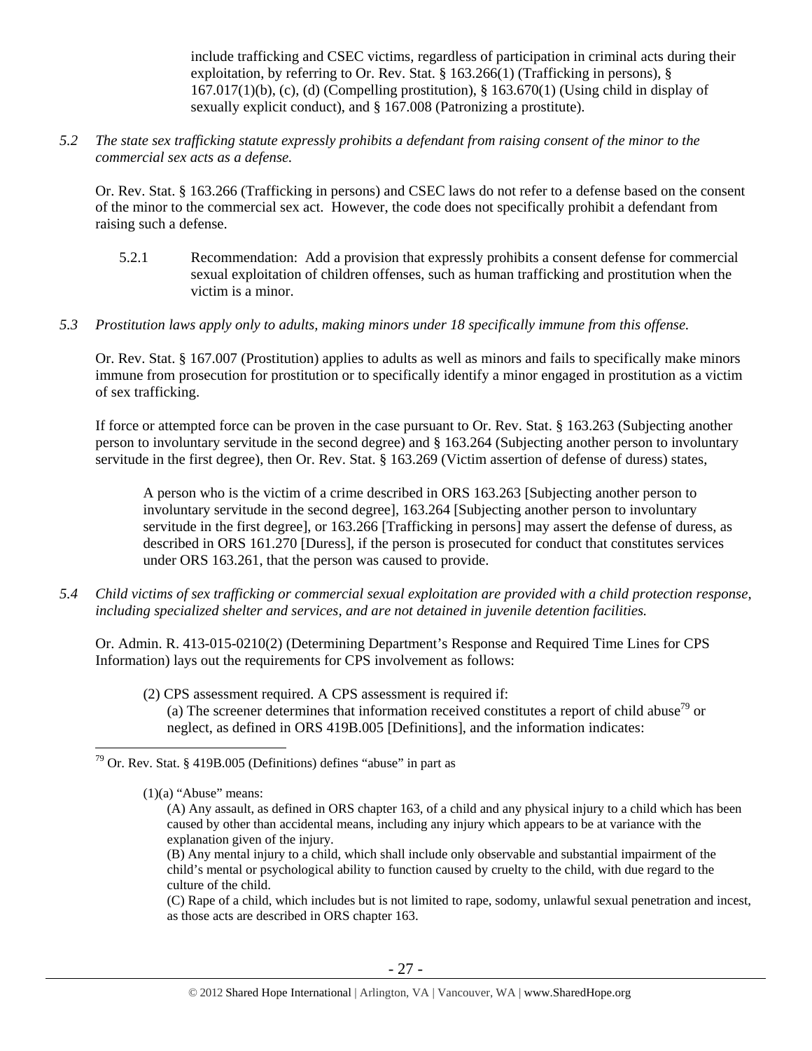include trafficking and CSEC victims, regardless of participation in criminal acts during their exploitation, by referring to Or. Rev. Stat. § 163.266(1) (Trafficking in persons), § 167.017(1)(b), (c), (d) (Compelling prostitution), § 163.670(1) (Using child in display of sexually explicit conduct), and § 167.008 (Patronizing a prostitute).

*5.2 The state sex trafficking statute expressly prohibits a defendant from raising consent of the minor to the commercial sex acts as a defense.*

Or. Rev. Stat. § 163.266 (Trafficking in persons) and CSEC laws do not refer to a defense based on the consent of the minor to the commercial sex act. However, the code does not specifically prohibit a defendant from raising such a defense.

5.2.1 Recommendation: Add a provision that expressly prohibits a consent defense for commercial sexual exploitation of children offenses, such as human trafficking and prostitution when the victim is a minor.

*5.3 Prostitution laws apply only to adults, making minors under 18 specifically immune from this offense.*

Or. Rev. Stat. § 167.007 (Prostitution) applies to adults as well as minors and fails to specifically make minors immune from prosecution for prostitution or to specifically identify a minor engaged in prostitution as a victim of sex trafficking.

If force or attempted force can be proven in the case pursuant to Or. Rev. Stat. § 163.263 (Subjecting another person to involuntary servitude in the second degree) and § 163.264 (Subjecting another person to involuntary servitude in the first degree), then Or. Rev. Stat. § 163.269 (Victim assertion of defense of duress) states,

> A person who is the victim of a crime described in ORS 163.263 [Subjecting another person to involuntary servitude in the second degree], 163.264 [Subjecting another person to involuntary servitude in the first degree], or 163.266 [Trafficking in persons] may assert the defense of duress, as described in ORS 161.270 [Duress], if the person is prosecuted for conduct that constitutes services under ORS 163.261, that the person was caused to provide.

*5.4 Child victims of sex trafficking or commercial sexual exploitation are provided with a child protection response, including specialized shelter and services, and are not detained in juvenile detention facilities.*

Or. Admin. R. 413-015-0210(2) (Determining Department's Response and Required Time Lines for CPS Information) lays out the requirements for CPS involvement as follows:

> (2) CPS assessment required. A CPS assessment is required if:
> (a) The screener determines that information received constitutes a report of child abuse[79] or neglect, as defined in ORS 419B.005 [Definitions], and the information indicates:

---

[79] Or. Rev. Stat. § 419B.005 (Definitions) defines "abuse" in part as

> (1)(a) "Abuse" means:
> (A) Any assault, as defined in ORS chapter 163, of a child and any physical injury to a child which has been caused by other than accidental means, including any injury which appears to be at variance with the explanation given of the injury.
> (B) Any mental injury to a child, which shall include only observable and substantial impairment of the child's mental or psychological ability to function caused by cruelty to the child, with due regard to the culture of the child.
> (C) Rape of a child, which includes but is not limited to rape, sodomy, unlawful sexual penetration and incest, as those acts are described in ORS chapter 163.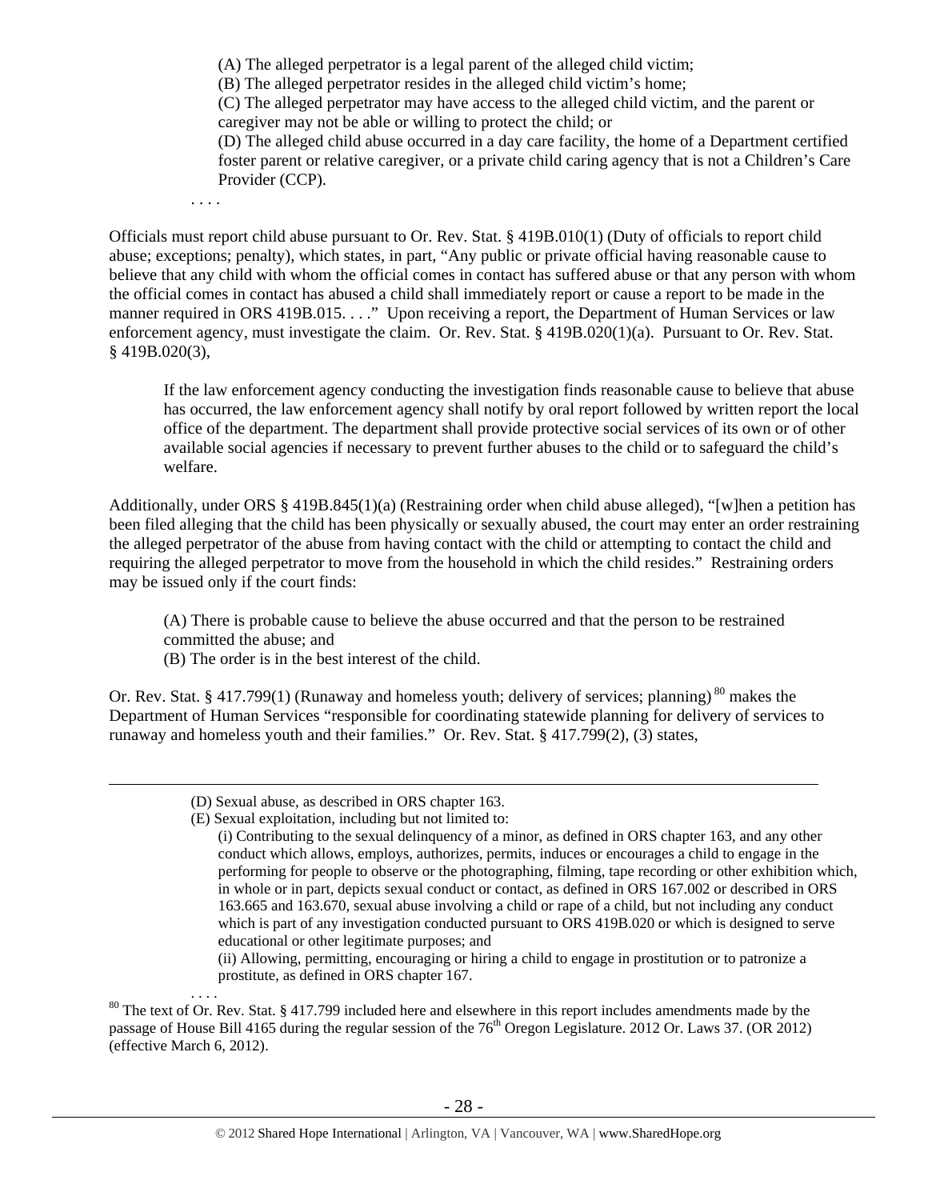(A) The alleged perpetrator is a legal parent of the alleged child victim;
(B) The alleged perpetrator resides in the alleged child victim's home;
(C) The alleged perpetrator may have access to the alleged child victim, and the parent or caregiver may not be able or willing to protect the child; or
(D) The alleged child abuse occurred in a day care facility, the home of a Department certified foster parent or relative caregiver, or a private child caring agency that is not a Children's Care Provider (CCP).

. . . .

Officials must report child abuse pursuant to Or. Rev. Stat. § 419B.010(1) (Duty of officials to report child abuse; exceptions; penalty), which states, in part, "Any public or private official having reasonable cause to believe that any child with whom the official comes in contact has suffered abuse or that any person with whom the official comes in contact has abused a child shall immediately report or cause a report to be made in the manner required in ORS 419B.015. . . ." Upon receiving a report, the Department of Human Services or law enforcement agency, must investigate the claim. Or. Rev. Stat. § 419B.020(1)(a). Pursuant to Or. Rev. Stat. § 419B.020(3),

> If the law enforcement agency conducting the investigation finds reasonable cause to believe that abuse has occurred, the law enforcement agency shall notify by oral report followed by written report the local office of the department. The department shall provide protective social services of its own or of other available social agencies if necessary to prevent further abuses to the child or to safeguard the child's welfare.

Additionally, under ORS § 419B.845(1)(a) (Restraining order when child abuse alleged), "[w]hen a petition has been filed alleging that the child has been physically or sexually abused, the court may enter an order restraining the alleged perpetrator of the abuse from having contact with the child or attempting to contact the child and requiring the alleged perpetrator to move from the household in which the child resides." Restraining orders may be issued only if the court finds:

> (A) There is probable cause to believe the abuse occurred and that the person to be restrained committed the abuse; and
> (B) The order is in the best interest of the child.

Or. Rev. Stat. § 417.799(1) (Runaway and homeless youth; delivery of services; planning)[80] makes the Department of Human Services "responsible for coordinating statewide planning for delivery of services to runaway and homeless youth and their families." Or. Rev. Stat. § 417.799(2), (3) states,

---

(D) Sexual abuse, as described in ORS chapter 163.
(E) Sexual exploitation, including but not limited to:
(i) Contributing to the sexual delinquency of a minor, as defined in ORS chapter 163, and any other conduct which allows, employs, authorizes, permits, induces or encourages a child to engage in the performing for people to observe or the photographing, filming, tape recording or other exhibition which, in whole or in part, depicts sexual conduct or contact, as defined in ORS 167.002 or described in ORS 163.665 and 163.670, sexual abuse involving a child or rape of a child, but not including any conduct which is part of any investigation conducted pursuant to ORS 419B.020 or which is designed to serve educational or other legitimate purposes; and
(ii) Allowing, permitting, encouraging or hiring a child to engage in prostitution or to patronize a prostitute, as defined in ORS chapter 167.
. . . .

[80] The text of Or. Rev. Stat. § 417.799 included here and elsewhere in this report includes amendments made by the passage of House Bill 4165 during the regular session of the 76th Oregon Legislature. 2012 Or. Laws 37. (OR 2012) (effective March 6, 2012).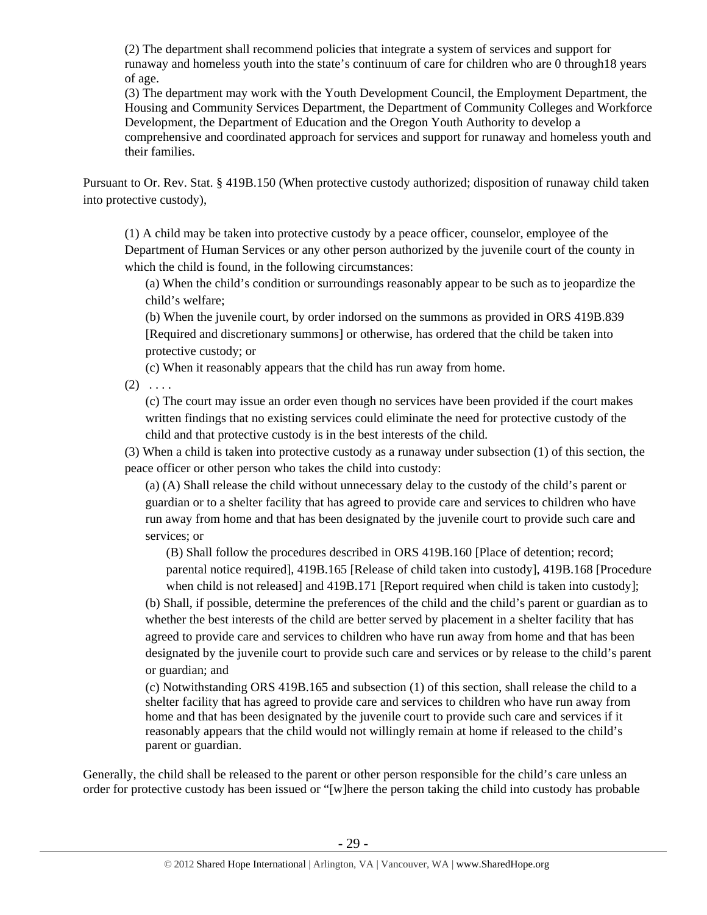> (2) The department shall recommend policies that integrate a system of services and support for runaway and homeless youth into the state's continuum of care for children who are 0 through18 years of age.
>
> (3) The department may work with the Youth Development Council, the Employment Department, the Housing and Community Services Department, the Department of Community Colleges and Workforce Development, the Department of Education and the Oregon Youth Authority to develop a comprehensive and coordinated approach for services and support for runaway and homeless youth and their families.

Pursuant to Or. Rev. Stat. § 419B.150 (When protective custody authorized; disposition of runaway child taken into protective custody),

> (1) A child may be taken into protective custody by a peace officer, counselor, employee of the Department of Human Services or any other person authorized by the juvenile court of the county in which the child is found, in the following circumstances:
>
> > (a) When the child's condition or surroundings reasonably appear to be such as to jeopardize the child's welfare;
> >
> > (b) When the juvenile court, by order indorsed on the summons as provided in ORS 419B.839 [Required and discretionary summons] or otherwise, has ordered that the child be taken into protective custody; or
> >
> > (c) When it reasonably appears that the child has run away from home.
>
> (2) . . . .
>
> > (c) The court may issue an order even though no services have been provided if the court makes written findings that no existing services could eliminate the need for protective custody of the child and that protective custody is in the best interests of the child.
>
> (3) When a child is taken into protective custody as a runaway under subsection (1) of this section, the peace officer or other person who takes the child into custody:
>
> > (a) (A) Shall release the child without unnecessary delay to the custody of the child's parent or guardian or to a shelter facility that has agreed to provide care and services to children who have run away from home and that has been designated by the juvenile court to provide such care and services; or
> >
> > > (B) Shall follow the procedures described in ORS 419B.160 [Place of detention; record; parental notice required], 419B.165 [Release of child taken into custody], 419B.168 [Procedure when child is not released] and 419B.171 [Report required when child is taken into custody];
> >
> > (b) Shall, if possible, determine the preferences of the child and the child's parent or guardian as to whether the best interests of the child are better served by placement in a shelter facility that has agreed to provide care and services to children who have run away from home and that has been designated by the juvenile court to provide such care and services or by release to the child's parent or guardian; and
> >
> > (c) Notwithstanding ORS 419B.165 and subsection (1) of this section, shall release the child to a shelter facility that has agreed to provide care and services to children who have run away from home and that has been designated by the juvenile court to provide such care and services if it reasonably appears that the child would not willingly remain at home if released to the child's parent or guardian.

Generally, the child shall be released to the parent or other person responsible for the child's care unless an order for protective custody has been issued or "[w]here the person taking the child into custody has probable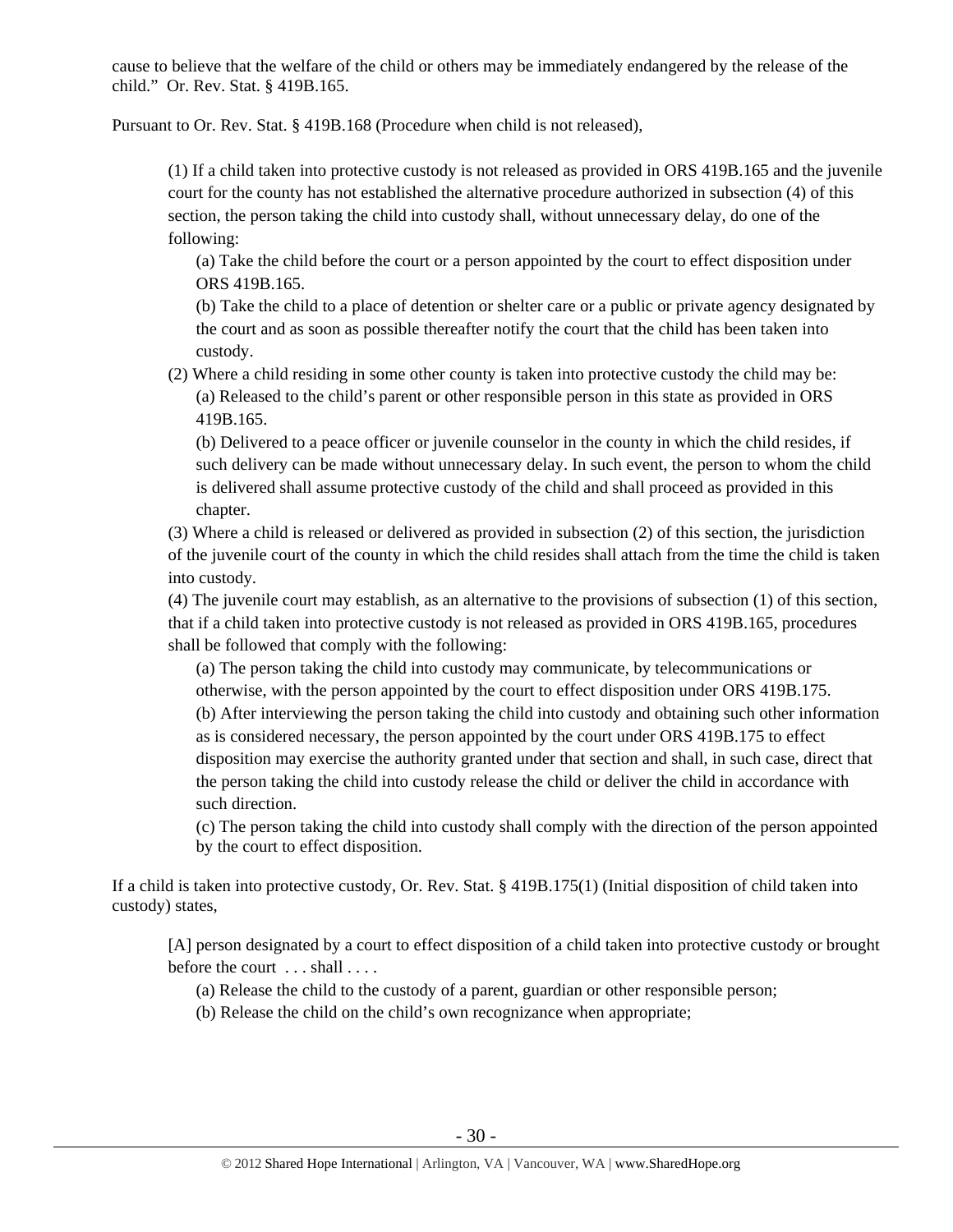cause to believe that the welfare of the child or others may be immediately endangered by the release of the child." Or. Rev. Stat. § 419B.165.

Pursuant to Or. Rev. Stat. § 419B.168 (Procedure when child is not released),

> (1) If a child taken into protective custody is not released as provided in ORS 419B.165 and the juvenile court for the county has not established the alternative procedure authorized in subsection (4) of this section, the person taking the child into custody shall, without unnecessary delay, do one of the following:
>
> > (a) Take the child before the court or a person appointed by the court to effect disposition under ORS 419B.165.
> >
> > (b) Take the child to a place of detention or shelter care or a public or private agency designated by the court and as soon as possible thereafter notify the court that the child has been taken into custody.
>
> (2) Where a child residing in some other county is taken into protective custody the child may be:
>
> > (a) Released to the child's parent or other responsible person in this state as provided in ORS 419B.165.
> >
> > (b) Delivered to a peace officer or juvenile counselor in the county in which the child resides, if such delivery can be made without unnecessary delay. In such event, the person to whom the child is delivered shall assume protective custody of the child and shall proceed as provided in this chapter.
>
> (3) Where a child is released or delivered as provided in subsection (2) of this section, the jurisdiction of the juvenile court of the county in which the child resides shall attach from the time the child is taken into custody.
>
> (4) The juvenile court may establish, as an alternative to the provisions of subsection (1) of this section, that if a child taken into protective custody is not released as provided in ORS 419B.165, procedures shall be followed that comply with the following:
>
> > (a) The person taking the child into custody may communicate, by telecommunications or otherwise, with the person appointed by the court to effect disposition under ORS 419B.175.
> >
> > (b) After interviewing the person taking the child into custody and obtaining such other information as is considered necessary, the person appointed by the court under ORS 419B.175 to effect disposition may exercise the authority granted under that section and shall, in such case, direct that the person taking the child into custody release the child or deliver the child in accordance with such direction.
> >
> > (c) The person taking the child into custody shall comply with the direction of the person appointed by the court to effect disposition.

If a child is taken into protective custody, Or. Rev. Stat. § 419B.175(1) (Initial disposition of child taken into custody) states,

> [A] person designated by a court to effect disposition of a child taken into protective custody or brought before the court . . . shall . . . .
>
> > (a) Release the child to the custody of a parent, guardian or other responsible person;
> >
> > (b) Release the child on the child's own recognizance when appropriate;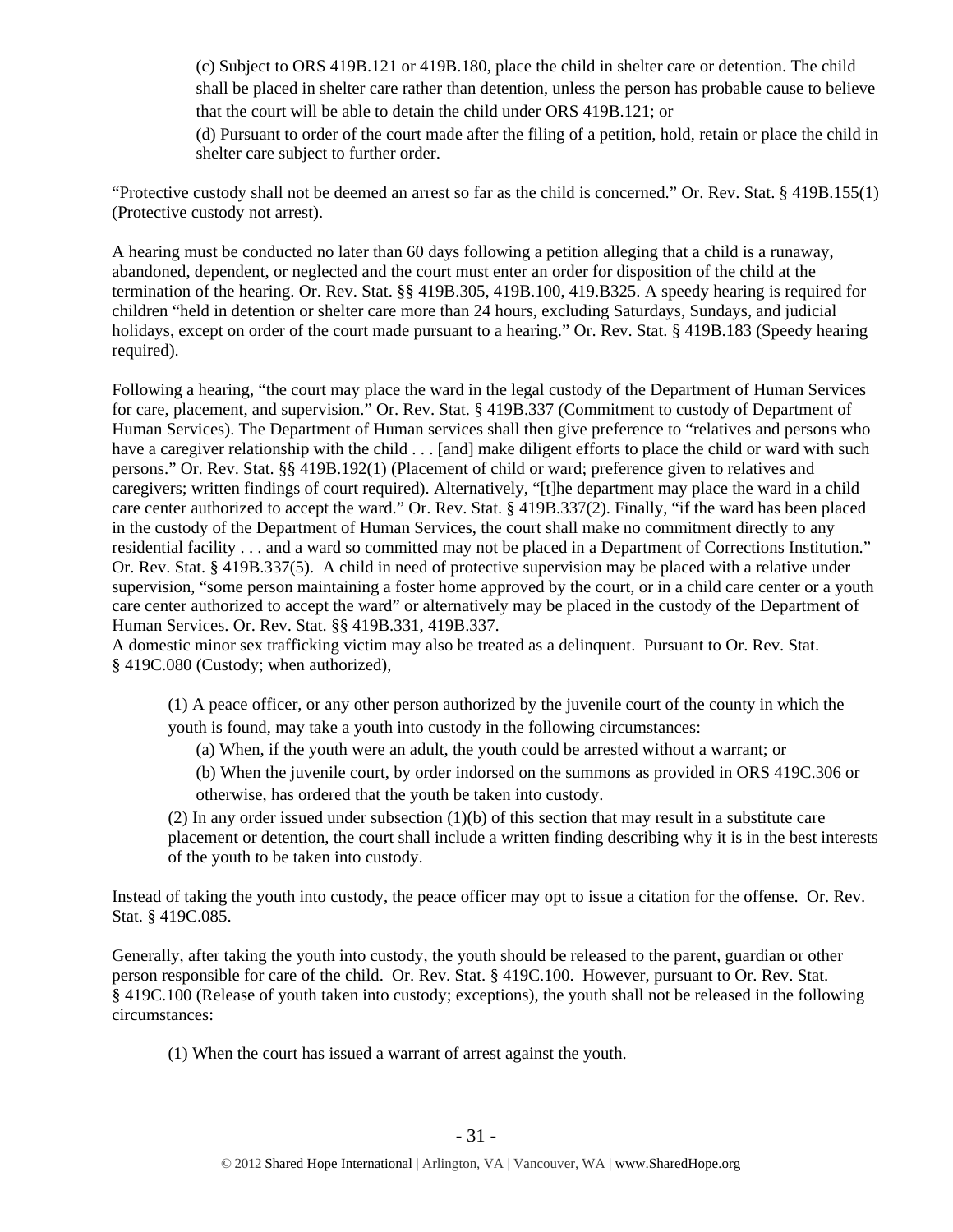(c) Subject to ORS 419B.121 or 419B.180, place the child in shelter care or detention. The child shall be placed in shelter care rather than detention, unless the person has probable cause to believe that the court will be able to detain the child under ORS 419B.121; or

(d) Pursuant to order of the court made after the filing of a petition, hold, retain or place the child in shelter care subject to further order.

"Protective custody shall not be deemed an arrest so far as the child is concerned." Or. Rev. Stat. § 419B.155(1) (Protective custody not arrest).

A hearing must be conducted no later than 60 days following a petition alleging that a child is a runaway, abandoned, dependent, or neglected and the court must enter an order for disposition of the child at the termination of the hearing. Or. Rev. Stat. §§ 419B.305, 419B.100, 419.B325. A speedy hearing is required for children "held in detention or shelter care more than 24 hours, excluding Saturdays, Sundays, and judicial holidays, except on order of the court made pursuant to a hearing." Or. Rev. Stat. § 419B.183 (Speedy hearing required).

Following a hearing, "the court may place the ward in the legal custody of the Department of Human Services for care, placement, and supervision." Or. Rev. Stat. § 419B.337 (Commitment to custody of Department of Human Services). The Department of Human services shall then give preference to "relatives and persons who have a caregiver relationship with the child . . . [and] make diligent efforts to place the child or ward with such persons." Or. Rev. Stat. §§ 419B.192(1) (Placement of child or ward; preference given to relatives and caregivers; written findings of court required). Alternatively, "[t]he department may place the ward in a child care center authorized to accept the ward." Or. Rev. Stat. § 419B.337(2). Finally, "if the ward has been placed in the custody of the Department of Human Services, the court shall make no commitment directly to any residential facility . . . and a ward so committed may not be placed in a Department of Corrections Institution." Or. Rev. Stat. § 419B.337(5). A child in need of protective supervision may be placed with a relative under supervision, "some person maintaining a foster home approved by the court, or in a child care center or a youth care center authorized to accept the ward" or alternatively may be placed in the custody of the Department of Human Services. Or. Rev. Stat. §§ 419B.331, 419B.337.

A domestic minor sex trafficking victim may also be treated as a delinquent. Pursuant to Or. Rev. Stat. § 419C.080 (Custody; when authorized),

(1) A peace officer, or any other person authorized by the juvenile court of the county in which the youth is found, may take a youth into custody in the following circumstances:

(a) When, if the youth were an adult, the youth could be arrested without a warrant; or

(b) When the juvenile court, by order indorsed on the summons as provided in ORS 419C.306 or otherwise, has ordered that the youth be taken into custody.

(2) In any order issued under subsection (1)(b) of this section that may result in a substitute care placement or detention, the court shall include a written finding describing why it is in the best interests of the youth to be taken into custody.

Instead of taking the youth into custody, the peace officer may opt to issue a citation for the offense. Or. Rev. Stat. § 419C.085.

Generally, after taking the youth into custody, the youth should be released to the parent, guardian or other person responsible for care of the child. Or. Rev. Stat. § 419C.100. However, pursuant to Or. Rev. Stat. § 419C.100 (Release of youth taken into custody; exceptions), the youth shall not be released in the following circumstances:

(1) When the court has issued a warrant of arrest against the youth.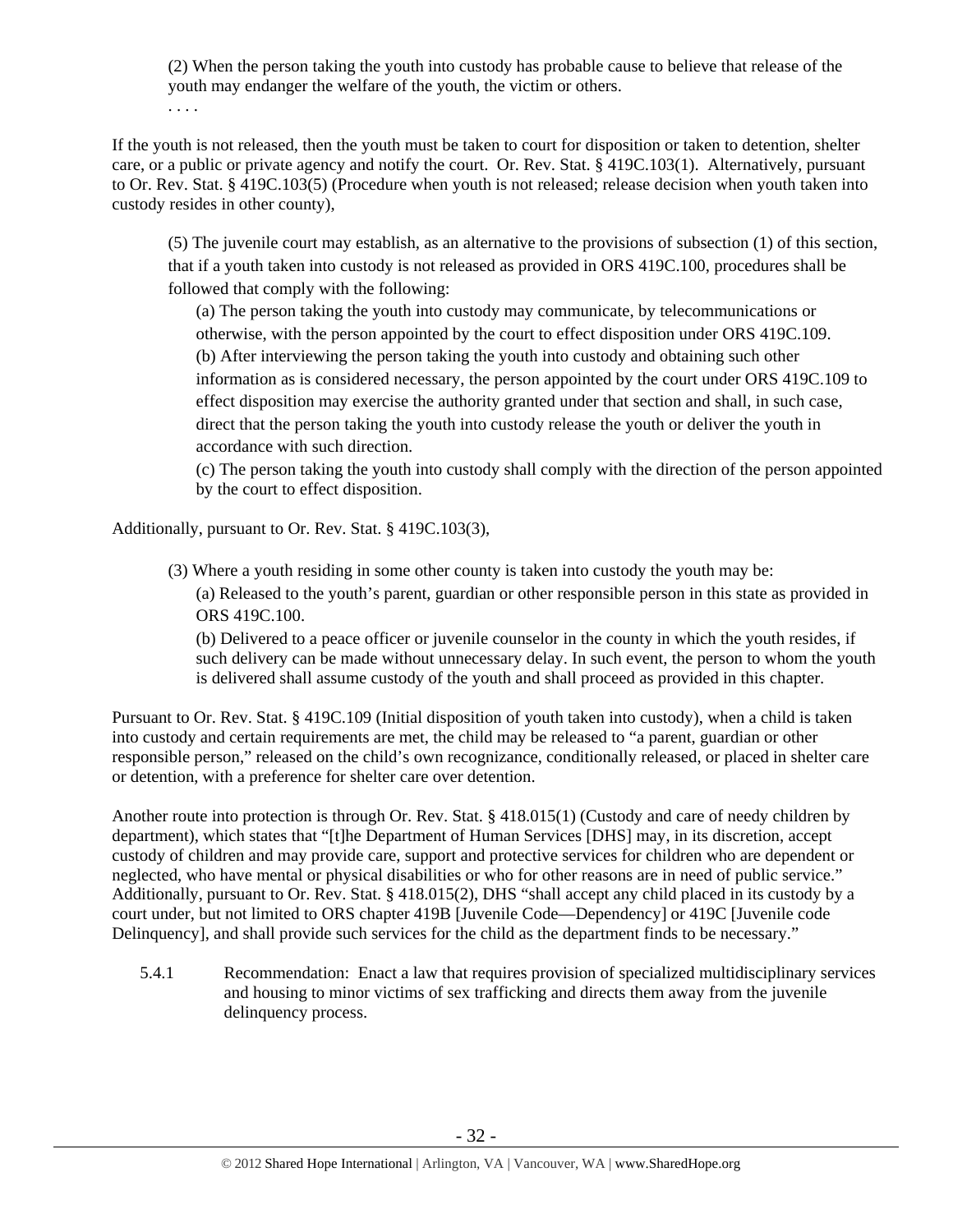> (2) When the person taking the youth into custody has probable cause to believe that release of the youth may endanger the welfare of the youth, the victim or others.
>
> . . . .

If the youth is not released, then the youth must be taken to court for disposition or taken to detention, shelter care, or a public or private agency and notify the court. Or. Rev. Stat. § 419C.103(1). Alternatively, pursuant to Or. Rev. Stat. § 419C.103(5) (Procedure when youth is not released; release decision when youth taken into custody resides in other county),

> (5) The juvenile court may establish, as an alternative to the provisions of subsection (1) of this section, that if a youth taken into custody is not released as provided in ORS 419C.100, procedures shall be followed that comply with the following:
>
> (a) The person taking the youth into custody may communicate, by telecommunications or otherwise, with the person appointed by the court to effect disposition under ORS 419C.109.
>
> (b) After interviewing the person taking the youth into custody and obtaining such other information as is considered necessary, the person appointed by the court under ORS 419C.109 to effect disposition may exercise the authority granted under that section and shall, in such case, direct that the person taking the youth into custody release the youth or deliver the youth in accordance with such direction.
>
> (c) The person taking the youth into custody shall comply with the direction of the person appointed by the court to effect disposition.

Additionally, pursuant to Or. Rev. Stat. § 419C.103(3),

> (3) Where a youth residing in some other county is taken into custody the youth may be:
>
> (a) Released to the youth's parent, guardian or other responsible person in this state as provided in ORS 419C.100.
>
> (b) Delivered to a peace officer or juvenile counselor in the county in which the youth resides, if such delivery can be made without unnecessary delay. In such event, the person to whom the youth is delivered shall assume custody of the youth and shall proceed as provided in this chapter.

Pursuant to Or. Rev. Stat. § 419C.109 (Initial disposition of youth taken into custody), when a child is taken into custody and certain requirements are met, the child may be released to "a parent, guardian or other responsible person," released on the child's own recognizance, conditionally released, or placed in shelter care or detention, with a preference for shelter care over detention.

Another route into protection is through Or. Rev. Stat. § 418.015(1) (Custody and care of needy children by department), which states that "[t]he Department of Human Services [DHS] may, in its discretion, accept custody of children and may provide care, support and protective services for children who are dependent or neglected, who have mental or physical disabilities or who for other reasons are in need of public service." Additionally, pursuant to Or. Rev. Stat. § 418.015(2), DHS "shall accept any child placed in its custody by a court under, but not limited to ORS chapter 419B [Juvenile Code—Dependency] or 419C [Juvenile code Delinquency], and shall provide such services for the child as the department finds to be necessary."

5.4.1 Recommendation: Enact a law that requires provision of specialized multidisciplinary services and housing to minor victims of sex trafficking and directs them away from the juvenile delinquency process.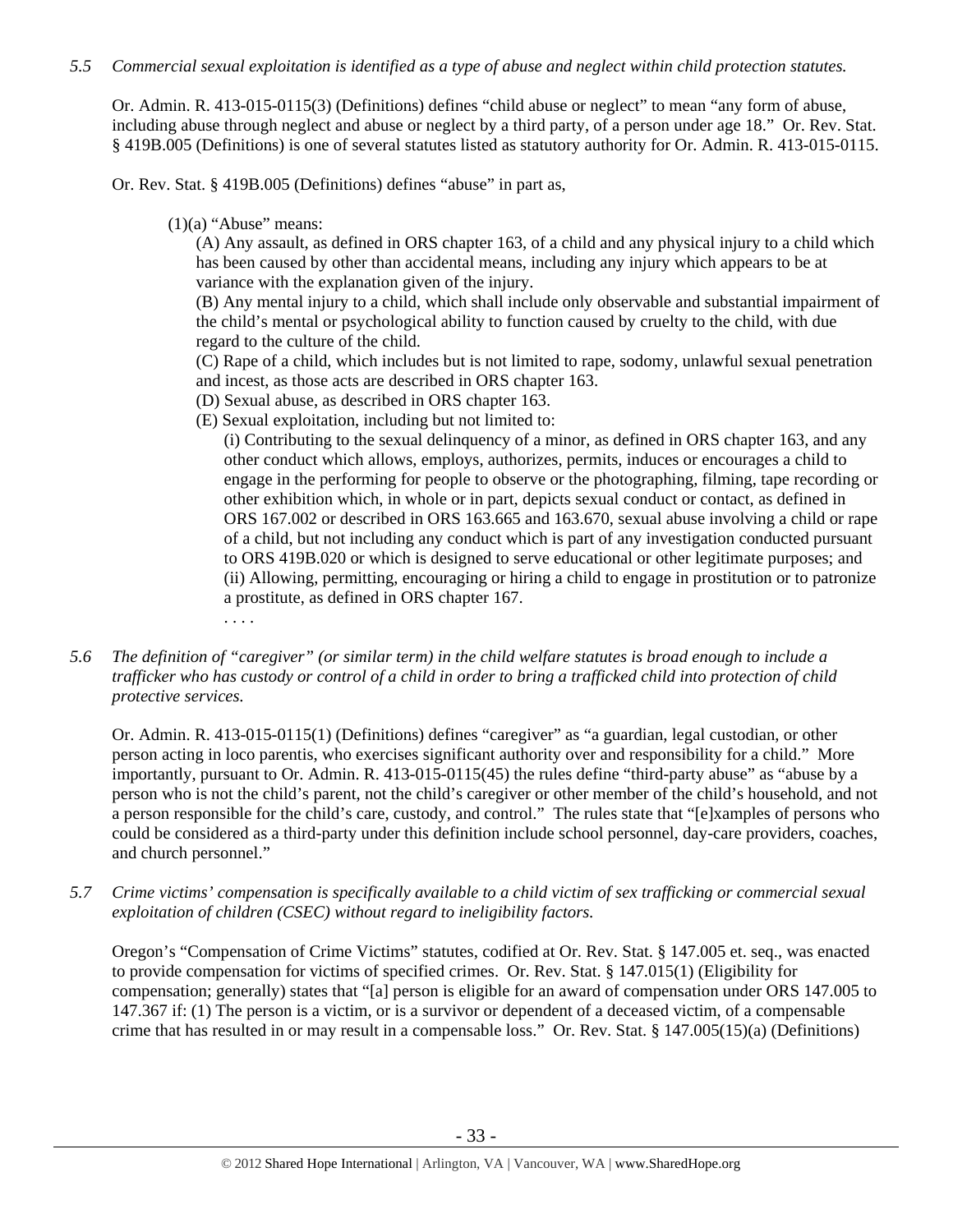*5.5 Commercial sexual exploitation is identified as a type of abuse and neglect within child protection statutes.*

Or. Admin. R. 413-015-0115(3) (Definitions) defines "child abuse or neglect" to mean "any form of abuse, including abuse through neglect and abuse or neglect by a third party, of a person under age 18." Or. Rev. Stat. § 419B.005 (Definitions) is one of several statutes listed as statutory authority for Or. Admin. R. 413-015-0115.

Or. Rev. Stat. § 419B.005 (Definitions) defines "abuse" in part as,

> (1)(a) "Abuse" means:
>
> (A) Any assault, as defined in ORS chapter 163, of a child and any physical injury to a child which has been caused by other than accidental means, including any injury which appears to be at variance with the explanation given of the injury.
>
> (B) Any mental injury to a child, which shall include only observable and substantial impairment of the child's mental or psychological ability to function caused by cruelty to the child, with due regard to the culture of the child.
>
> (C) Rape of a child, which includes but is not limited to rape, sodomy, unlawful sexual penetration and incest, as those acts are described in ORS chapter 163.
>
> (D) Sexual abuse, as described in ORS chapter 163.
>
> (E) Sexual exploitation, including but not limited to:
>
> (i) Contributing to the sexual delinquency of a minor, as defined in ORS chapter 163, and any other conduct which allows, employs, authorizes, permits, induces or encourages a child to engage in the performing for people to observe or the photographing, filming, tape recording or other exhibition which, in whole or in part, depicts sexual conduct or contact, as defined in ORS 167.002 or described in ORS 163.665 and 163.670, sexual abuse involving a child or rape of a child, but not including any conduct which is part of any investigation conducted pursuant to ORS 419B.020 or which is designed to serve educational or other legitimate purposes; and
>
> (ii) Allowing, permitting, encouraging or hiring a child to engage in prostitution or to patronize a prostitute, as defined in ORS chapter 167.
>
> . . . .

*5.6 The definition of "caregiver" (or similar term) in the child welfare statutes is broad enough to include a trafficker who has custody or control of a child in order to bring a trafficked child into protection of child protective services.*

Or. Admin. R. 413-015-0115(1) (Definitions) defines "caregiver" as "a guardian, legal custodian, or other person acting in loco parentis, who exercises significant authority over and responsibility for a child." More importantly, pursuant to Or. Admin. R. 413-015-0115(45) the rules define "third-party abuse" as "abuse by a person who is not the child's parent, not the child's caregiver or other member of the child's household, and not a person responsible for the child's care, custody, and control." The rules state that "[e]xamples of persons who could be considered as a third-party under this definition include school personnel, day-care providers, coaches, and church personnel."

*5.7 Crime victims' compensation is specifically available to a child victim of sex trafficking or commercial sexual exploitation of children (CSEC) without regard to ineligibility factors.*

Oregon's "Compensation of Crime Victims" statutes, codified at Or. Rev. Stat. § 147.005 et. seq., was enacted to provide compensation for victims of specified crimes. Or. Rev. Stat. § 147.015(1) (Eligibility for compensation; generally) states that "[a] person is eligible for an award of compensation under ORS 147.005 to 147.367 if: (1) The person is a victim, or is a survivor or dependent of a deceased victim, of a compensable crime that has resulted in or may result in a compensable loss." Or. Rev. Stat. § 147.005(15)(a) (Definitions)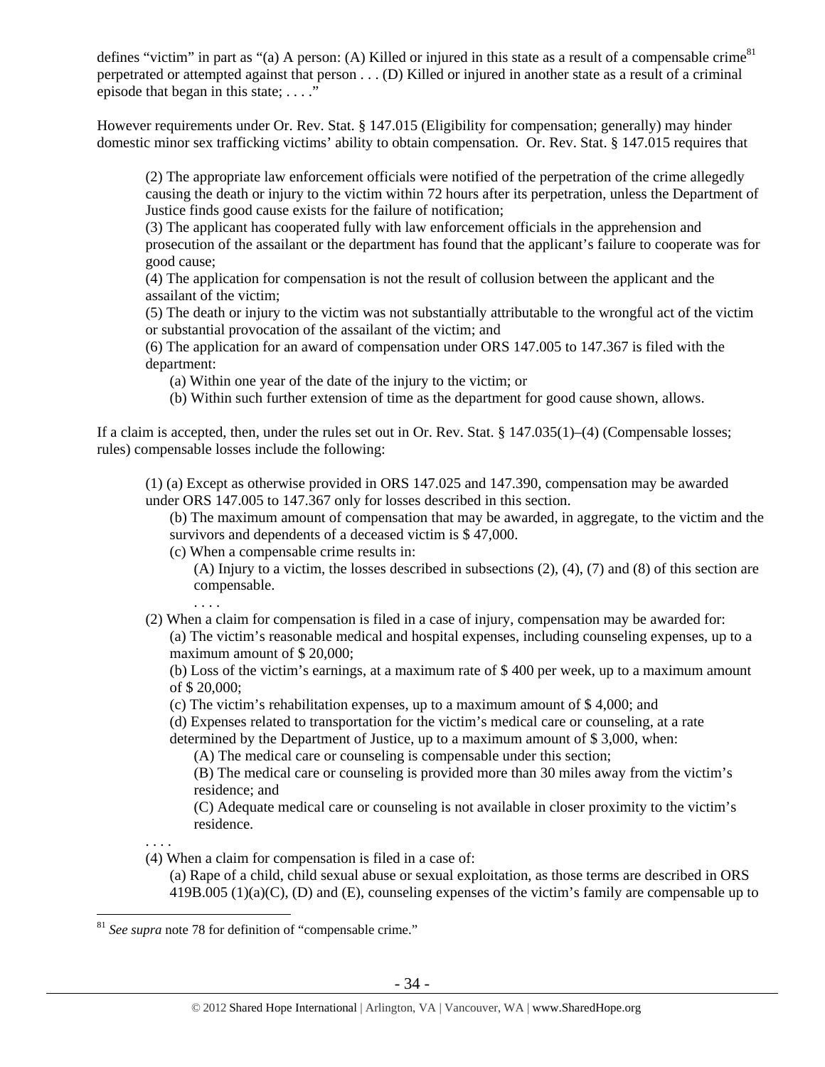defines "victim" in part as "(a) A person: (A) Killed or injured in this state as a result of a compensable crime[81] perpetrated or attempted against that person . . . (D) Killed or injured in another state as a result of a criminal episode that began in this state; . . . ."

However requirements under Or. Rev. Stat. § 147.015 (Eligibility for compensation; generally) may hinder domestic minor sex trafficking victims' ability to obtain compensation. Or. Rev. Stat. § 147.015 requires that

> (2) The appropriate law enforcement officials were notified of the perpetration of the crime allegedly causing the death or injury to the victim within 72 hours after its perpetration, unless the Department of Justice finds good cause exists for the failure of notification;
> (3) The applicant has cooperated fully with law enforcement officials in the apprehension and prosecution of the assailant or the department has found that the applicant's failure to cooperate was for good cause;
> (4) The application for compensation is not the result of collusion between the applicant and the assailant of the victim;
> (5) The death or injury to the victim was not substantially attributable to the wrongful act of the victim or substantial provocation of the assailant of the victim; and
> (6) The application for an award of compensation under ORS 147.005 to 147.367 is filed with the department:
> (a) Within one year of the date of the injury to the victim; or
> (b) Within such further extension of time as the department for good cause shown, allows.

If a claim is accepted, then, under the rules set out in Or. Rev. Stat. § 147.035(1)–(4) (Compensable losses; rules) compensable losses include the following:

> (1) (a) Except as otherwise provided in ORS 147.025 and 147.390, compensation may be awarded under ORS 147.005 to 147.367 only for losses described in this section.
> (b) The maximum amount of compensation that may be awarded, in aggregate, to the victim and the survivors and dependents of a deceased victim is $ 47,000.
> (c) When a compensable crime results in:
> (A) Injury to a victim, the losses described in subsections (2), (4), (7) and (8) of this section are compensable.
> . . . .
> (2) When a claim for compensation is filed in a case of injury, compensation may be awarded for:
> (a) The victim's reasonable medical and hospital expenses, including counseling expenses, up to a maximum amount of $ 20,000;
> (b) Loss of the victim's earnings, at a maximum rate of $ 400 per week, up to a maximum amount of $ 20,000;
> (c) The victim's rehabilitation expenses, up to a maximum amount of $ 4,000; and
> (d) Expenses related to transportation for the victim's medical care or counseling, at a rate determined by the Department of Justice, up to a maximum amount of $ 3,000, when:
> (A) The medical care or counseling is compensable under this section;
> (B) The medical care or counseling is provided more than 30 miles away from the victim's residence; and
> (C) Adequate medical care or counseling is not available in closer proximity to the victim's residence.
> . . . .
> (4) When a claim for compensation is filed in a case of:
> (a) Rape of a child, child sexual abuse or sexual exploitation, as those terms are described in ORS 419B.005 (1)(a)(C), (D) and (E), counseling expenses of the victim's family are compensable up to

[81] *See supra* note 78 for definition of "compensable crime."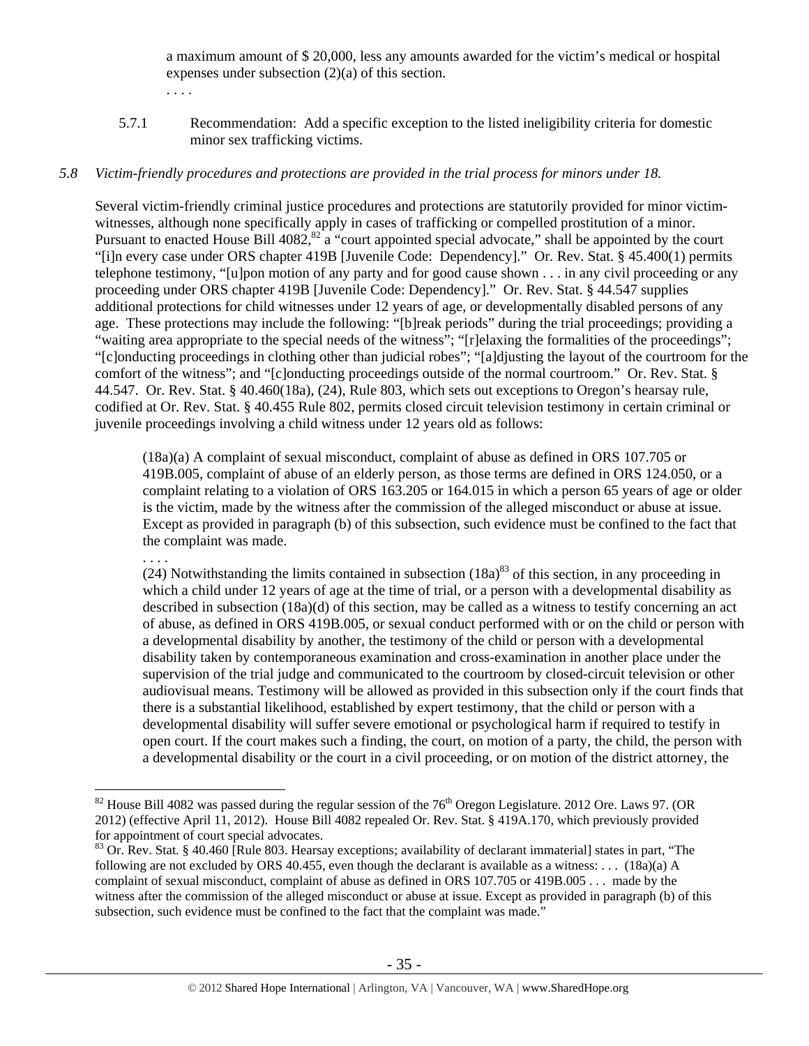a maximum amount of $ 20,000, less any amounts awarded for the victim's medical or hospital expenses under subsection (2)(a) of this section.

. . . .

5.7.1 Recommendation: Add a specific exception to the listed ineligibility criteria for domestic minor sex trafficking victims.

*5.8 Victim-friendly procedures and protections are provided in the trial process for minors under 18.*

Several victim-friendly criminal justice procedures and protections are statutorily provided for minor victim-witnesses, although none specifically apply in cases of trafficking or compelled prostitution of a minor. Pursuant to enacted House Bill 4082,[82] a "court appointed special advocate," shall be appointed by the court "[i]n every case under ORS chapter 419B [Juvenile Code: Dependency]." Or. Rev. Stat. § 45.400(1) permits telephone testimony, "[u]pon motion of any party and for good cause shown . . . in any civil proceeding or any proceeding under ORS chapter 419B [Juvenile Code: Dependency]." Or. Rev. Stat. § 44.547 supplies additional protections for child witnesses under 12 years of age, or developmentally disabled persons of any age. These protections may include the following: "[b]reak periods" during the trial proceedings; providing a "waiting area appropriate to the special needs of the witness"; "[r]elaxing the formalities of the proceedings"; "[c]onducting proceedings in clothing other than judicial robes"; "[a]djusting the layout of the courtroom for the comfort of the witness"; and "[c]onducting proceedings outside of the normal courtroom." Or. Rev. Stat. § 44.547. Or. Rev. Stat. § 40.460(18a), (24), Rule 803, which sets out exceptions to Oregon's hearsay rule, codified at Or. Rev. Stat. § 40.455 Rule 802, permits closed circuit television testimony in certain criminal or juvenile proceedings involving a child witness under 12 years old as follows:

> (18a)(a) A complaint of sexual misconduct, complaint of abuse as defined in ORS 107.705 or 419B.005, complaint of abuse of an elderly person, as those terms are defined in ORS 124.050, or a complaint relating to a violation of ORS 163.205 or 164.015 in which a person 65 years of age or older is the victim, made by the witness after the commission of the alleged misconduct or abuse at issue. Except as provided in paragraph (b) of this subsection, such evidence must be confined to the fact that the complaint was made.
>
> . . . .
>
> (24) Notwithstanding the limits contained in subsection (18a)[83] of this section, in any proceeding in which a child under 12 years of age at the time of trial, or a person with a developmental disability as described in subsection (18a)(d) of this section, may be called as a witness to testify concerning an act of abuse, as defined in ORS 419B.005, or sexual conduct performed with or on the child or person with a developmental disability by another, the testimony of the child or person with a developmental disability taken by contemporaneous examination and cross-examination in another place under the supervision of the trial judge and communicated to the courtroom by closed-circuit television or other audiovisual means. Testimony will be allowed as provided in this subsection only if the court finds that there is a substantial likelihood, established by expert testimony, that the child or person with a developmental disability will suffer severe emotional or psychological harm if required to testify in open court. If the court makes such a finding, the court, on motion of a party, the child, the person with a developmental disability or the court in a civil proceeding, or on motion of the district attorney, the

---

[82] House Bill 4082 was passed during the regular session of the 76th Oregon Legislature. 2012 Ore. Laws 97. (OR 2012) (effective April 11, 2012). House Bill 4082 repealed Or. Rev. Stat. § 419A.170, which previously provided for appointment of court special advocates.

[83] Or. Rev. Stat. § 40.460 [Rule 803. Hearsay exceptions; availability of declarant immaterial] states in part, "The following are not excluded by ORS 40.455, even though the declarant is available as a witness: . . . (18a)(a) A complaint of sexual misconduct, complaint of abuse as defined in ORS 107.705 or 419B.005 . . . made by the witness after the commission of the alleged misconduct or abuse at issue. Except as provided in paragraph (b) of this subsection, such evidence must be confined to the fact that the complaint was made."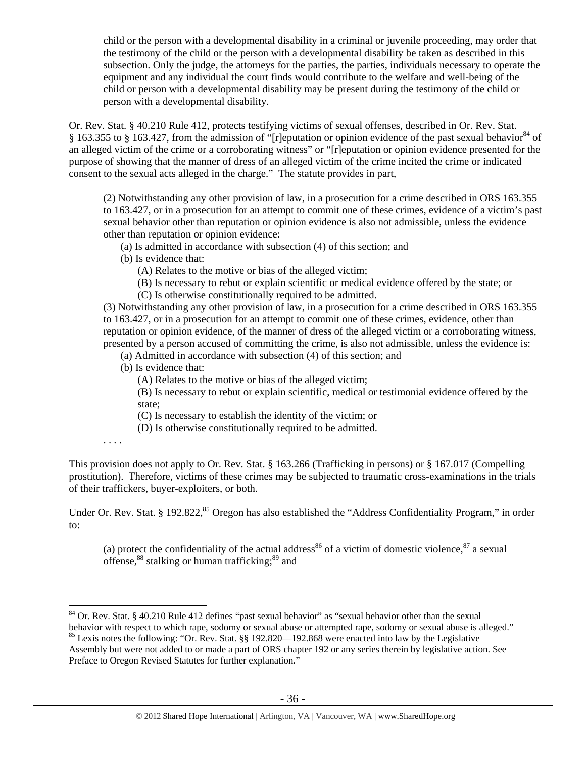> child or the person with a developmental disability in a criminal or juvenile proceeding, may order that the testimony of the child or the person with a developmental disability be taken as described in this subsection. Only the judge, the attorneys for the parties, the parties, individuals necessary to operate the equipment and any individual the court finds would contribute to the welfare and well-being of the child or person with a developmental disability may be present during the testimony of the child or person with a developmental disability.

Or. Rev. Stat. § 40.210 Rule 412, protects testifying victims of sexual offenses, described in Or. Rev. Stat. § 163.355 to § 163.427, from the admission of "[r]eputation or opinion evidence of the past sexual behavior[84] of an alleged victim of the crime or a corroborating witness" or "[r]eputation or opinion evidence presented for the purpose of showing that the manner of dress of an alleged victim of the crime incited the crime or indicated consent to the sexual acts alleged in the charge." The statute provides in part,

> (2) Notwithstanding any other provision of law, in a prosecution for a crime described in ORS 163.355 to 163.427, or in a prosecution for an attempt to commit one of these crimes, evidence of a victim's past sexual behavior other than reputation or opinion evidence is also not admissible, unless the evidence other than reputation or opinion evidence:
>
> (a) Is admitted in accordance with subsection (4) of this section; and
>
> (b) Is evidence that:
>
> (A) Relates to the motive or bias of the alleged victim;
>
> (B) Is necessary to rebut or explain scientific or medical evidence offered by the state; or
>
> (C) Is otherwise constitutionally required to be admitted.
>
> (3) Notwithstanding any other provision of law, in a prosecution for a crime described in ORS 163.355 to 163.427, or in a prosecution for an attempt to commit one of these crimes, evidence, other than reputation or opinion evidence, of the manner of dress of the alleged victim or a corroborating witness, presented by a person accused of committing the crime, is also not admissible, unless the evidence is:
>
> (a) Admitted in accordance with subsection (4) of this section; and
>
> (b) Is evidence that:
>
> (A) Relates to the motive or bias of the alleged victim;
>
> (B) Is necessary to rebut or explain scientific, medical or testimonial evidence offered by the state;
>
> (C) Is necessary to establish the identity of the victim; or
>
> (D) Is otherwise constitutionally required to be admitted.
>
> . . . .

This provision does not apply to Or. Rev. Stat. § 163.266 (Trafficking in persons) or § 167.017 (Compelling prostitution). Therefore, victims of these crimes may be subjected to traumatic cross-examinations in the trials of their traffickers, buyer-exploiters, or both.

Under Or. Rev. Stat. § 192.822,[85] Oregon has also established the "Address Confidentiality Program," in order to:

> (a) protect the confidentiality of the actual address[86] of a victim of domestic violence,[87] a sexual offense,[88] stalking or human trafficking;[89] and

---

[84] Or. Rev. Stat. § 40.210 Rule 412 defines "past sexual behavior" as "sexual behavior other than the sexual behavior with respect to which rape, sodomy or sexual abuse or attempted rape, sodomy or sexual abuse is alleged."

[85] Lexis notes the following: "Or. Rev. Stat. §§ 192.820—192.868 were enacted into law by the Legislative Assembly but were not added to or made a part of ORS chapter 192 or any series therein by legislative action. See Preface to Oregon Revised Statutes for further explanation."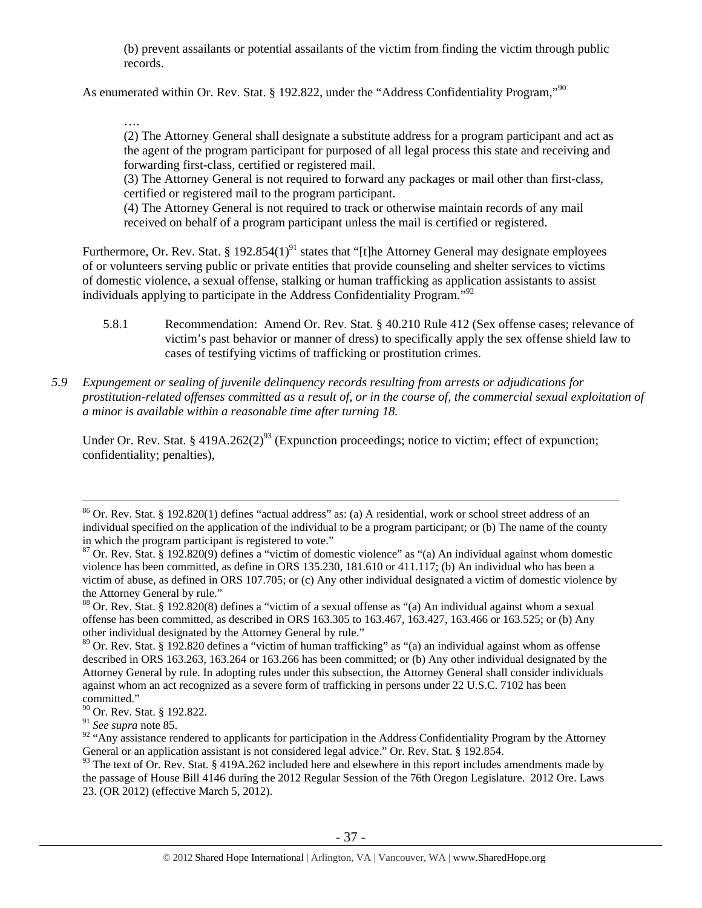(b) prevent assailants or potential assailants of the victim from finding the victim through public records.

As enumerated within Or. Rev. Stat. § 192.822, under the "Address Confidentiality Program,"[90]

> ….
>
> (2) The Attorney General shall designate a substitute address for a program participant and act as the agent of the program participant for purposed of all legal process this state and receiving and forwarding first-class, certified or registered mail.
>
> (3) The Attorney General is not required to forward any packages or mail other than first-class, certified or registered mail to the program participant.
>
> (4) The Attorney General is not required to track or otherwise maintain records of any mail received on behalf of a program participant unless the mail is certified or registered.

Furthermore, Or. Rev. Stat. § 192.854(1)[91] states that "[t]he Attorney General may designate employees of or volunteers serving public or private entities that provide counseling and shelter services to victims of domestic violence, a sexual offense, stalking or human trafficking as application assistants to assist individuals applying to participate in the Address Confidentiality Program."[92]

5.8.1 Recommendation: Amend Or. Rev. Stat. § 40.210 Rule 412 (Sex offense cases; relevance of victim's past behavior or manner of dress) to specifically apply the sex offense shield law to cases of testifying victims of trafficking or prostitution crimes.

*5.9 Expungement or sealing of juvenile delinquency records resulting from arrests or adjudications for prostitution-related offenses committed as a result of, or in the course of, the commercial sexual exploitation of a minor is available within a reasonable time after turning 18.*

Under Or. Rev. Stat. § 419A.262(2)[93] (Expunction proceedings; notice to victim; effect of expunction; confidentiality; penalties),

---

[86] Or. Rev. Stat. § 192.820(1) defines "actual address" as: (a) A residential, work or school street address of an individual specified on the application of the individual to be a program participant; or (b) The name of the county in which the program participant is registered to vote."

[87] Or. Rev. Stat. § 192.820(9) defines a "victim of domestic violence" as "(a) An individual against whom domestic violence has been committed, as define in ORS 135.230, 181.610 or 411.117; (b) An individual who has been a victim of abuse, as defined in ORS 107.705; or (c) Any other individual designated a victim of domestic violence by the Attorney General by rule."

[88] Or. Rev. Stat. § 192.820(8) defines a "victim of a sexual offense as "(a) An individual against whom a sexual offense has been committed, as described in ORS 163.305 to 163.467, 163.427, 163.466 or 163.525; or (b) Any other individual designated by the Attorney General by rule."

[89] Or. Rev. Stat. § 192.820 defines a "victim of human trafficking" as "(a) an individual against whom as offense described in ORS 163.263, 163.264 or 163.266 has been committed; or (b) Any other individual designated by the Attorney General by rule. In adopting rules under this subsection, the Attorney General shall consider individuals against whom an act recognized as a severe form of trafficking in persons under 22 U.S.C. 7102 has been committed."

[90] Or. Rev. Stat. § 192.822.

[91] *See supra* note 85.

[92] "Any assistance rendered to applicants for participation in the Address Confidentiality Program by the Attorney General or an application assistant is not considered legal advice." Or. Rev. Stat. § 192.854.

[93] The text of Or. Rev. Stat. § 419A.262 included here and elsewhere in this report includes amendments made by the passage of House Bill 4146 during the 2012 Regular Session of the 76th Oregon Legislature. 2012 Ore. Laws 23. (OR 2012) (effective March 5, 2012).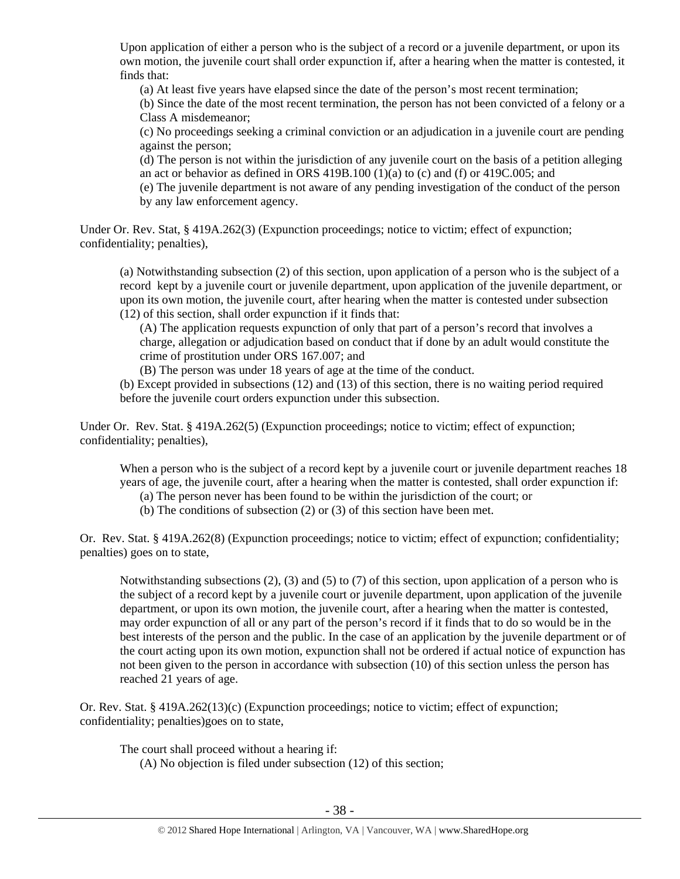Upon application of either a person who is the subject of a record or a juvenile department, or upon its own motion, the juvenile court shall order expunction if, after a hearing when the matter is contested, it finds that:

> (a) At least five years have elapsed since the date of the person's most recent termination;
>
> (b) Since the date of the most recent termination, the person has not been convicted of a felony or a Class A misdemeanor;
>
> (c) No proceedings seeking a criminal conviction or an adjudication in a juvenile court are pending against the person;
>
> (d) The person is not within the jurisdiction of any juvenile court on the basis of a petition alleging an act or behavior as defined in ORS 419B.100 (1)(a) to (c) and (f) or 419C.005; and
>
> (e) The juvenile department is not aware of any pending investigation of the conduct of the person by any law enforcement agency.

Under Or. Rev. Stat, § 419A.262(3) (Expunction proceedings; notice to victim; effect of expunction; confidentiality; penalties),

> (a) Notwithstanding subsection (2) of this section, upon application of a person who is the subject of a record kept by a juvenile court or juvenile department, upon application of the juvenile department, or upon its own motion, the juvenile court, after hearing when the matter is contested under subsection (12) of this section, shall order expunction if it finds that:
>
> (A) The application requests expunction of only that part of a person's record that involves a charge, allegation or adjudication based on conduct that if done by an adult would constitute the crime of prostitution under ORS 167.007; and
>
> (B) The person was under 18 years of age at the time of the conduct.
>
> (b) Except provided in subsections (12) and (13) of this section, there is no waiting period required before the juvenile court orders expunction under this subsection.

Under Or. Rev. Stat. § 419A.262(5) (Expunction proceedings; notice to victim; effect of expunction; confidentiality; penalties),

> When a person who is the subject of a record kept by a juvenile court or juvenile department reaches 18 years of age, the juvenile court, after a hearing when the matter is contested, shall order expunction if:
>
> (a) The person never has been found to be within the jurisdiction of the court; or
>
> (b) The conditions of subsection (2) or (3) of this section have been met.

Or. Rev. Stat. § 419A.262(8) (Expunction proceedings; notice to victim; effect of expunction; confidentiality; penalties) goes on to state,

> Notwithstanding subsections (2), (3) and (5) to (7) of this section, upon application of a person who is the subject of a record kept by a juvenile court or juvenile department, upon application of the juvenile department, or upon its own motion, the juvenile court, after a hearing when the matter is contested, may order expunction of all or any part of the person's record if it finds that to do so would be in the best interests of the person and the public. In the case of an application by the juvenile department or of the court acting upon its own motion, expunction shall not be ordered if actual notice of expunction has not been given to the person in accordance with subsection (10) of this section unless the person has reached 21 years of age.

Or. Rev. Stat. § 419A.262(13)(c) (Expunction proceedings; notice to victim; effect of expunction; confidentiality; penalties)goes on to state,

> The court shall proceed without a hearing if:
>
> (A) No objection is filed under subsection (12) of this section;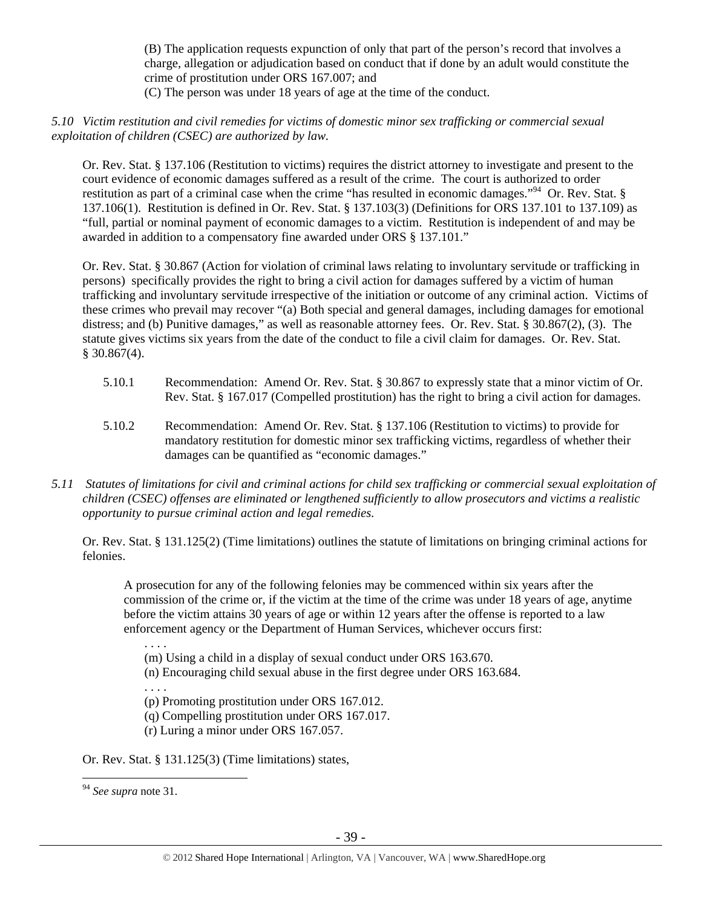(B) The application requests expunction of only that part of the person's record that involves a charge, allegation or adjudication based on conduct that if done by an adult would constitute the crime of prostitution under ORS 167.007; and

(C) The person was under 18 years of age at the time of the conduct.

*5.10 Victim restitution and civil remedies for victims of domestic minor sex trafficking or commercial sexual exploitation of children (CSEC) are authorized by law.*

Or. Rev. Stat. § 137.106 (Restitution to victims) requires the district attorney to investigate and present to the court evidence of economic damages suffered as a result of the crime. The court is authorized to order restitution as part of a criminal case when the crime "has resulted in economic damages."[94] Or. Rev. Stat. § 137.106(1). Restitution is defined in Or. Rev. Stat. § 137.103(3) (Definitions for ORS 137.101 to 137.109) as "full, partial or nominal payment of economic damages to a victim. Restitution is independent of and may be awarded in addition to a compensatory fine awarded under ORS § 137.101."

Or. Rev. Stat. § 30.867 (Action for violation of criminal laws relating to involuntary servitude or trafficking in persons) specifically provides the right to bring a civil action for damages suffered by a victim of human trafficking and involuntary servitude irrespective of the initiation or outcome of any criminal action. Victims of these crimes who prevail may recover "(a) Both special and general damages, including damages for emotional distress; and (b) Punitive damages," as well as reasonable attorney fees. Or. Rev. Stat. § 30.867(2), (3). The statute gives victims six years from the date of the conduct to file a civil claim for damages. Or. Rev. Stat. § 30.867(4).

5.10.1 Recommendation: Amend Or. Rev. Stat. § 30.867 to expressly state that a minor victim of Or. Rev. Stat. § 167.017 (Compelled prostitution) has the right to bring a civil action for damages.

5.10.2 Recommendation: Amend Or. Rev. Stat. § 137.106 (Restitution to victims) to provide for mandatory restitution for domestic minor sex trafficking victims, regardless of whether their damages can be quantified as "economic damages."

*5.11 Statutes of limitations for civil and criminal actions for child sex trafficking or commercial sexual exploitation of children (CSEC) offenses are eliminated or lengthened sufficiently to allow prosecutors and victims a realistic opportunity to pursue criminal action and legal remedies.*

Or. Rev. Stat. § 131.125(2) (Time limitations) outlines the statute of limitations on bringing criminal actions for felonies.

> A prosecution for any of the following felonies may be commenced within six years after the commission of the crime or, if the victim at the time of the crime was under 18 years of age, anytime before the victim attains 30 years of age or within 12 years after the offense is reported to a law enforcement agency or the Department of Human Services, whichever occurs first:
>
> . . . .
>
> (m) Using a child in a display of sexual conduct under ORS 163.670.
>
> (n) Encouraging child sexual abuse in the first degree under ORS 163.684.
>
> . . . .
>
> (p) Promoting prostitution under ORS 167.012.
>
> (q) Compelling prostitution under ORS 167.017.
>
> (r) Luring a minor under ORS 167.057.

Or. Rev. Stat. § 131.125(3) (Time limitations) states,

---

[94] *See supra* note 31.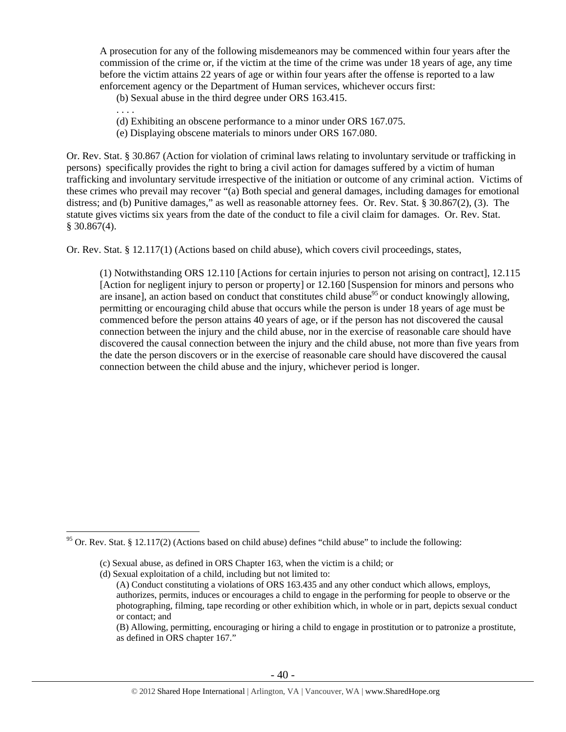A prosecution for any of the following misdemeanors may be commenced within four years after the commission of the crime or, if the victim at the time of the crime was under 18 years of age, any time before the victim attains 22 years of age or within four years after the offense is reported to a law enforcement agency or the Department of Human services, whichever occurs first:

> (b) Sexual abuse in the third degree under ORS 163.415.
>
> . . . .
>
> (d) Exhibiting an obscene performance to a minor under ORS 167.075.
>
> (e) Displaying obscene materials to minors under ORS 167.080.

Or. Rev. Stat. § 30.867 (Action for violation of criminal laws relating to involuntary servitude or trafficking in persons) specifically provides the right to bring a civil action for damages suffered by a victim of human trafficking and involuntary servitude irrespective of the initiation or outcome of any criminal action. Victims of these crimes who prevail may recover "(a) Both special and general damages, including damages for emotional distress; and (b) Punitive damages," as well as reasonable attorney fees. Or. Rev. Stat. § 30.867(2), (3). The statute gives victims six years from the date of the conduct to file a civil claim for damages. Or. Rev. Stat. § 30.867(4).

Or. Rev. Stat. § 12.117(1) (Actions based on child abuse), which covers civil proceedings, states,

> (1) Notwithstanding ORS 12.110 [Actions for certain injuries to person not arising on contract], 12.115 [Action for negligent injury to person or property] or 12.160 [Suspension for minors and persons who are insane], an action based on conduct that constitutes child abuse[95] or conduct knowingly allowing, permitting or encouraging child abuse that occurs while the person is under 18 years of age must be commenced before the person attains 40 years of age, or if the person has not discovered the causal connection between the injury and the child abuse, nor in the exercise of reasonable care should have discovered the causal connection between the injury and the child abuse, not more than five years from the date the person discovers or in the exercise of reasonable care should have discovered the causal connection between the child abuse and the injury, whichever period is longer.

---

[95] Or. Rev. Stat. § 12.117(2) (Actions based on child abuse) defines "child abuse" to include the following:

> (c) Sexual abuse, as defined in ORS Chapter 163, when the victim is a child; or
>
> (d) Sexual exploitation of a child, including but not limited to:
>
> > (A) Conduct constituting a violations of ORS 163.435 and any other conduct which allows, employs, authorizes, permits, induces or encourages a child to engage in the performing for people to observe or the photographing, filming, tape recording or other exhibition which, in whole or in part, depicts sexual conduct or contact; and
> >
> > (B) Allowing, permitting, encouraging or hiring a child to engage in prostitution or to patronize a prostitute, as defined in ORS chapter 167."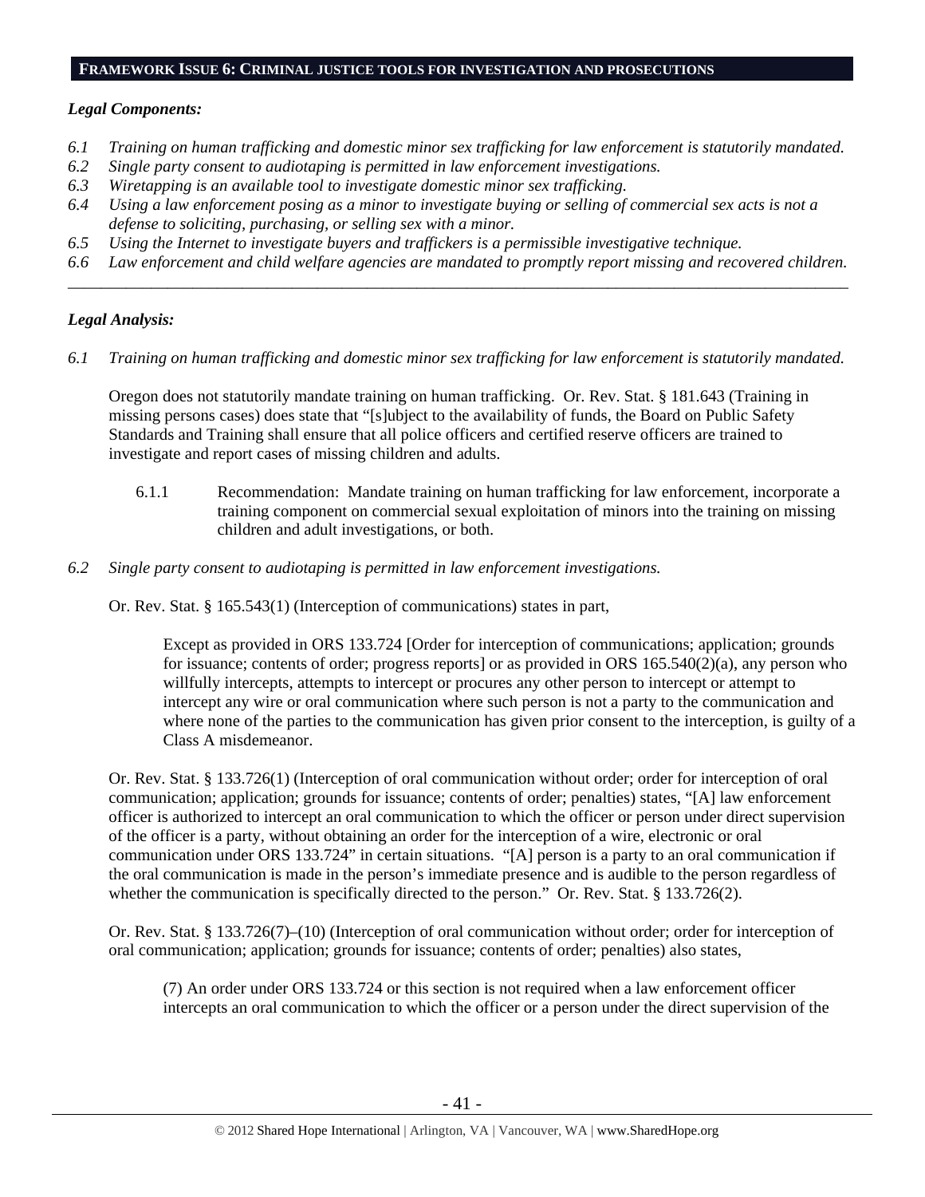## FRAMEWORK ISSUE 6: CRIMINAL JUSTICE TOOLS FOR INVESTIGATION AND PROSECUTIONS

***Legal Components:***

*6.1 Training on human trafficking and domestic minor sex trafficking for law enforcement is statutorily mandated.*
*6.2 Single party consent to audiotaping is permitted in law enforcement investigations.*
*6.3 Wiretapping is an available tool to investigate domestic minor sex trafficking.*
*6.4 Using a law enforcement posing as a minor to investigate buying or selling of commercial sex acts is not a defense to soliciting, purchasing, or selling sex with a minor.*
*6.5 Using the Internet to investigate buyers and traffickers is a permissible investigative technique.*
*6.6 Law enforcement and child welfare agencies are mandated to promptly report missing and recovered children.*

---

***Legal Analysis:***

*6.1 Training on human trafficking and domestic minor sex trafficking for law enforcement is statutorily mandated.*

Oregon does not statutorily mandate training on human trafficking. Or. Rev. Stat. § 181.643 (Training in missing persons cases) does state that "[s]ubject to the availability of funds, the Board on Public Safety Standards and Training shall ensure that all police officers and certified reserve officers are trained to investigate and report cases of missing children and adults.

6.1.1 Recommendation: Mandate training on human trafficking for law enforcement, incorporate a training component on commercial sexual exploitation of minors into the training on missing children and adult investigations, or both.

*6.2 Single party consent to audiotaping is permitted in law enforcement investigations.*

Or. Rev. Stat. § 165.543(1) (Interception of communications) states in part,

> Except as provided in ORS 133.724 [Order for interception of communications; application; grounds for issuance; contents of order; progress reports] or as provided in ORS 165.540(2)(a), any person who willfully intercepts, attempts to intercept or procures any other person to intercept or attempt to intercept any wire or oral communication where such person is not a party to the communication and where none of the parties to the communication has given prior consent to the interception, is guilty of a Class A misdemeanor.

Or. Rev. Stat. § 133.726(1) (Interception of oral communication without order; order for interception of oral communication; application; grounds for issuance; contents of order; penalties) states, "[A] law enforcement officer is authorized to intercept an oral communication to which the officer or person under direct supervision of the officer is a party, without obtaining an order for the interception of a wire, electronic or oral communication under ORS 133.724" in certain situations. "[A] person is a party to an oral communication if the oral communication is made in the person's immediate presence and is audible to the person regardless of whether the communication is specifically directed to the person." Or. Rev. Stat. § 133.726(2).

Or. Rev. Stat. § 133.726(7)–(10) (Interception of oral communication without order; order for interception of oral communication; application; grounds for issuance; contents of order; penalties) also states,

> (7) An order under ORS 133.724 or this section is not required when a law enforcement officer intercepts an oral communication to which the officer or a person under the direct supervision of the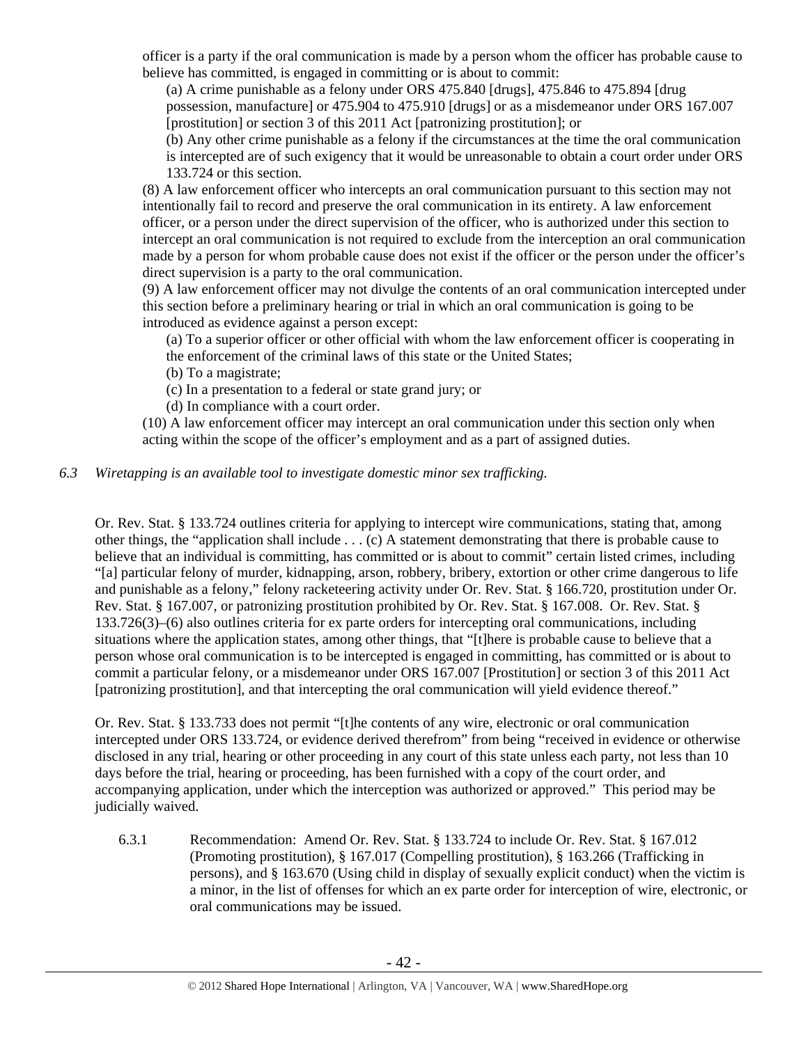officer is a party if the oral communication is made by a person whom the officer has probable cause to believe has committed, is engaged in committing or is about to commit:

(a) A crime punishable as a felony under ORS 475.840 [drugs], 475.846 to 475.894 [drug possession, manufacture] or 475.904 to 475.910 [drugs] or as a misdemeanor under ORS 167.007 [prostitution] or section 3 of this 2011 Act [patronizing prostitution]; or

(b) Any other crime punishable as a felony if the circumstances at the time the oral communication is intercepted are of such exigency that it would be unreasonable to obtain a court order under ORS 133.724 or this section.

(8) A law enforcement officer who intercepts an oral communication pursuant to this section may not intentionally fail to record and preserve the oral communication in its entirety. A law enforcement officer, or a person under the direct supervision of the officer, who is authorized under this section to intercept an oral communication is not required to exclude from the interception an oral communication made by a person for whom probable cause does not exist if the officer or the person under the officer's direct supervision is a party to the oral communication.

(9) A law enforcement officer may not divulge the contents of an oral communication intercepted under this section before a preliminary hearing or trial in which an oral communication is going to be introduced as evidence against a person except:

(a) To a superior officer or other official with whom the law enforcement officer is cooperating in the enforcement of the criminal laws of this state or the United States;

(b) To a magistrate;

(c) In a presentation to a federal or state grand jury; or

(d) In compliance with a court order.

(10) A law enforcement officer may intercept an oral communication under this section only when acting within the scope of the officer's employment and as a part of assigned duties.

*6.3 Wiretapping is an available tool to investigate domestic minor sex trafficking.*

Or. Rev. Stat. § 133.724 outlines criteria for applying to intercept wire communications, stating that, among other things, the "application shall include . . . (c) A statement demonstrating that there is probable cause to believe that an individual is committing, has committed or is about to commit" certain listed crimes, including "[a] particular felony of murder, kidnapping, arson, robbery, bribery, extortion or other crime dangerous to life and punishable as a felony," felony racketeering activity under Or. Rev. Stat. § 166.720, prostitution under Or. Rev. Stat. § 167.007, or patronizing prostitution prohibited by Or. Rev. Stat. § 167.008. Or. Rev. Stat. § 133.726(3)–(6) also outlines criteria for ex parte orders for intercepting oral communications, including situations where the application states, among other things, that "[t]here is probable cause to believe that a person whose oral communication is to be intercepted is engaged in committing, has committed or is about to commit a particular felony, or a misdemeanor under ORS 167.007 [Prostitution] or section 3 of this 2011 Act [patronizing prostitution], and that intercepting the oral communication will yield evidence thereof."

Or. Rev. Stat. § 133.733 does not permit "[t]he contents of any wire, electronic or oral communication intercepted under ORS 133.724, or evidence derived therefrom" from being "received in evidence or otherwise disclosed in any trial, hearing or other proceeding in any court of this state unless each party, not less than 10 days before the trial, hearing or proceeding, has been furnished with a copy of the court order, and accompanying application, under which the interception was authorized or approved." This period may be judicially waived.

6.3.1 Recommendation: Amend Or. Rev. Stat. § 133.724 to include Or. Rev. Stat. § 167.012 (Promoting prostitution), § 167.017 (Compelling prostitution), § 163.266 (Trafficking in persons), and § 163.670 (Using child in display of sexually explicit conduct) when the victim is a minor, in the list of offenses for which an ex parte order for interception of wire, electronic, or oral communications may be issued.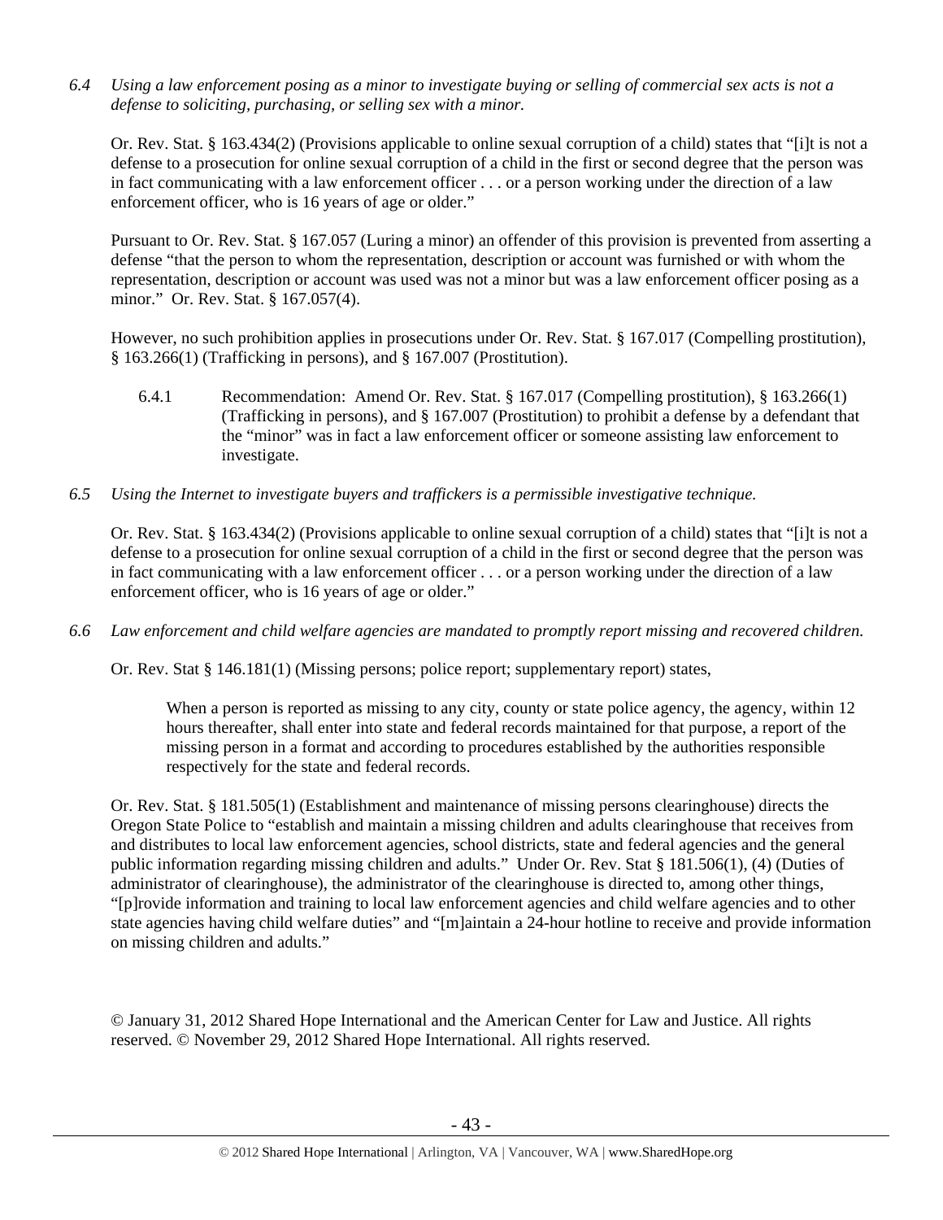*6.4 Using a law enforcement posing as a minor to investigate buying or selling of commercial sex acts is not a defense to soliciting, purchasing, or selling sex with a minor.*

Or. Rev. Stat. § 163.434(2) (Provisions applicable to online sexual corruption of a child) states that "[i]t is not a defense to a prosecution for online sexual corruption of a child in the first or second degree that the person was in fact communicating with a law enforcement officer . . . or a person working under the direction of a law enforcement officer, who is 16 years of age or older."

Pursuant to Or. Rev. Stat. § 167.057 (Luring a minor) an offender of this provision is prevented from asserting a defense "that the person to whom the representation, description or account was furnished or with whom the representation, description or account was used was not a minor but was a law enforcement officer posing as a minor." Or. Rev. Stat. § 167.057(4).

However, no such prohibition applies in prosecutions under Or. Rev. Stat. § 167.017 (Compelling prostitution), § 163.266(1) (Trafficking in persons), and § 167.007 (Prostitution).

6.4.1 Recommendation: Amend Or. Rev. Stat. § 167.017 (Compelling prostitution), § 163.266(1) (Trafficking in persons), and § 167.007 (Prostitution) to prohibit a defense by a defendant that the "minor" was in fact a law enforcement officer or someone assisting law enforcement to investigate.

*6.5 Using the Internet to investigate buyers and traffickers is a permissible investigative technique.*

Or. Rev. Stat. § 163.434(2) (Provisions applicable to online sexual corruption of a child) states that "[i]t is not a defense to a prosecution for online sexual corruption of a child in the first or second degree that the person was in fact communicating with a law enforcement officer . . . or a person working under the direction of a law enforcement officer, who is 16 years of age or older."

*6.6 Law enforcement and child welfare agencies are mandated to promptly report missing and recovered children.*

Or. Rev. Stat § 146.181(1) (Missing persons; police report; supplementary report) states,

> When a person is reported as missing to any city, county or state police agency, the agency, within 12 hours thereafter, shall enter into state and federal records maintained for that purpose, a report of the missing person in a format and according to procedures established by the authorities responsible respectively for the state and federal records.

Or. Rev. Stat. § 181.505(1) (Establishment and maintenance of missing persons clearinghouse) directs the Oregon State Police to "establish and maintain a missing children and adults clearinghouse that receives from and distributes to local law enforcement agencies, school districts, state and federal agencies and the general public information regarding missing children and adults." Under Or. Rev. Stat § 181.506(1), (4) (Duties of administrator of clearinghouse), the administrator of the clearinghouse is directed to, among other things, "[p]rovide information and training to local law enforcement agencies and child welfare agencies and to other state agencies having child welfare duties" and "[m]aintain a 24-hour hotline to receive and provide information on missing children and adults."

© January 31, 2012 Shared Hope International and the American Center for Law and Justice. All rights reserved. © November 29, 2012 Shared Hope International. All rights reserved.